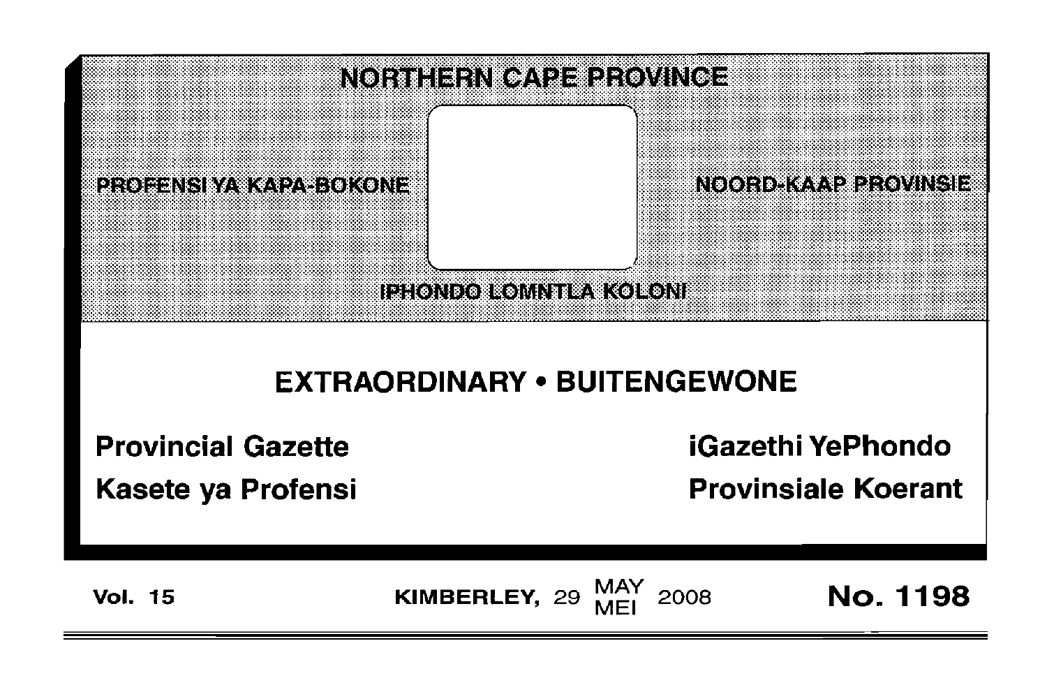# NORTHERN CAPE PROVINCE

PROFENSI YA KAPA-BOKONE

NOORD-KAAP PROVINSIE

IPHONDO LOMNTLA KOLONI

## EXTRAORDINARY • BUITENGEWONE

**Provincial Gazette**

**iGazethi YePhondo**

**Kasete ya Profensi**

**Provinsiale Koerant**

**Vol. 15** | **KIMBERLEY,** 29 MAY / MEI 2008 | **No. 1198**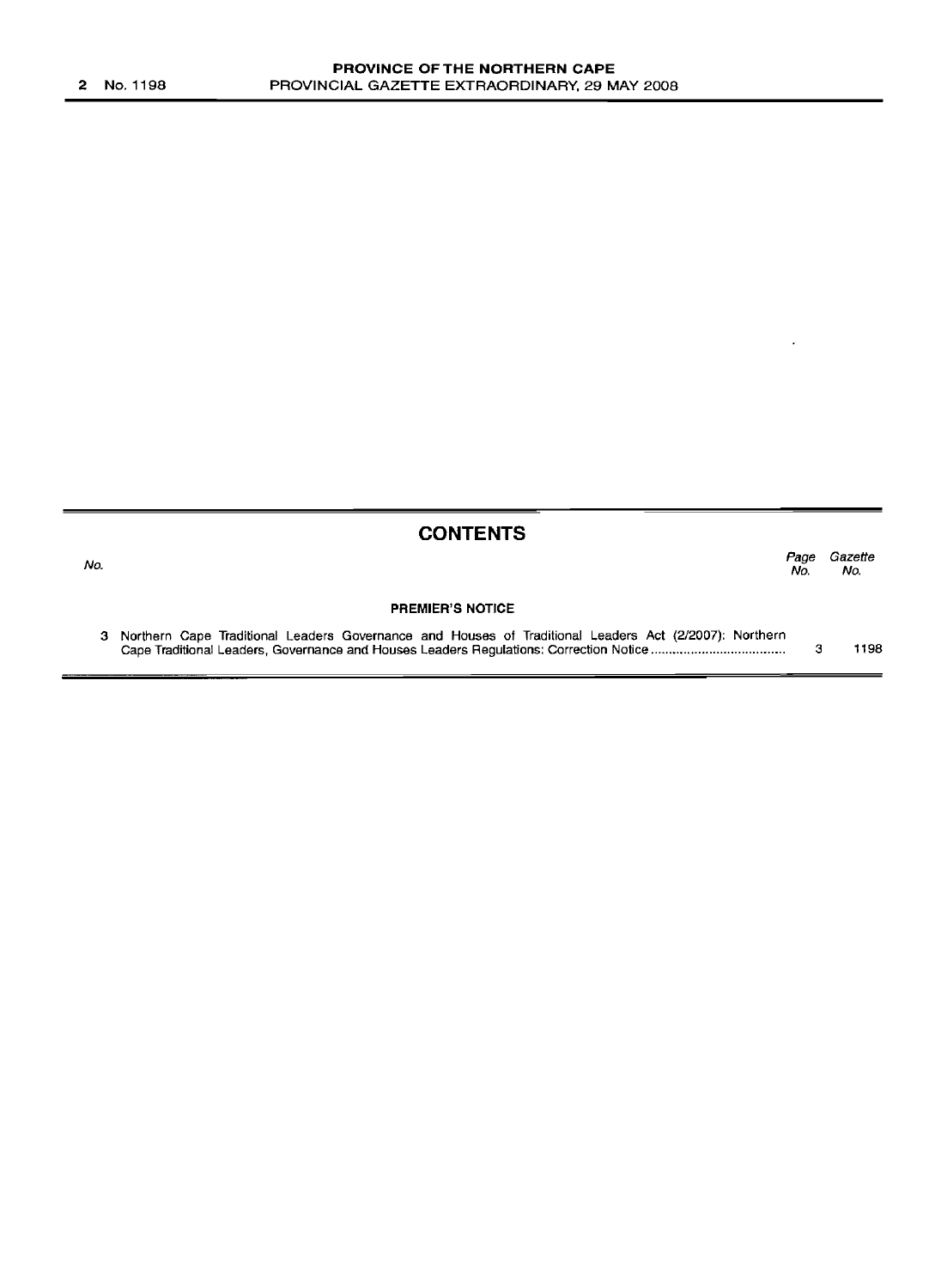## CONTENTS

| No. | | Page No. | Gazette No. |
|---|---|---|---|
| | **PREMIER'S NOTICE** | | |
| 3 | Northern Cape Traditional Leaders Governance and Houses of Traditional Leaders Act (2/2007): Northern Cape Traditional Leaders, Governance and Houses Leaders Regulations: Correction Notice .................................... | 3 | 1198 |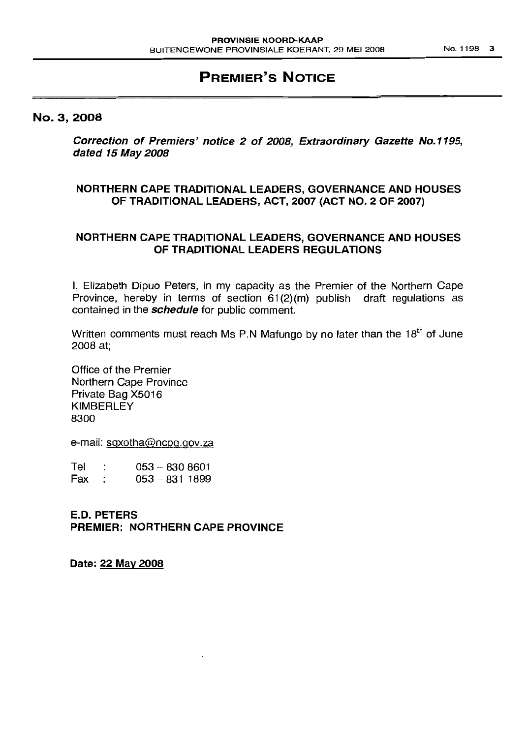# PREMIER'S NOTICE

## No. 3, 2008

***Correction of Premiers' notice 2 of 2008, Extraordinary Gazette No.1195, dated 15 May 2008***

**NORTHERN CAPE TRADITIONAL LEADERS, GOVERNANCE AND HOUSES OF TRADITIONAL LEADERS, ACT, 2007 (ACT NO. 2 OF 2007)**

**NORTHERN CAPE TRADITIONAL LEADERS, GOVERNANCE AND HOUSES OF TRADITIONAL LEADERS REGULATIONS**

I, Elizabeth Dipuo Peters, in my capacity as the Premier of the Northern Cape Province, hereby in terms of section 61(2)(m) publish draft regulations as contained in the ***schedule*** for public comment.

Written comments must reach Ms P.N Mafungo by no later than the 18th of June 2008 at;

Office of the Premier
Northern Cape Province
Private Bag X5016
KIMBERLEY
8300

e-mail: sgxotha@ncpg.gov.za

Tel : 053 – 830 8601
Fax : 053 – 831 1899

**E.D. PETERS**
**PREMIER: NORTHERN CAPE PROVINCE**

**Date: 22 May 2008**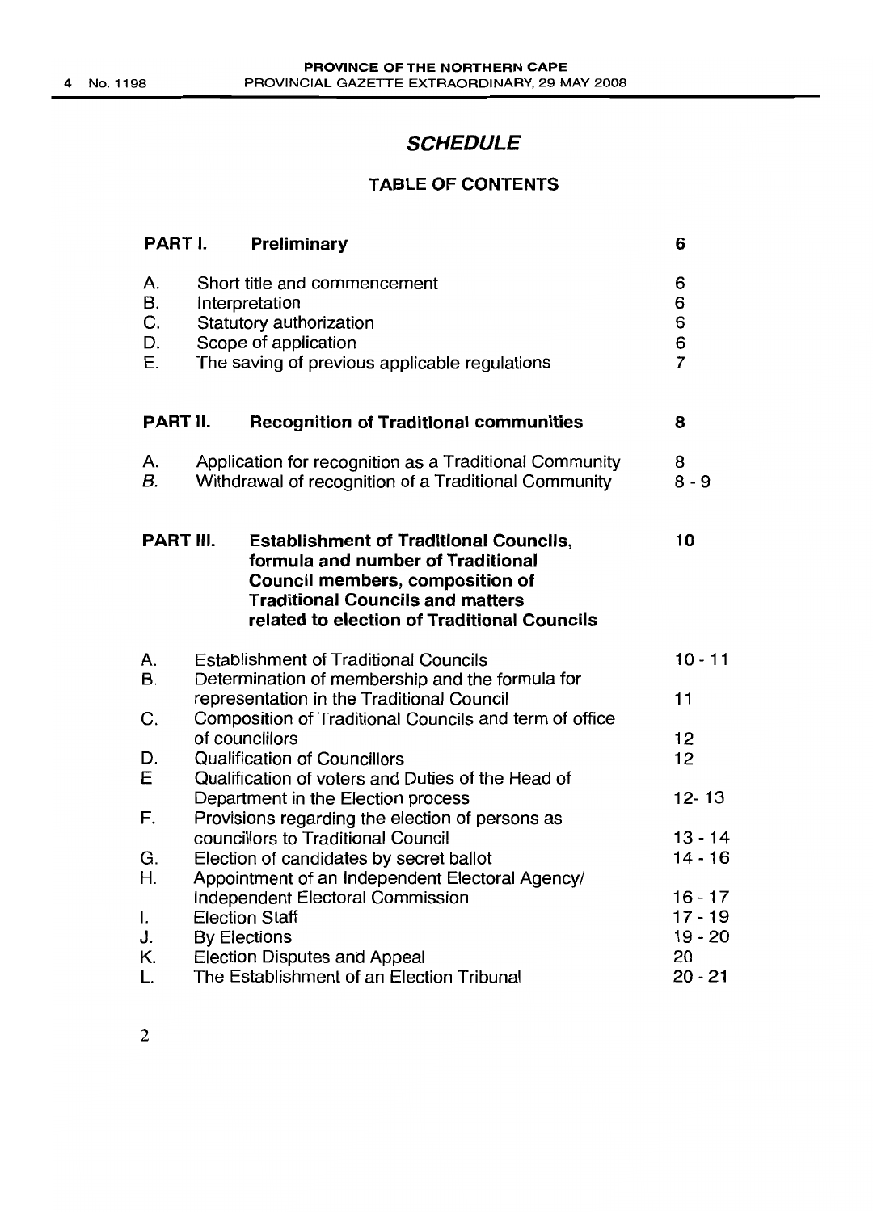## *SCHEDULE*

### TABLE OF CONTENTS

| | | |
|---|---|---|
| **PART I.** | **Preliminary** | **6** |
| A. | Short title and commencement | 6 |
| B. | Interpretation | 6 |
| C. | Statutory authorization | 6 |
| D. | Scope of application | 6 |
| E. | The saving of previous applicable regulations | 7 |
| **PART II.** | **Recognition of Traditional communities** | **8** |
| A. | Application for recognition as a Traditional Community | 8 |
| *B.* | Withdrawal of recognition of a Traditional Community | 8 - 9 |
| **PART III.** | **Establishment of Traditional Councils, formula and number of Traditional Council members, composition of Traditional Councils and matters related to election of Traditional Councils** | **10** |
| A. | Establishment of Traditional Councils | 10 - 11 |
| B. | Determination of membership and the formula for representation in the Traditional Council | 11 |
| C. | Composition of Traditional Councils and term of office of councilors | 12 |
| D. | Qualification of Councillors | 12 |
| E | Qualification of voters and Duties of the Head of Department in the Election process | 12- 13 |
| F. | Provisions regarding the election of persons as councillors to Traditional Council | 13 - 14 |
| G. | Election of candidates by secret ballot | 14 - 16 |
| H. | Appointment of an Independent Electoral Agency/ Independent Electoral Commission | 16 - 17 |
| I. | Election Staff | 17 - 19 |
| J. | By Elections | 19 - 20 |
| K. | Election Disputes and Appeal | 20 |
| L. | The Establishment of an Election Tribunal | 20 - 21 |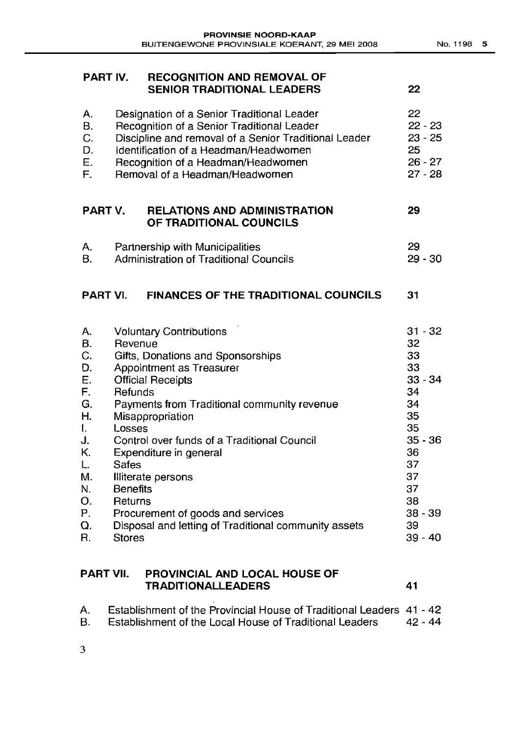| | | |
|---|---|---|
| **PART IV.** | **RECOGNITION AND REMOVAL OF SENIOR TRADITIONAL LEADERS** | **22** |
| A. | Designation of a Senior Traditional Leader | 22 |
| B. | Recognition of a Senior Traditional Leader | 22 - 23 |
| C. | Discipline and removal of a Senior Traditional Leader | 23 - 25 |
| D. | Identification of a Headman/Headwomen | 25 |
| E. | Recognition of a Headman/Headwomen | 26 - 27 |
| F. | Removal of a Headman/Headwomen | 27 - 28 |
| **PART V.** | **RELATIONS AND ADMINISTRATION OF TRADITIONAL COUNCILS** | **29** |
| A. | Partnership with Municipalities | 29 |
| B. | Administration of Traditional Councils | 29 - 30 |
| **PART VI.** | **FINANCES OF THE TRADITIONAL COUNCILS** | **31** |
| A. | Voluntary Contributions | 31 - 32 |
| B. | Revenue | 32 |
| C. | Gifts, Donations and Sponsorships | 33 |
| D. | Appointment as Treasurer | 33 |
| E. | Official Receipts | 33 - 34 |
| F. | Refunds | 34 |
| G. | Payments from Traditional community revenue | 34 |
| H. | Misappropriation | 35 |
| I. | Losses | 35 |
| J. | Control over funds of a Traditional Council | 35 - 36 |
| K. | Expenditure in general | 36 |
| L. | Safes | 37 |
| M. | Illiterate persons | 37 |
| N. | Benefits | 37 |
| O. | Returns | 38 |
| P. | Procurement of goods and services | 38 - 39 |
| Q. | Disposal and letting of Traditional community assets | 39 |
| R. | Stores | 39 - 40 |
| **PART VII.** | **PROVINCIAL AND LOCAL HOUSE OF TRADITIONALLEADERS** | **41** |
| A. | Establishment of the Provincial House of Traditional Leaders | 41 - 42 |
| B. | Establishment of the Local House of Traditional Leaders | 42 - 44 |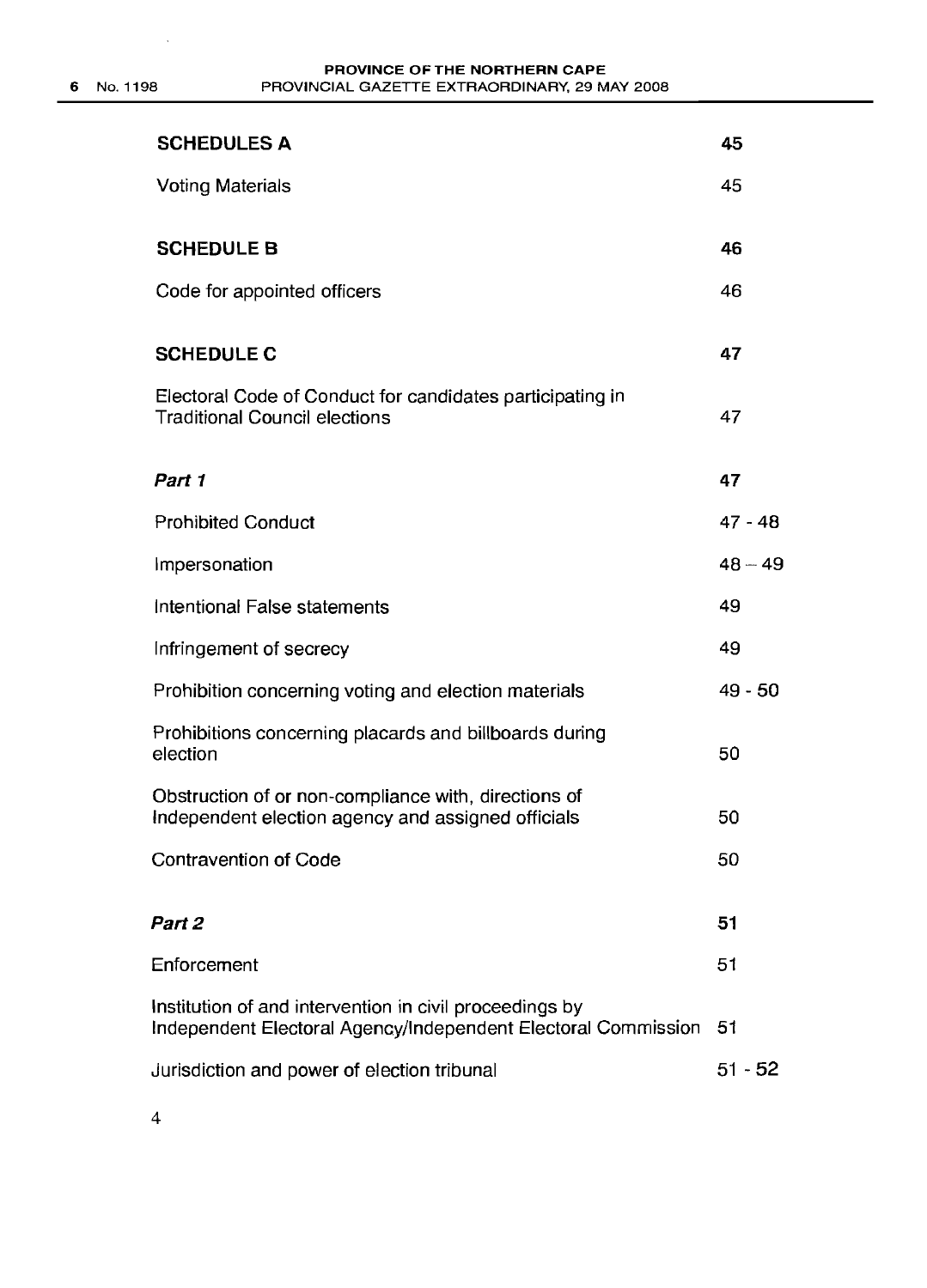| | |
|---|---|
| **SCHEDULES A** | **45** |
| Voting Materials | 45 |
| **SCHEDULE B** | **46** |
| Code for appointed officers | 46 |
| **SCHEDULE C** | **47** |
| Electoral Code of Conduct for candidates participating in Traditional Council elections | 47 |
| ***Part 1*** | **47** |
| Prohibited Conduct | 47 - 48 |
| Impersonation | 48 – 49 |
| Intentional False statements | 49 |
| Infringement of secrecy | 49 |
| Prohibition concerning voting and election materials | 49 - 50 |
| Prohibitions concerning placards and billboards during election | 50 |
| Obstruction of or non-compliance with, directions of Independent election agency and assigned officials | 50 |
| Contravention of Code | 50 |
| ***Part 2*** | **51** |
| Enforcement | 51 |
| Institution of and intervention in civil proceedings by Independent Electoral Agency/Independent Electoral Commission | 51 |
| Jurisdiction and power of election tribunal | 51 - 52 |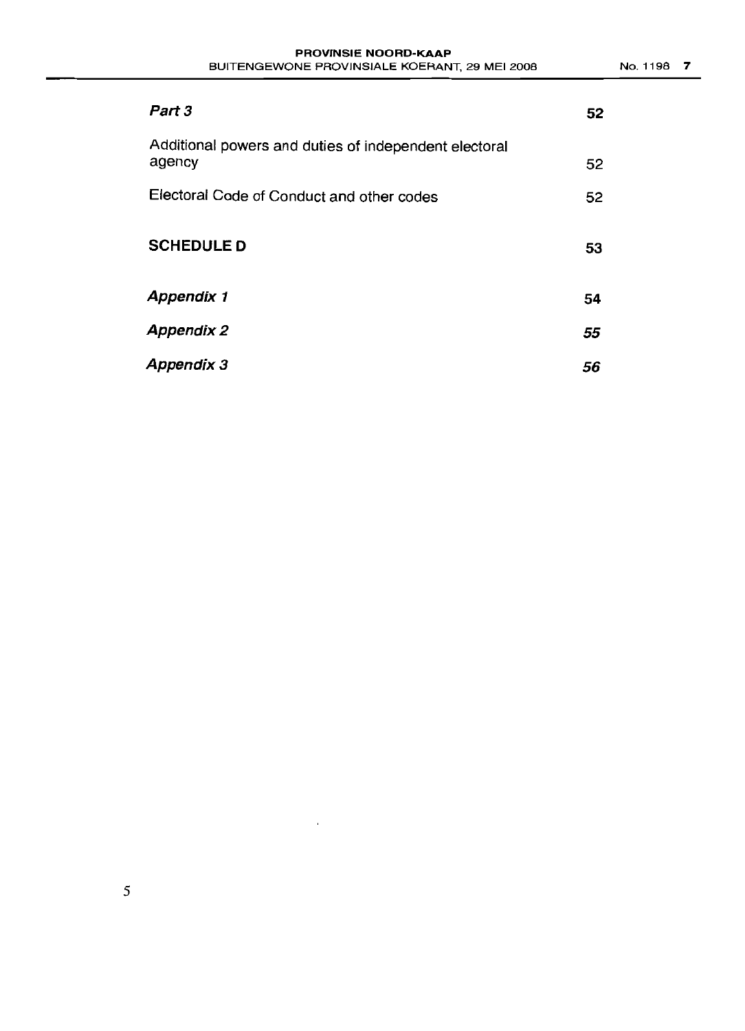| | |
|---|---|
| ***Part 3*** | **52** |
| Additional powers and duties of independent electoral agency | 52 |
| Electoral Code of Conduct and other codes | 52 |
| **SCHEDULE D** | **53** |
| ***Appendix 1*** | **54** |
| ***Appendix 2*** | ***55*** |
| ***Appendix 3*** | ***56*** |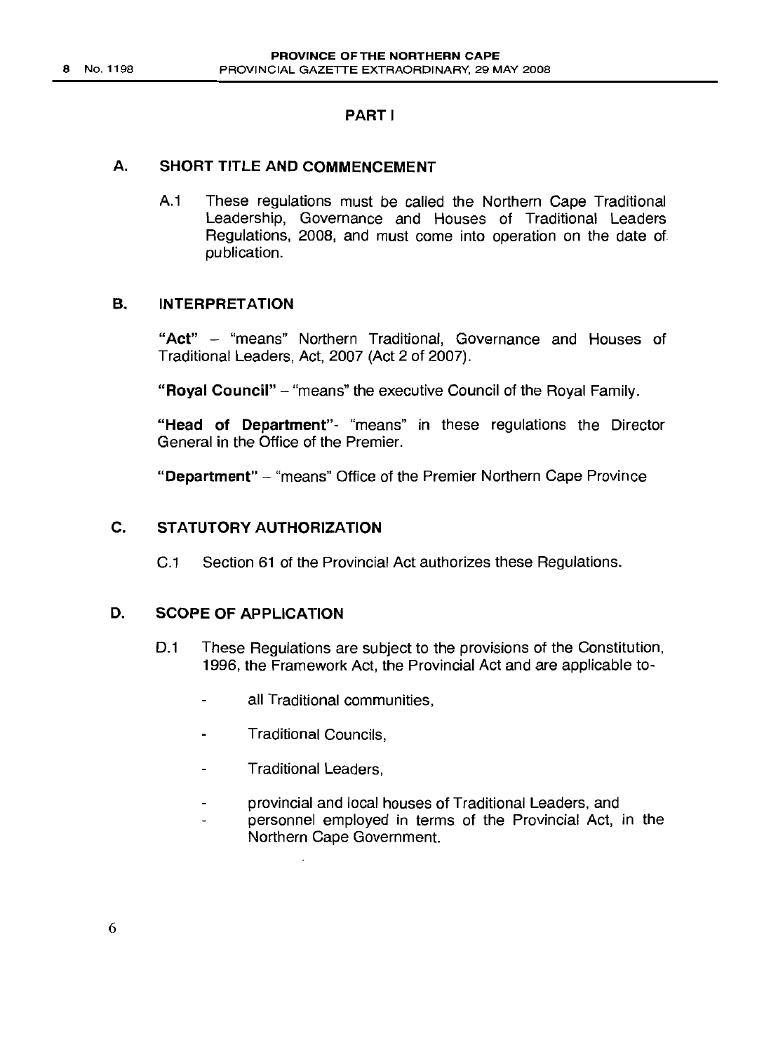## PART I

### A. SHORT TITLE AND COMMENCEMENT

A.1 These regulations must be called the Northern Cape Traditional Leadership, Governance and Houses of Traditional Leaders Regulations, 2008, and must come into operation on the date of publication.

### B. INTERPRETATION

**"Act"** – "means" Northern Traditional, Governance and Houses of Traditional Leaders, Act, 2007 (Act 2 of 2007).

**"Royal Council"** – "means" the executive Council of the Royal Family.

**"Head of Department"**- "means" in these regulations the Director General in the Office of the Premier.

**"Department"** – "means" Office of the Premier Northern Cape Province

### C. STATUTORY AUTHORIZATION

C.1 Section 61 of the Provincial Act authorizes these Regulations.

### D. SCOPE OF APPLICATION

D.1 These Regulations are subject to the provisions of the Constitution, 1996, the Framework Act, the Provincial Act and are applicable to-

- all Traditional communities,
- Traditional Councils,
- Traditional Leaders,
- provincial and local houses of Traditional Leaders, and
- personnel employed in terms of the Provincial Act, in the Northern Cape Government.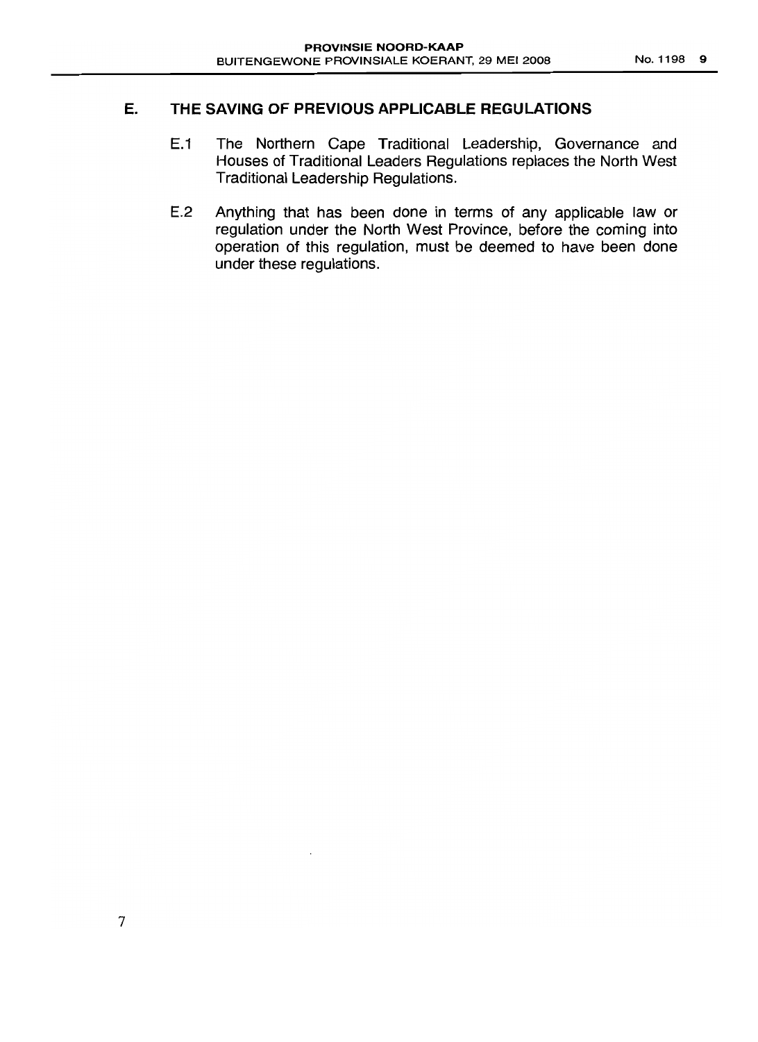## E. THE SAVING OF PREVIOUS APPLICABLE REGULATIONS

E.1 The Northern Cape Traditional Leadership, Governance and Houses of Traditional Leaders Regulations replaces the North West Traditional Leadership Regulations.

E.2 Anything that has been done in terms of any applicable law or regulation under the North West Province, before the coming into operation of this regulation, must be deemed to have been done under these regulations.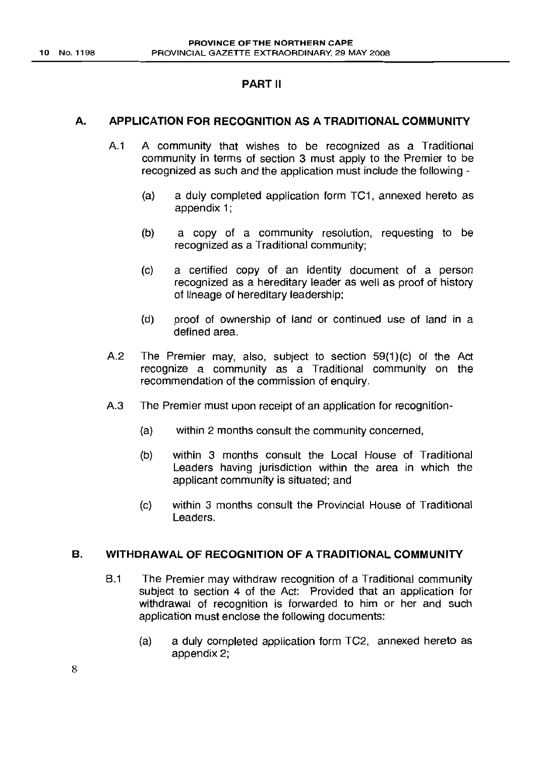## PART II

### A. APPLICATION FOR RECOGNITION AS A TRADITIONAL COMMUNITY

A.1 A community that wishes to be recognized as a Traditional community in terms of section 3 must apply to the Premier to be recognized as such and the application must include the following -

(a) a duly completed application form TC1, annexed hereto as appendix 1;

(b) a copy of a community resolution, requesting to be recognized as a Traditional community;

(c) a certified copy of an identity document of a person recognized as a hereditary leader as well as proof of history of lineage of hereditary leadership;

(d) proof of ownership of land or continued use of land in a defined area.

A.2 The Premier may, also, subject to section 59(1)(c) of the Act recognize a community as a Traditional community on the recommendation of the commission of enquiry.

A.3 The Premier must upon receipt of an application for recognition-

(a) within 2 months consult the community concerned,

(b) within 3 months consult the Local House of Traditional Leaders having jurisdiction within the area in which the applicant community is situated; and

(c) within 3 months consult the Provincial House of Traditional Leaders.

### B. WITHDRAWAL OF RECOGNITION OF A TRADITIONAL COMMUNITY

B.1 The Premier may withdraw recognition of a Traditional community subject to section 4 of the Act: Provided that an application for withdrawal of recognition is forwarded to him or her and such application must enclose the following documents:

(a) a duly completed application form TC2, annexed hereto as appendix 2;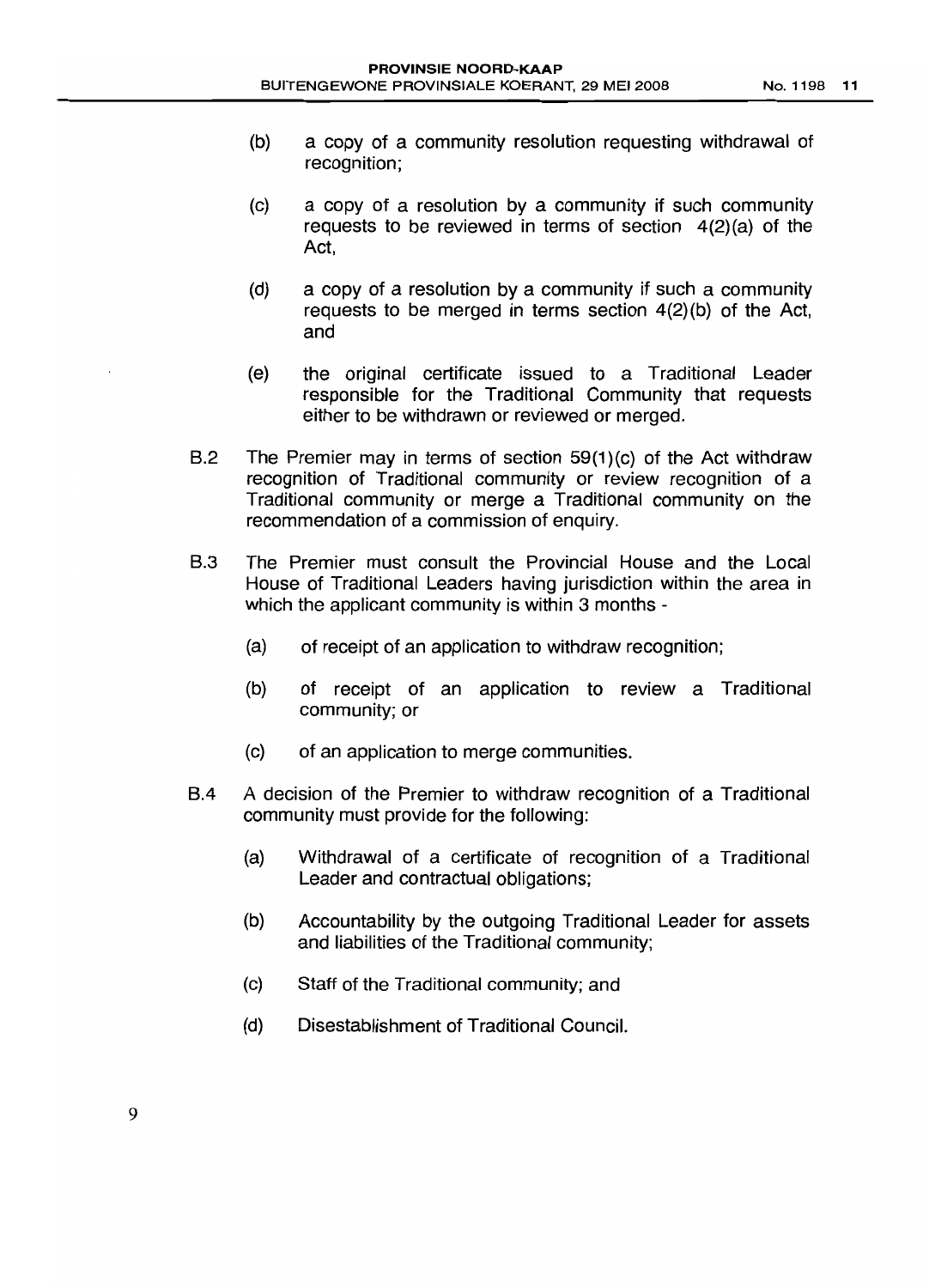(b) a copy of a community resolution requesting withdrawal of recognition;

(c) a copy of a resolution by a community if such community requests to be reviewed in terms of section 4(2)(a) of the Act,

(d) a copy of a resolution by a community if such a community requests to be merged in terms section 4(2)(b) of the Act, and

(e) the original certificate issued to a Traditional Leader responsible for the Traditional Community that requests either to be withdrawn or reviewed or merged.

B.2 The Premier may in terms of section 59(1)(c) of the Act withdraw recognition of Traditional community or review recognition of a Traditional community or merge a Traditional community on the recommendation of a commission of enquiry.

B.3 The Premier must consult the Provincial House and the Local House of Traditional Leaders having jurisdiction within the area in which the applicant community is within 3 months -

(a) of receipt of an application to withdraw recognition;

(b) of receipt of an application to review a Traditional community; or

(c) of an application to merge communities.

B.4 A decision of the Premier to withdraw recognition of a Traditional community must provide for the following:

(a) Withdrawal of a certificate of recognition of a Traditional Leader and contractual obligations;

(b) Accountability by the outgoing Traditional Leader for assets and liabilities of the Traditional community;

(c) Staff of the Traditional community; and

(d) Disestablishment of Traditional Council.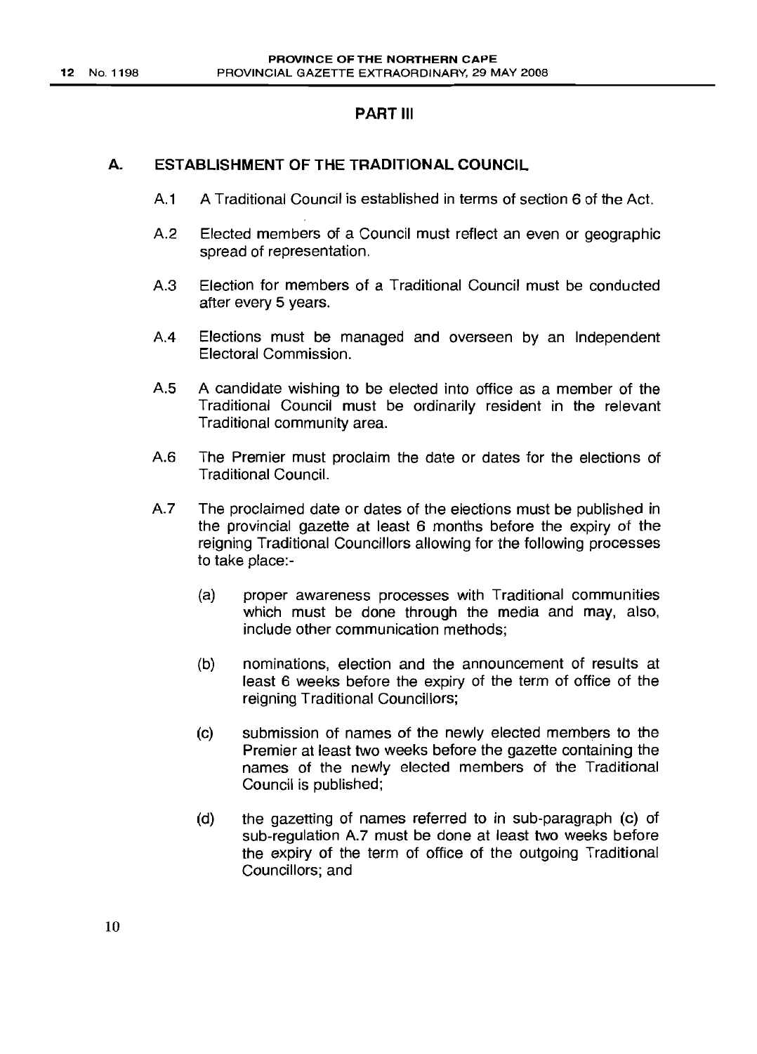## PART III

### A. ESTABLISHMENT OF THE TRADITIONAL COUNCIL

A.1 A Traditional Council is established in terms of section 6 of the Act.

A.2 Elected members of a Council must reflect an even or geographic spread of representation.

A.3 Election for members of a Traditional Council must be conducted after every 5 years.

A.4 Elections must be managed and overseen by an Independent Electoral Commission.

A.5 A candidate wishing to be elected into office as a member of the Traditional Council must be ordinarily resident in the relevant Traditional community area.

A.6 The Premier must proclaim the date or dates for the elections of Traditional Council.

A.7 The proclaimed date or dates of the elections must be published in the provincial gazette at least 6 months before the expiry of the reigning Traditional Councillors allowing for the following processes to take place:-

- (a) proper awareness processes with Traditional communities which must be done through the media and may, also, include other communication methods;
- (b) nominations, election and the announcement of results at least 6 weeks before the expiry of the term of office of the reigning Traditional Councillors;
- (c) submission of names of the newly elected members to the Premier at least two weeks before the gazette containing the names of the newly elected members of the Traditional Council is published;
- (d) the gazetting of names referred to in sub-paragraph (c) of sub-regulation A.7 must be done at least two weeks before the expiry of the term of office of the outgoing Traditional Councillors; and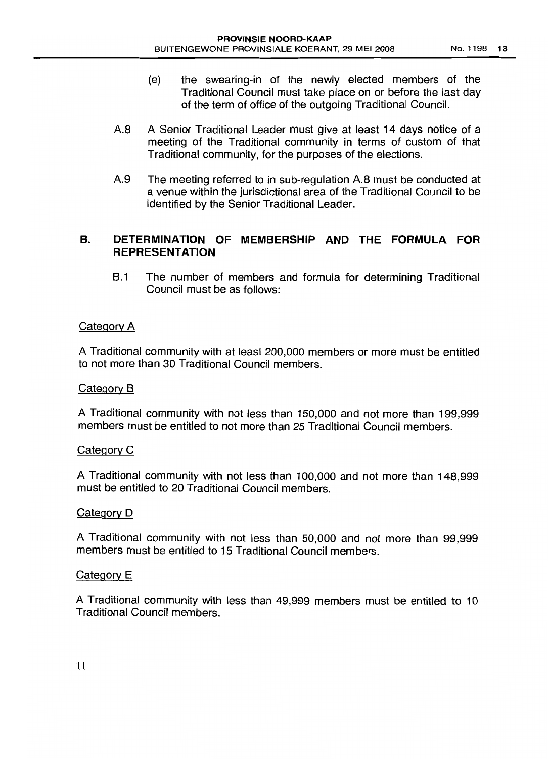(e) the swearing-in of the newly elected members of the Traditional Council must take place on or before the last day of the term of office of the outgoing Traditional Council.

A.8 A Senior Traditional Leader must give at least 14 days notice of a meeting of the Traditional community in terms of custom of that Traditional community, for the purposes of the elections.

A.9 The meeting referred to in sub-regulation A.8 must be conducted at a venue within the jurisdictional area of the Traditional Council to be identified by the Senior Traditional Leader.

## B. DETERMINATION OF MEMBERSHIP AND THE FORMULA FOR REPRESENTATION

B.1 The number of members and formula for determining Traditional Council must be as follows:

Category A

A Traditional community with at least 200,000 members or more must be entitled to not more than 30 Traditional Council members.

Category B

A Traditional community with not less than 150,000 and not more than 199,999 members must be entitled to not more than 25 Traditional Council members.

Category C

A Traditional community with not less than 100,000 and not more than 148,999 must be entitled to 20 Traditional Council members.

Category D

A Traditional community with not less than 50,000 and not more than 99,999 members must be entitled to 15 Traditional Council members.

Category E

A Traditional community with less than 49,999 members must be entitled to 10 Traditional Council members,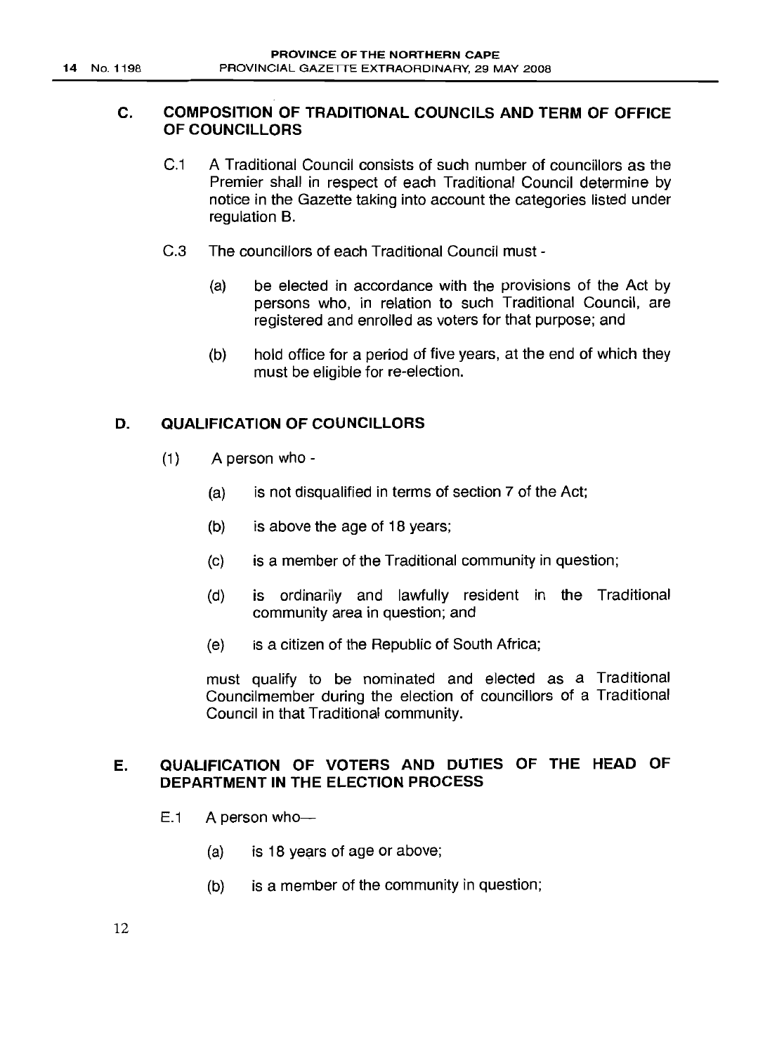## C. COMPOSITION OF TRADITIONAL COUNCILS AND TERM OF OFFICE OF COUNCILLORS

C.1 A Traditional Council consists of such number of councillors as the Premier shall in respect of each Traditional Council determine by notice in the Gazette taking into account the categories listed under regulation B.

C.3 The councillors of each Traditional Council must -

(a) be elected in accordance with the provisions of the Act by persons who, in relation to such Traditional Council, are registered and enrolled as voters for that purpose; and

(b) hold office for a period of five years, at the end of which they must be eligible for re-election.

## D. QUALIFICATION OF COUNCILLORS

(1) A person who -

(a) is not disqualified in terms of section 7 of the Act;

(b) is above the age of 18 years;

(c) is a member of the Traditional community in question;

(d) is ordinarily and lawfully resident in the Traditional community area in question; and

(e) is a citizen of the Republic of South Africa;

must qualify to be nominated and elected as a Traditional Councilmember during the election of councillors of a Traditional Council in that Traditional community.

## E. QUALIFICATION OF VOTERS AND DUTIES OF THE HEAD OF DEPARTMENT IN THE ELECTION PROCESS

E.1 A person who—

(a) is 18 years of age or above;

(b) is a member of the community in question;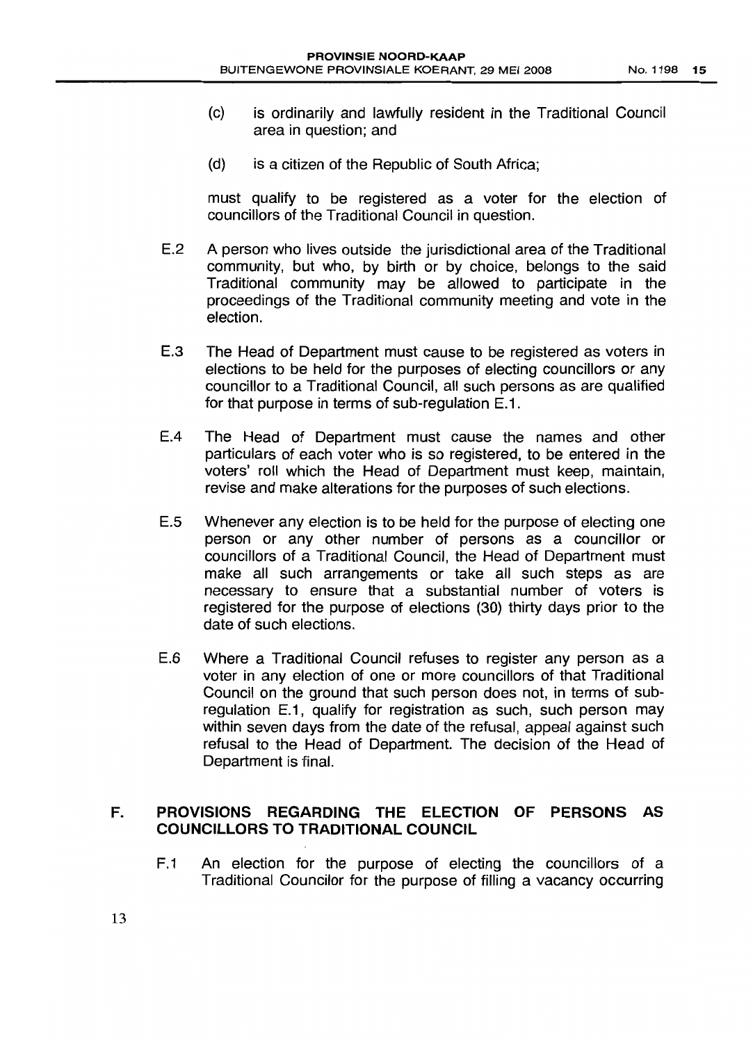(c) is ordinarily and lawfully resident in the Traditional Council area in question; and

(d) is a citizen of the Republic of South Africa;

must qualify to be registered as a voter for the election of councillors of the Traditional Council in question.

E.2 A person who lives outside the jurisdictional area of the Traditional community, but who, by birth or by choice, belongs to the said Traditional community may be allowed to participate in the proceedings of the Traditional community meeting and vote in the election.

E.3 The Head of Department must cause to be registered as voters in elections to be held for the purposes of electing councillors or any councillor to a Traditional Council, all such persons as are qualified for that purpose in terms of sub-regulation E.1.

E.4 The Head of Department must cause the names and other particulars of each voter who is so registered, to be entered in the voters' roll which the Head of Department must keep, maintain, revise and make alterations for the purposes of such elections.

E.5 Whenever any election is to be held for the purpose of electing one person or any other number of persons as a councillor or councillors of a Traditional Council, the Head of Department must make all such arrangements or take all such steps as are necessary to ensure that a substantial number of voters is registered for the purpose of elections (30) thirty days prior to the date of such elections.

E.6 Where a Traditional Council refuses to register any person as a voter in any election of one or more councillors of that Traditional Council on the ground that such person does not, in terms of sub-regulation E.1, qualify for registration as such, such person may within seven days from the date of the refusal, appeal against such refusal to the Head of Department. The decision of the Head of Department is final.

## F. PROVISIONS REGARDING THE ELECTION OF PERSONS AS COUNCILLORS TO TRADITIONAL COUNCIL

F.1 An election for the purpose of electing the councillors of a Traditional Councilor for the purpose of filling a vacancy occurring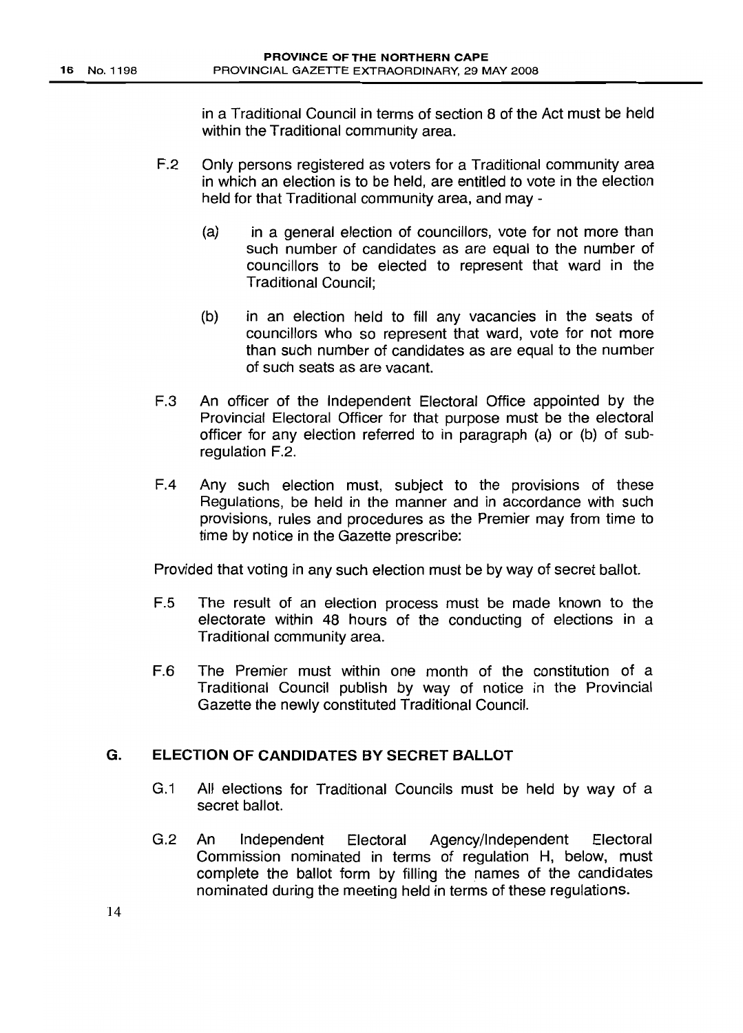in a Traditional Council in terms of section 8 of the Act must be held within the Traditional community area.

F.2 Only persons registered as voters for a Traditional community area in which an election is to be held, are entitled to vote in the election held for that Traditional community area, and may -

(a) in a general election of councillors, vote for not more than such number of candidates as are equal to the number of councillors to be elected to represent that ward in the Traditional Council;

(b) in an election held to fill any vacancies in the seats of councillors who so represent that ward, vote for not more than such number of candidates as are equal to the number of such seats as are vacant.

F.3 An officer of the Independent Electoral Office appointed by the Provincial Electoral Officer for that purpose must be the electoral officer for any election referred to in paragraph (a) or (b) of sub-regulation F.2.

F.4 Any such election must, subject to the provisions of these Regulations, be held in the manner and in accordance with such provisions, rules and procedures as the Premier may from time to time by notice in the Gazette prescribe:

Provided that voting in any such election must be by way of secret ballot.

F.5 The result of an election process must be made known to the electorate within 48 hours of the conducting of elections in a Traditional community area.

F.6 The Premier must within one month of the constitution of a Traditional Council publish by way of notice in the Provincial Gazette the newly constituted Traditional Council.

## G. ELECTION OF CANDIDATES BY SECRET BALLOT

G.1 All elections for Traditional Councils must be held by way of a secret ballot.

G.2 An Independent Electoral Agency/Independent Electoral Commission nominated in terms of regulation H, below, must complete the ballot form by filling the names of the candidates nominated during the meeting held in terms of these regulations.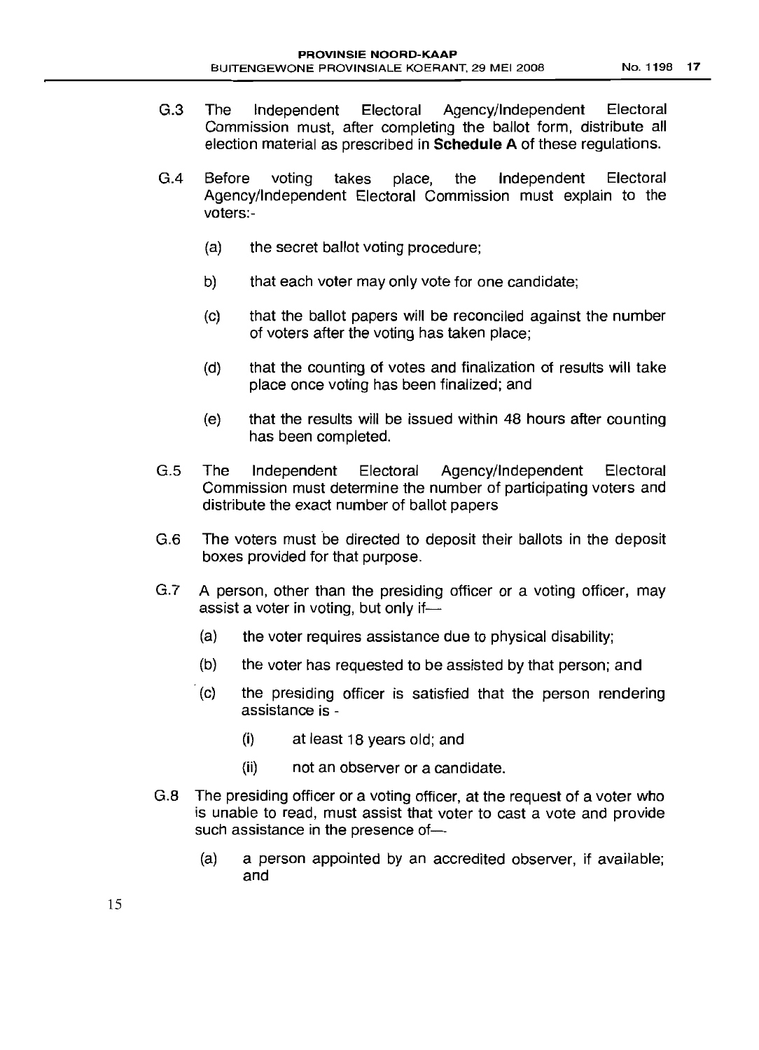G.3 The Independent Electoral Agency/Independent Electoral Commission must, after completing the ballot form, distribute all election material as prescribed in **Schedule A** of these regulations.

G.4 Before voting takes place, the Independent Electoral Agency/Independent Electoral Commission must explain to the voters:-

(a) the secret ballot voting procedure;

b) that each voter may only vote for one candidate;

(c) that the ballot papers will be reconciled against the number of voters after the voting has taken place;

(d) that the counting of votes and finalization of results will take place once voting has been finalized; and

(e) that the results will be issued within 48 hours after counting has been completed.

G.5 The Independent Electoral Agency/Independent Electoral Commission must determine the number of participating voters and distribute the exact number of ballot papers

G.6 The voters must be directed to deposit their ballots in the deposit boxes provided for that purpose.

G.7 A person, other than the presiding officer or a voting officer, may assist a voter in voting, but only if—

(a) the voter requires assistance due to physical disability;

(b) the voter has requested to be assisted by that person; and

(c) the presiding officer is satisfied that the person rendering assistance is -

(i) at least 18 years old; and

(ii) not an observer or a candidate.

G.8 The presiding officer or a voting officer, at the request of a voter who is unable to read, must assist that voter to cast a vote and provide such assistance in the presence of—

(a) a person appointed by an accredited observer, if available; and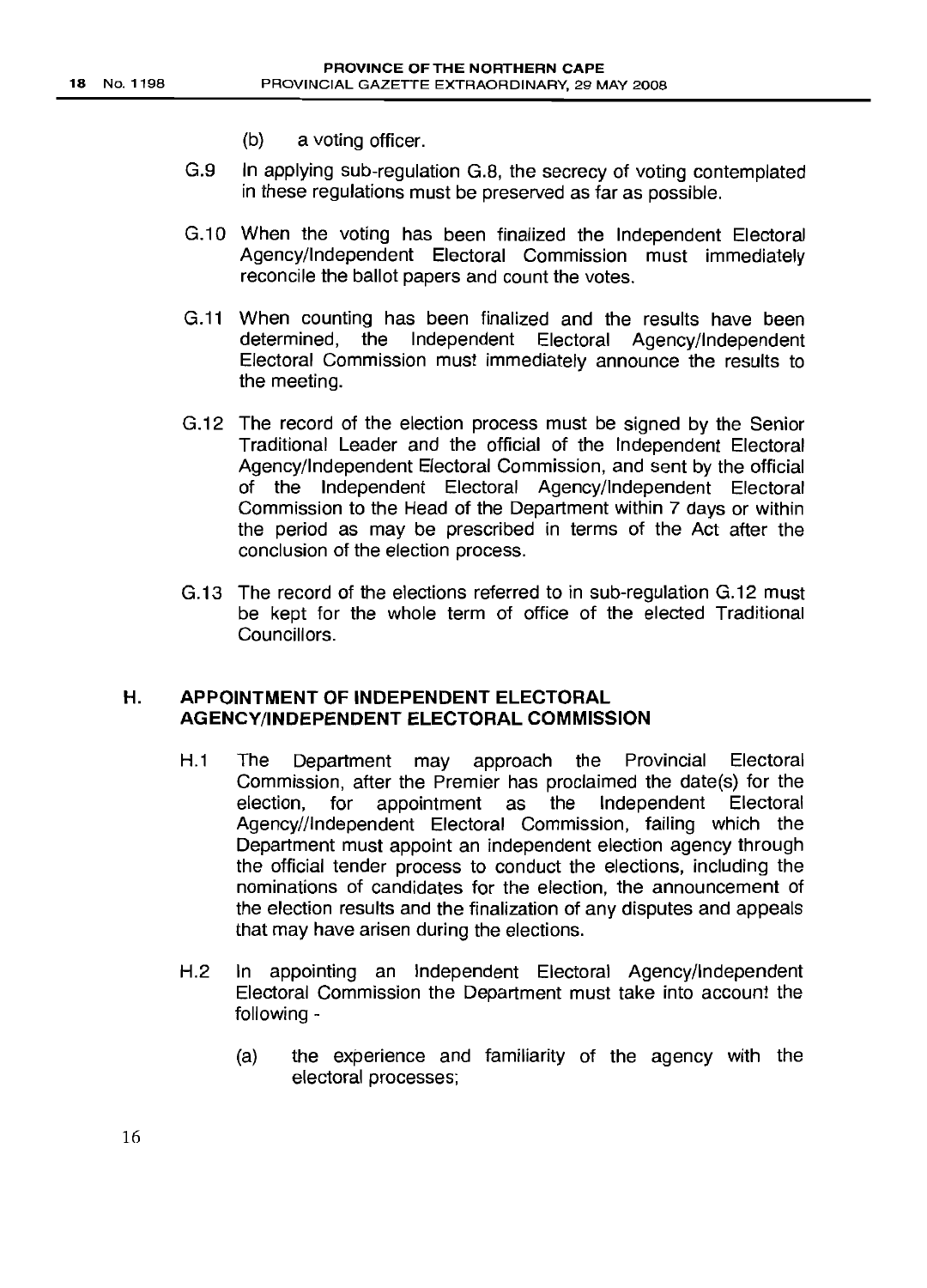(b) a voting officer.

G.9 In applying sub-regulation G.8, the secrecy of voting contemplated in these regulations must be preserved as far as possible.

G.10 When the voting has been finalized the Independent Electoral Agency/Independent Electoral Commission must immediately reconcile the ballot papers and count the votes.

G.11 When counting has been finalized and the results have been determined, the Independent Electoral Agency/Independent Electoral Commission must immediately announce the results to the meeting.

G.12 The record of the election process must be signed by the Senior Traditional Leader and the official of the Independent Electoral Agency/Independent Electoral Commission, and sent by the official of the Independent Electoral Agency/Independent Electoral Commission to the Head of the Department within 7 days or within the period as may be prescribed in terms of the Act after the conclusion of the election process.

G.13 The record of the elections referred to in sub-regulation G.12 must be kept for the whole term of office of the elected Traditional Councillors.

## H. APPOINTMENT OF INDEPENDENT ELECTORAL AGENCY/INDEPENDENT ELECTORAL COMMISSION

H.1 The Department may approach the Provincial Electoral Commission, after the Premier has proclaimed the date(s) for the election, for appointment as the Independent Electoral Agency//Independent Electoral Commission, failing which the Department must appoint an independent election agency through the official tender process to conduct the elections, including the nominations of candidates for the election, the announcement of the election results and the finalization of any disputes and appeals that may have arisen during the elections.

H.2 In appointing an Independent Electoral Agency/Independent Electoral Commission the Department must take into account the following -

(a) the experience and familiarity of the agency with the electoral processes;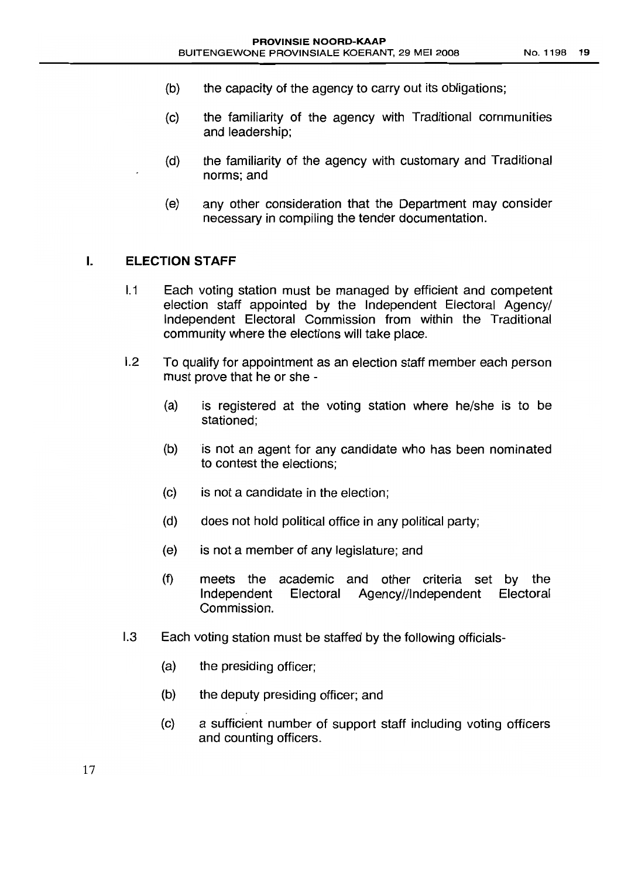(b) the capacity of the agency to carry out its obligations;

(c) the familiarity of the agency with Traditional communities and leadership;

(d) the familiarity of the agency with customary and Traditional norms; and

(e) any other consideration that the Department may consider necessary in compiling the tender documentation.

## I. ELECTION STAFF

I.1 Each voting station must be managed by efficient and competent election staff appointed by the Independent Electoral Agency/ Independent Electoral Commission from within the Traditional community where the elections will take place.

I.2 To qualify for appointment as an election staff member each person must prove that he or she -

(a) is registered at the voting station where he/she is to be stationed;

(b) is not an agent for any candidate who has been nominated to contest the elections;

(c) is not a candidate in the election;

(d) does not hold political office in any political party;

(e) is not a member of any legislature; and

(f) meets the academic and other criteria set by the Independent Electoral Agency//Independent Electoral Commission.

I.3 Each voting station must be staffed by the following officials-

(a) the presiding officer;

(b) the deputy presiding officer; and

(c) a sufficient number of support staff including voting officers and counting officers.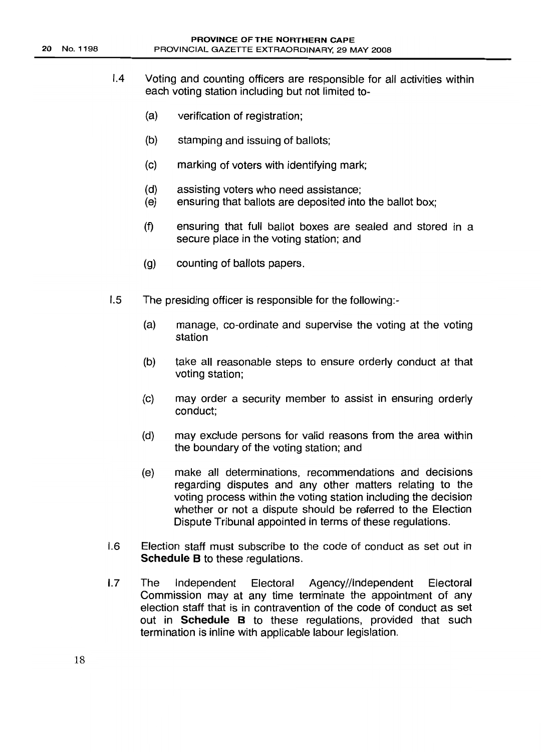I.4 Voting and counting officers are responsible for all activities within each voting station including but not limited to-

(a) verification of registration;

(b) stamping and issuing of ballots;

(c) marking of voters with identifying mark;

(d) assisting voters who need assistance;

(e) ensuring that ballots are deposited into the ballot box;

(f) ensuring that full ballot boxes are sealed and stored in a secure place in the voting station; and

(g) counting of ballots papers.

I.5 The presiding officer is responsible for the following:-

(a) manage, co-ordinate and supervise the voting at the voting station

(b) take all reasonable steps to ensure orderly conduct at that voting station;

(c) may order a security member to assist in ensuring orderly conduct;

(d) may exclude persons for valid reasons from the area within the boundary of the voting station; and

(e) make all determinations, recommendations and decisions regarding disputes and any other matters relating to the voting process within the voting station including the decision whether or not a dispute should be referred to the Election Dispute Tribunal appointed in terms of these regulations.

I.6 Election staff must subscribe to the code of conduct as set out in **Schedule B** to these regulations.

I.7 The Independent Electoral Agency//Independent Electoral Commission may at any time terminate the appointment of any election staff that is in contravention of the code of conduct as set out in **Schedule B** to these regulations, provided that such termination is inline with applicable labour legislation.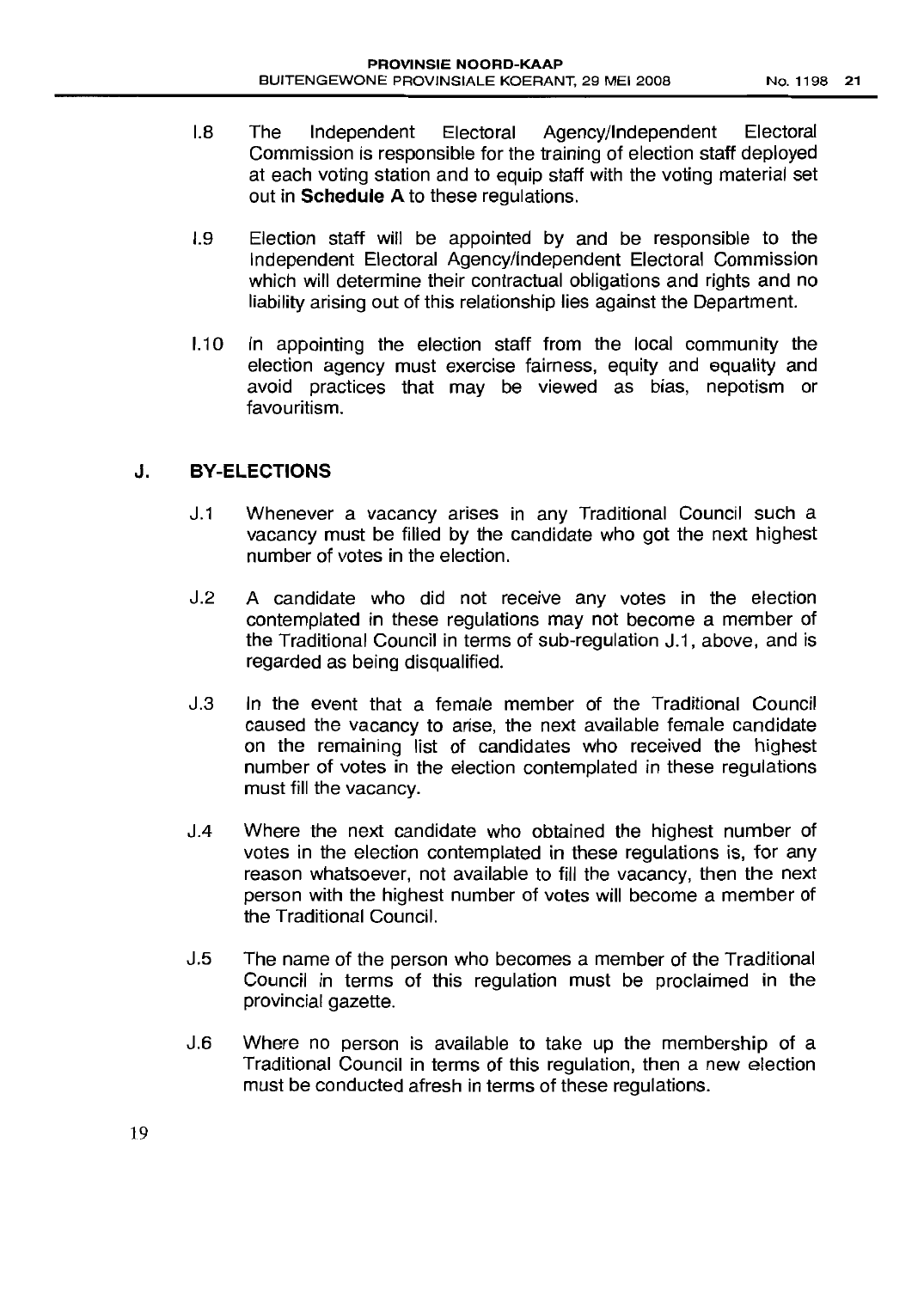I.8 The Independent Electoral Agency/Independent Electoral Commission is responsible for the training of election staff deployed at each voting station and to equip staff with the voting material set out in **Schedule A** to these regulations.

I.9 Election staff will be appointed by and be responsible to the Independent Electoral Agency/Independent Electoral Commission which will determine their contractual obligations and rights and no liability arising out of this relationship lies against the Department.

I.10 In appointing the election staff from the local community the election agency must exercise fairness, equity and equality and avoid practices that may be viewed as bias, nepotism or favouritism.

## J. BY-ELECTIONS

J.1 Whenever a vacancy arises in any Traditional Council such a vacancy must be filled by the candidate who got the next highest number of votes in the election.

J.2 A candidate who did not receive any votes in the election contemplated in these regulations may not become a member of the Traditional Council in terms of sub-regulation J.1, above, and is regarded as being disqualified.

J.3 In the event that a female member of the Traditional Council caused the vacancy to arise, the next available female candidate on the remaining list of candidates who received the highest number of votes in the election contemplated in these regulations must fill the vacancy.

J.4 Where the next candidate who obtained the highest number of votes in the election contemplated in these regulations is, for any reason whatsoever, not available to fill the vacancy, then the next person with the highest number of votes will become a member of the Traditional Council.

J.5 The name of the person who becomes a member of the Traditional Council in terms of this regulation must be proclaimed in the provincial gazette.

J.6 Where no person is available to take up the membership of a Traditional Council in terms of this regulation, then a new election must be conducted afresh in terms of these regulations.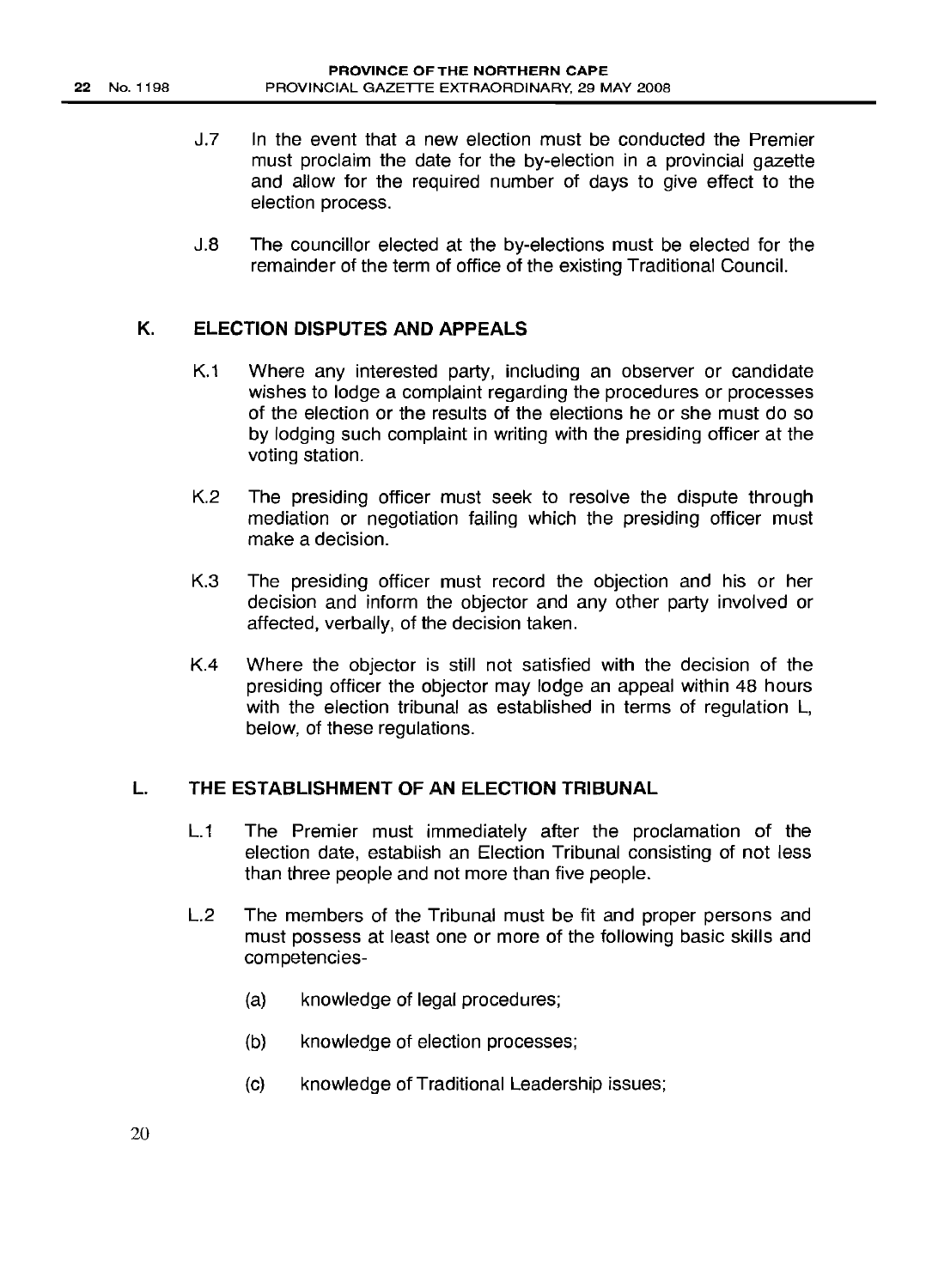J.7 In the event that a new election must be conducted the Premier must proclaim the date for the by-election in a provincial gazette and allow for the required number of days to give effect to the election process.

J.8 The councillor elected at the by-elections must be elected for the remainder of the term of office of the existing Traditional Council.

## K. ELECTION DISPUTES AND APPEALS

K.1 Where any interested party, including an observer or candidate wishes to lodge a complaint regarding the procedures or processes of the election or the results of the elections he or she must do so by lodging such complaint in writing with the presiding officer at the voting station.

K.2 The presiding officer must seek to resolve the dispute through mediation or negotiation failing which the presiding officer must make a decision.

K.3 The presiding officer must record the objection and his or her decision and inform the objector and any other party involved or affected, verbally, of the decision taken.

K.4 Where the objector is still not satisfied with the decision of the presiding officer the objector may lodge an appeal within 48 hours with the election tribunal as established in terms of regulation L, below, of these regulations.

## L. THE ESTABLISHMENT OF AN ELECTION TRIBUNAL

L.1 The Premier must immediately after the proclamation of the election date, establish an Election Tribunal consisting of not less than three people and not more than five people.

L.2 The members of the Tribunal must be fit and proper persons and must possess at least one or more of the following basic skills and competencies-

(a) knowledge of legal procedures;

(b) knowledge of election processes;

(c) knowledge of Traditional Leadership issues;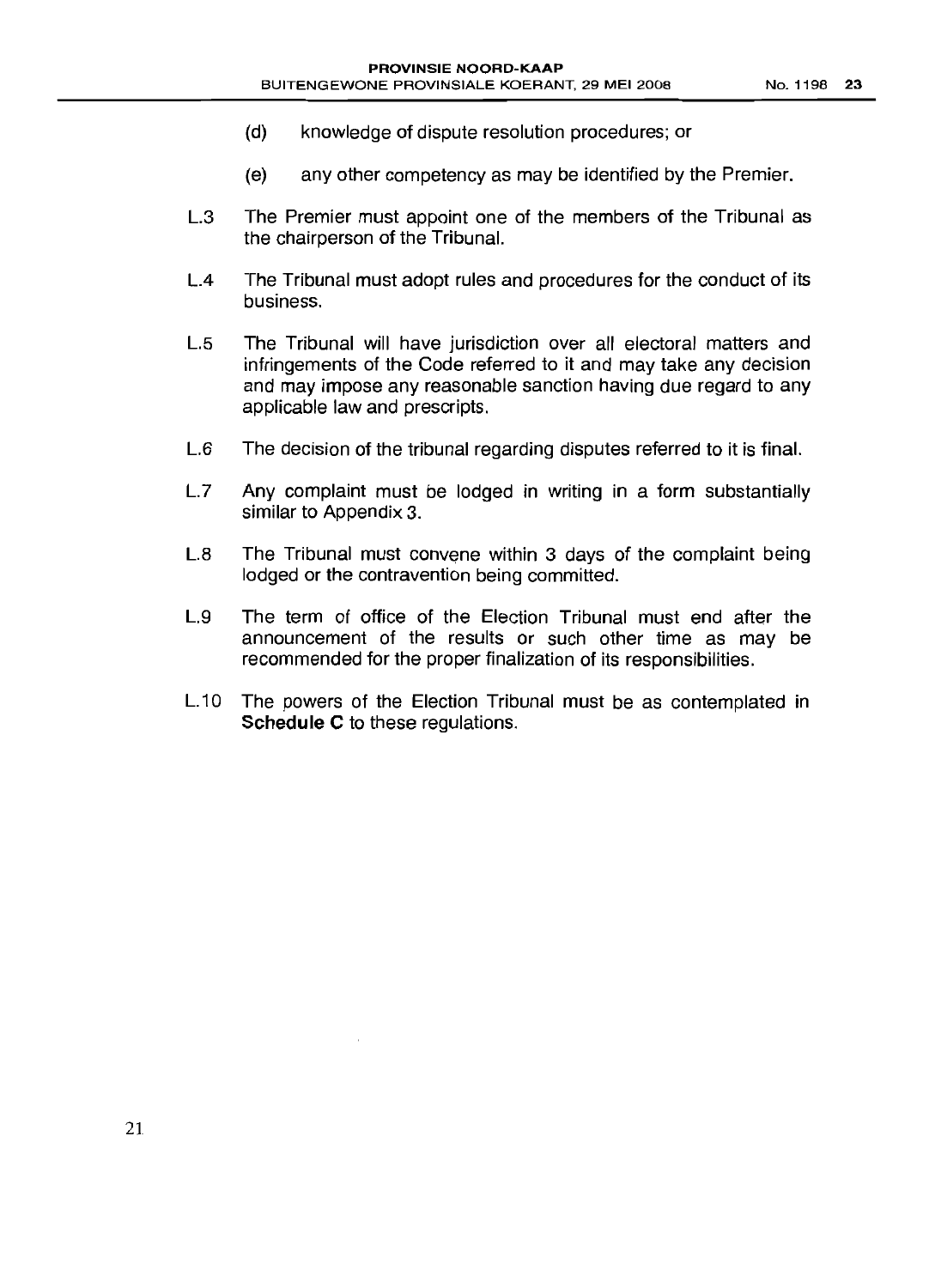(d) knowledge of dispute resolution procedures; or

(e) any other competency as may be identified by the Premier.

L.3 The Premier must appoint one of the members of the Tribunal as the chairperson of the Tribunal.

L.4 The Tribunal must adopt rules and procedures for the conduct of its business.

L.5 The Tribunal will have jurisdiction over all electoral matters and infringements of the Code referred to it and may take any decision and may impose any reasonable sanction having due regard to any applicable law and prescripts.

L.6 The decision of the tribunal regarding disputes referred to it is final.

L.7 Any complaint must be lodged in writing in a form substantially similar to Appendix 3.

L.8 The Tribunal must convene within 3 days of the complaint being lodged or the contravention being committed.

L.9 The term of office of the Election Tribunal must end after the announcement of the results or such other time as may be recommended for the proper finalization of its responsibilities.

L.10 The powers of the Election Tribunal must be as contemplated in **Schedule C** to these regulations.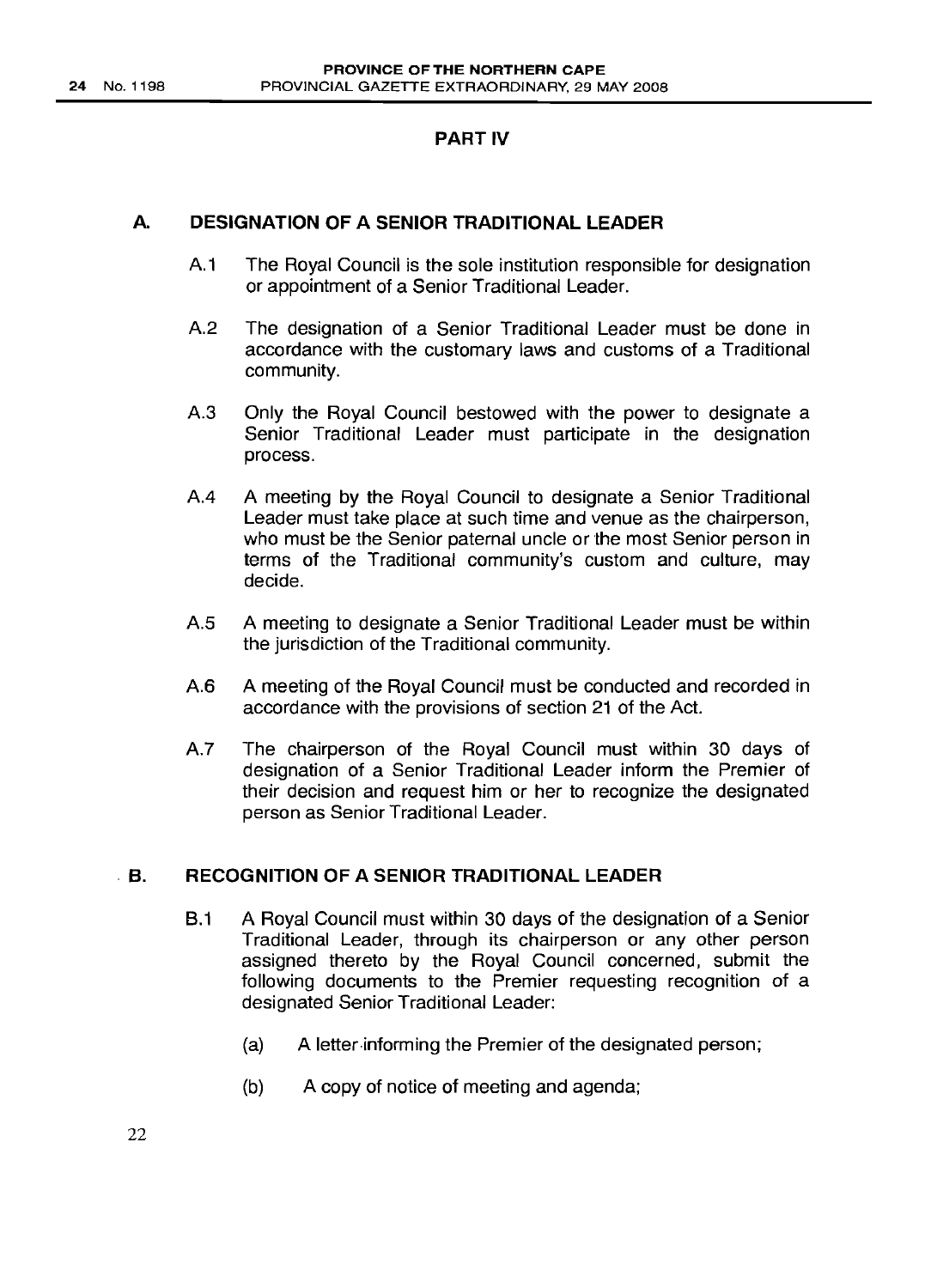## PART IV

### A. DESIGNATION OF A SENIOR TRADITIONAL LEADER

A.1 The Royal Council is the sole institution responsible for designation or appointment of a Senior Traditional Leader.

A.2 The designation of a Senior Traditional Leader must be done in accordance with the customary laws and customs of a Traditional community.

A.3 Only the Royal Council bestowed with the power to designate a Senior Traditional Leader must participate in the designation process.

A.4 A meeting by the Royal Council to designate a Senior Traditional Leader must take place at such time and venue as the chairperson, who must be the Senior paternal uncle or the most Senior person in terms of the Traditional community's custom and culture, may decide.

A.5 A meeting to designate a Senior Traditional Leader must be within the jurisdiction of the Traditional community.

A.6 A meeting of the Royal Council must be conducted and recorded in accordance with the provisions of section 21 of the Act.

A.7 The chairperson of the Royal Council must within 30 days of designation of a Senior Traditional Leader inform the Premier of their decision and request him or her to recognize the designated person as Senior Traditional Leader.

### B. RECOGNITION OF A SENIOR TRADITIONAL LEADER

B.1 A Royal Council must within 30 days of the designation of a Senior Traditional Leader, through its chairperson or any other person assigned thereto by the Royal Council concerned, submit the following documents to the Premier requesting recognition of a designated Senior Traditional Leader:

(a) A letter informing the Premier of the designated person;

(b) A copy of notice of meeting and agenda;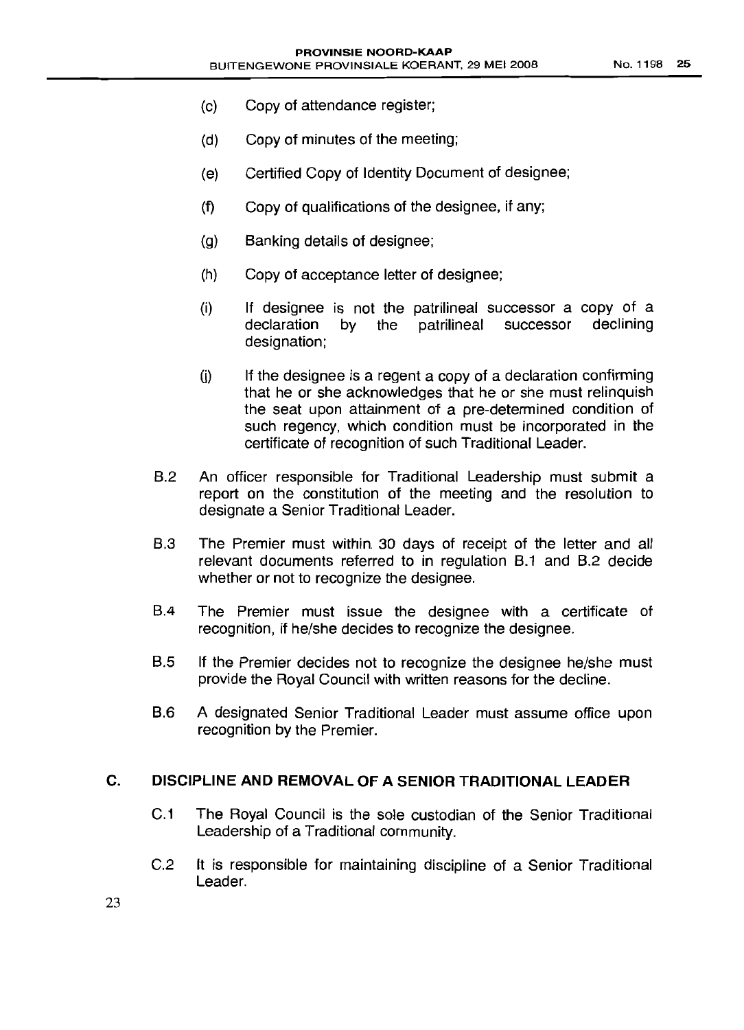(c) Copy of attendance register;

(d) Copy of minutes of the meeting;

(e) Certified Copy of Identity Document of designee;

(f) Copy of qualifications of the designee, if any;

(g) Banking details of designee;

(h) Copy of acceptance letter of designee;

(i) If designee is not the patrilineal successor a copy of a declaration by the patrilineal successor declining designation;

(j) If the designee is a regent a copy of a declaration confirming that he or she acknowledges that he or she must relinquish the seat upon attainment of a pre-determined condition of such regency, which condition must be incorporated in the certificate of recognition of such Traditional Leader.

B.2 An officer responsible for Traditional Leadership must submit a report on the constitution of the meeting and the resolution to designate a Senior Traditional Leader.

B.3 The Premier must within 30 days of receipt of the letter and all relevant documents referred to in regulation B.1 and B.2 decide whether or not to recognize the designee.

B.4 The Premier must issue the designee with a certificate of recognition, if he/she decides to recognize the designee.

B.5 If the Premier decides not to recognize the designee he/she must provide the Royal Council with written reasons for the decline.

B.6 A designated Senior Traditional Leader must assume office upon recognition by the Premier.

## C. DISCIPLINE AND REMOVAL OF A SENIOR TRADITIONAL LEADER

C.1 The Royal Council is the sole custodian of the Senior Traditional Leadership of a Traditional community.

C.2 It is responsible for maintaining discipline of a Senior Traditional Leader.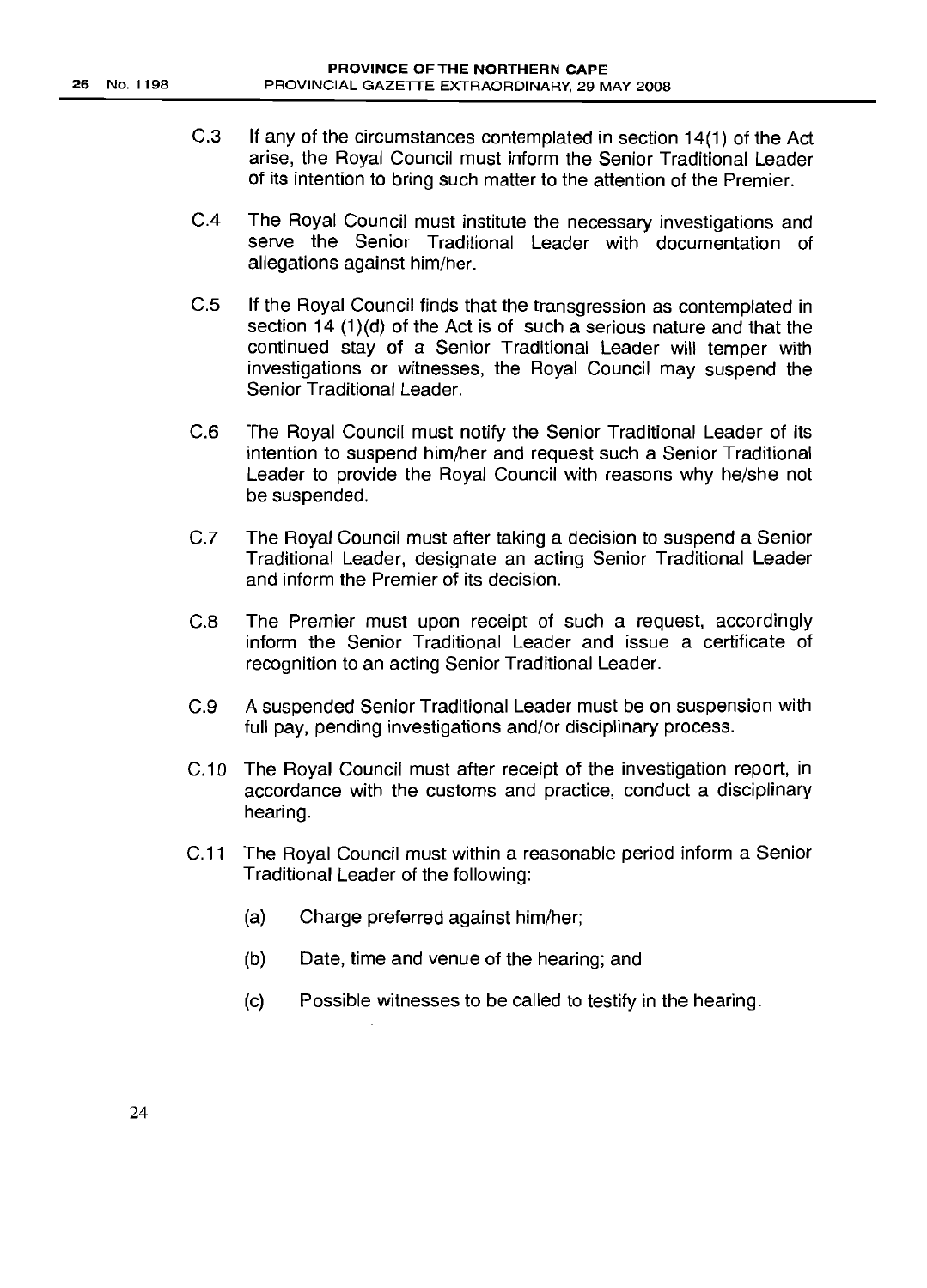C.3 If any of the circumstances contemplated in section 14(1) of the Act arise, the Royal Council must inform the Senior Traditional Leader of its intention to bring such matter to the attention of the Premier.

C.4 The Royal Council must institute the necessary investigations and serve the Senior Traditional Leader with documentation of allegations against him/her.

C.5 If the Royal Council finds that the transgression as contemplated in section 14 (1)(d) of the Act is of such a serious nature and that the continued stay of a Senior Traditional Leader will temper with investigations or witnesses, the Royal Council may suspend the Senior Traditional Leader.

C.6 The Royal Council must notify the Senior Traditional Leader of its intention to suspend him/her and request such a Senior Traditional Leader to provide the Royal Council with reasons why he/she not be suspended.

C.7 The Royal Council must after taking a decision to suspend a Senior Traditional Leader, designate an acting Senior Traditional Leader and inform the Premier of its decision.

C.8 The Premier must upon receipt of such a request, accordingly inform the Senior Traditional Leader and issue a certificate of recognition to an acting Senior Traditional Leader.

C.9 A suspended Senior Traditional Leader must be on suspension with full pay, pending investigations and/or disciplinary process.

C.10 The Royal Council must after receipt of the investigation report, in accordance with the customs and practice, conduct a disciplinary hearing.

C.11 The Royal Council must within a reasonable period inform a Senior Traditional Leader of the following:

(a) Charge preferred against him/her;

(b) Date, time and venue of the hearing; and

(c) Possible witnesses to be called to testify in the hearing.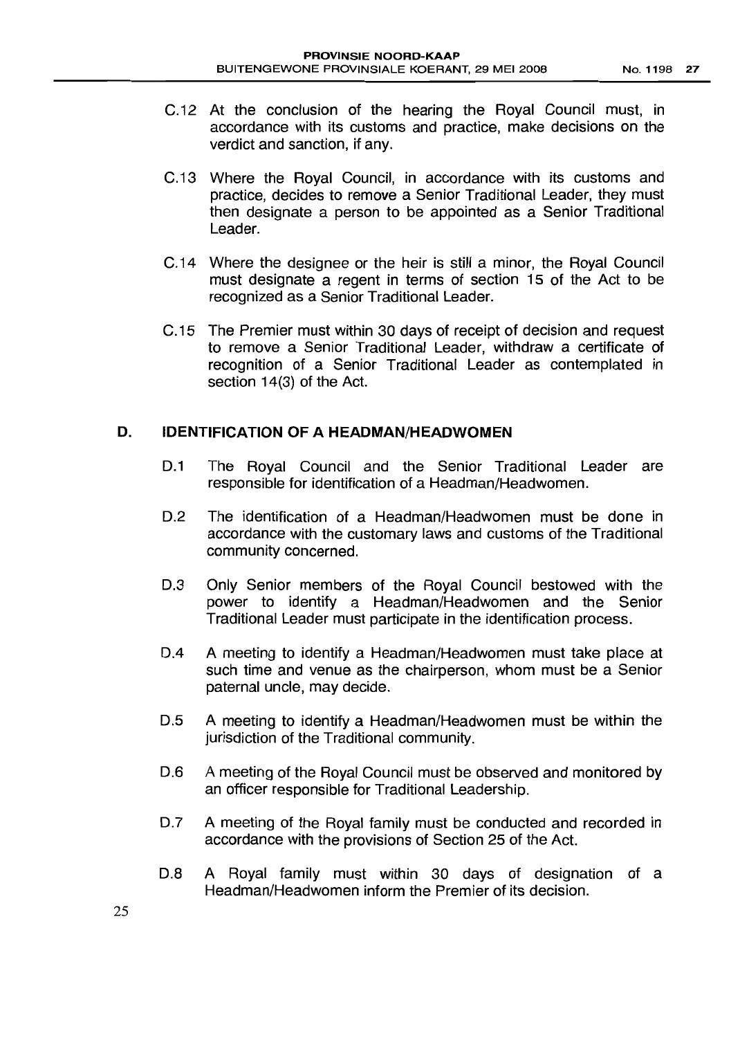C.12 At the conclusion of the hearing the Royal Council must, in accordance with its customs and practice, make decisions on the verdict and sanction, if any.

C.13 Where the Royal Council, in accordance with its customs and practice, decides to remove a Senior Traditional Leader, they must then designate a person to be appointed as a Senior Traditional Leader.

C.14 Where the designee or the heir is still a minor, the Royal Council must designate a regent in terms of section 15 of the Act to be recognized as a Senior Traditional Leader.

C.15 The Premier must within 30 days of receipt of decision and request to remove a Senior Traditional Leader, withdraw a certificate of recognition of a Senior Traditional Leader as contemplated in section 14(3) of the Act.

## D. IDENTIFICATION OF A HEADMAN/HEADWOMEN

D.1 The Royal Council and the Senior Traditional Leader are responsible for identification of a Headman/Headwomen.

D.2 The identification of a Headman/Headwomen must be done in accordance with the customary laws and customs of the Traditional community concerned.

D.3 Only Senior members of the Royal Council bestowed with the power to identify a Headman/Headwomen and the Senior Traditional Leader must participate in the identification process.

D.4 A meeting to identify a Headman/Headwomen must take place at such time and venue as the chairperson, whom must be a Senior paternal uncle, may decide.

D.5 A meeting to identify a Headman/Headwomen must be within the jurisdiction of the Traditional community.

D.6 A meeting of the Royal Council must be observed and monitored by an officer responsible for Traditional Leadership.

D.7 A meeting of the Royal family must be conducted and recorded in accordance with the provisions of Section 25 of the Act.

D.8 A Royal family must within 30 days of designation of a Headman/Headwomen inform the Premier of its decision.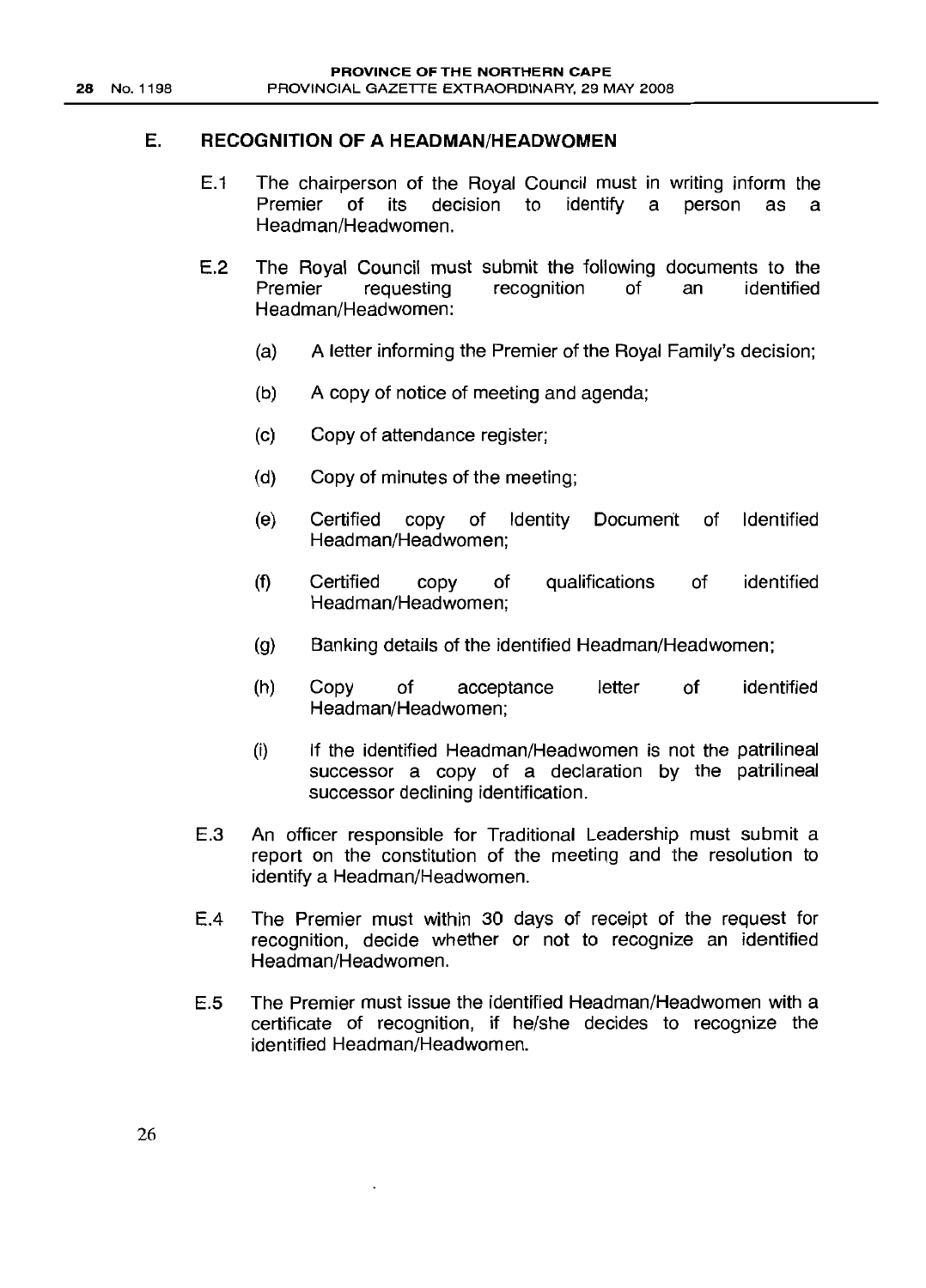## E. RECOGNITION OF A HEADMAN/HEADWOMEN

E.1 The chairperson of the Royal Council must in writing inform the Premier of its decision to identify a person as a Headman/Headwomen.

E.2 The Royal Council must submit the following documents to the Premier requesting recognition of an identified Headman/Headwomen:

- (a) A letter informing the Premier of the Royal Family's decision;
- (b) A copy of notice of meeting and agenda;
- (c) Copy of attendance register;
- (d) Copy of minutes of the meeting;
- (e) Certified copy of Identity Document of Identified Headman/Headwomen;
- (f) Certified copy of qualifications of identified Headman/Headwomen;
- (g) Banking details of the identified Headman/Headwomen;
- (h) Copy of acceptance letter of identified Headman/Headwomen;
- (i) If the identified Headman/Headwomen is not the patrilineal successor a copy of a declaration by the patrilineal successor declining identification.

E.3 An officer responsible for Traditional Leadership must submit a report on the constitution of the meeting and the resolution to identify a Headman/Headwomen.

E.4 The Premier must within 30 days of receipt of the request for recognition, decide whether or not to recognize an identified Headman/Headwomen.

E.5 The Premier must issue the identified Headman/Headwomen with a certificate of recognition, if he/she decides to recognize the identified Headman/Headwomen.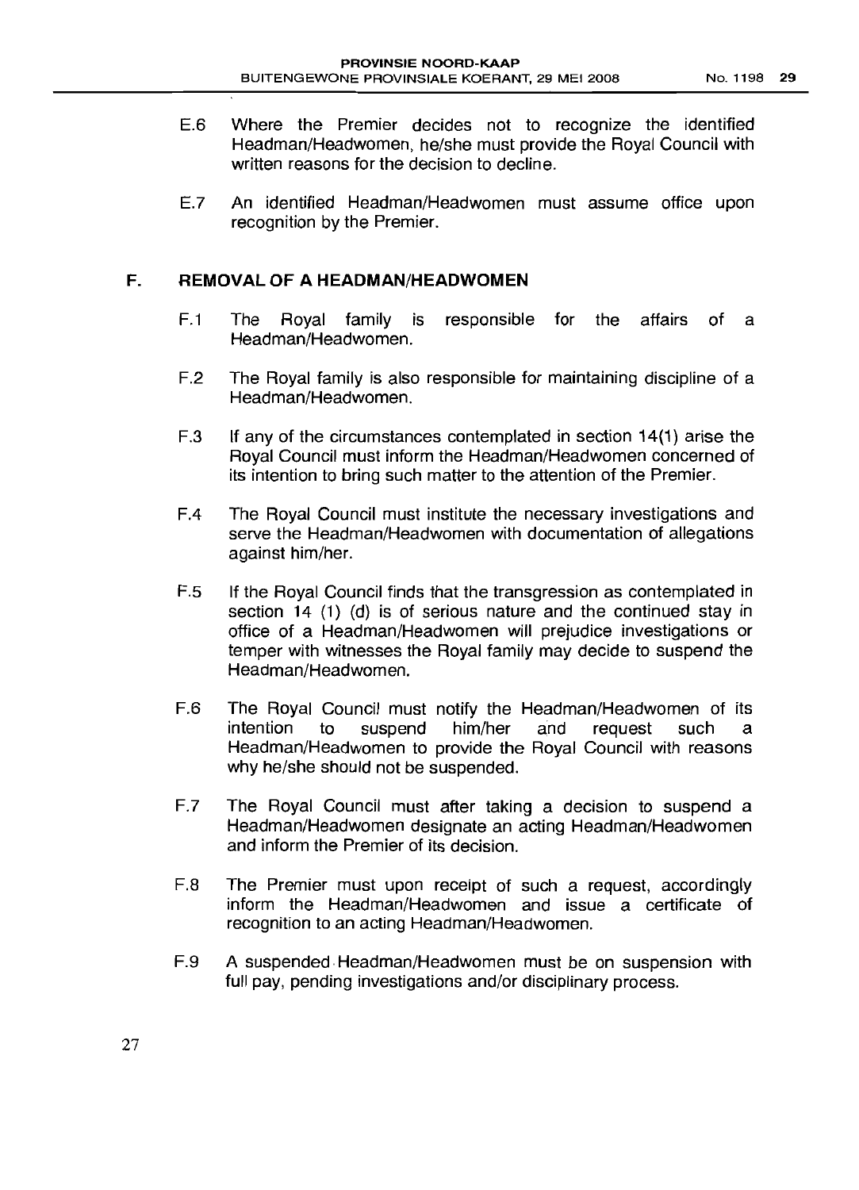E.6 Where the Premier decides not to recognize the identified Headman/Headwomen, he/she must provide the Royal Council with written reasons for the decision to decline.

E.7 An identified Headman/Headwomen must assume office upon recognition by the Premier.

## F. REMOVAL OF A HEADMAN/HEADWOMEN

F.1 The Royal family is responsible for the affairs of a Headman/Headwomen.

F.2 The Royal family is also responsible for maintaining discipline of a Headman/Headwomen.

F.3 If any of the circumstances contemplated in section 14(1) arise the Royal Council must inform the Headman/Headwomen concerned of its intention to bring such matter to the attention of the Premier.

F.4 The Royal Council must institute the necessary investigations and serve the Headman/Headwomen with documentation of allegations against him/her.

F.5 If the Royal Council finds that the transgression as contemplated in section 14 (1) (d) is of serious nature and the continued stay in office of a Headman/Headwomen will prejudice investigations or temper with witnesses the Royal family may decide to suspend the Headman/Headwomen.

F.6 The Royal Council must notify the Headman/Headwomen of its intention to suspend him/her and request such a Headman/Headwomen to provide the Royal Council with reasons why he/she should not be suspended.

F.7 The Royal Council must after taking a decision to suspend a Headman/Headwomen designate an acting Headman/Headwomen and inform the Premier of its decision.

F.8 The Premier must upon receipt of such a request, accordingly inform the Headman/Headwomen and issue a certificate of recognition to an acting Headman/Headwomen.

F.9 A suspended Headman/Headwomen must be on suspension with full pay, pending investigations and/or disciplinary process.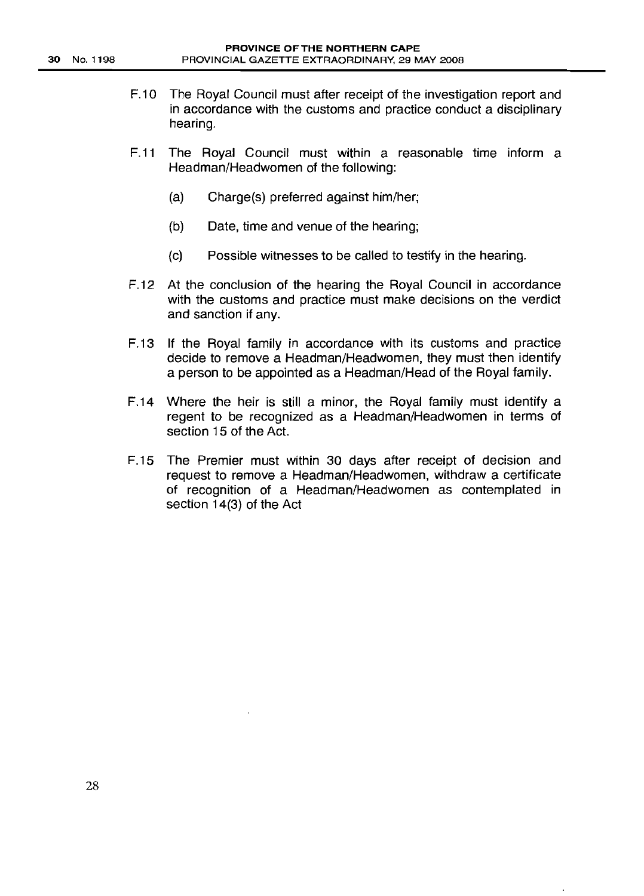F.10 The Royal Council must after receipt of the investigation report and in accordance with the customs and practice conduct a disciplinary hearing.

F.11 The Royal Council must within a reasonable time inform a Headman/Headwomen of the following:

(a) Charge(s) preferred against him/her;

(b) Date, time and venue of the hearing;

(c) Possible witnesses to be called to testify in the hearing.

F.12 At the conclusion of the hearing the Royal Council in accordance with the customs and practice must make decisions on the verdict and sanction if any.

F.13 If the Royal family in accordance with its customs and practice decide to remove a Headman/Headwomen, they must then identify a person to be appointed as a Headman/Head of the Royal family.

F.14 Where the heir is still a minor, the Royal family must identify a regent to be recognized as a Headman/Headwomen in terms of section 15 of the Act.

F.15 The Premier must within 30 days after receipt of decision and request to remove a Headman/Headwomen, withdraw a certificate of recognition of a Headman/Headwomen as contemplated in section 14(3) of the Act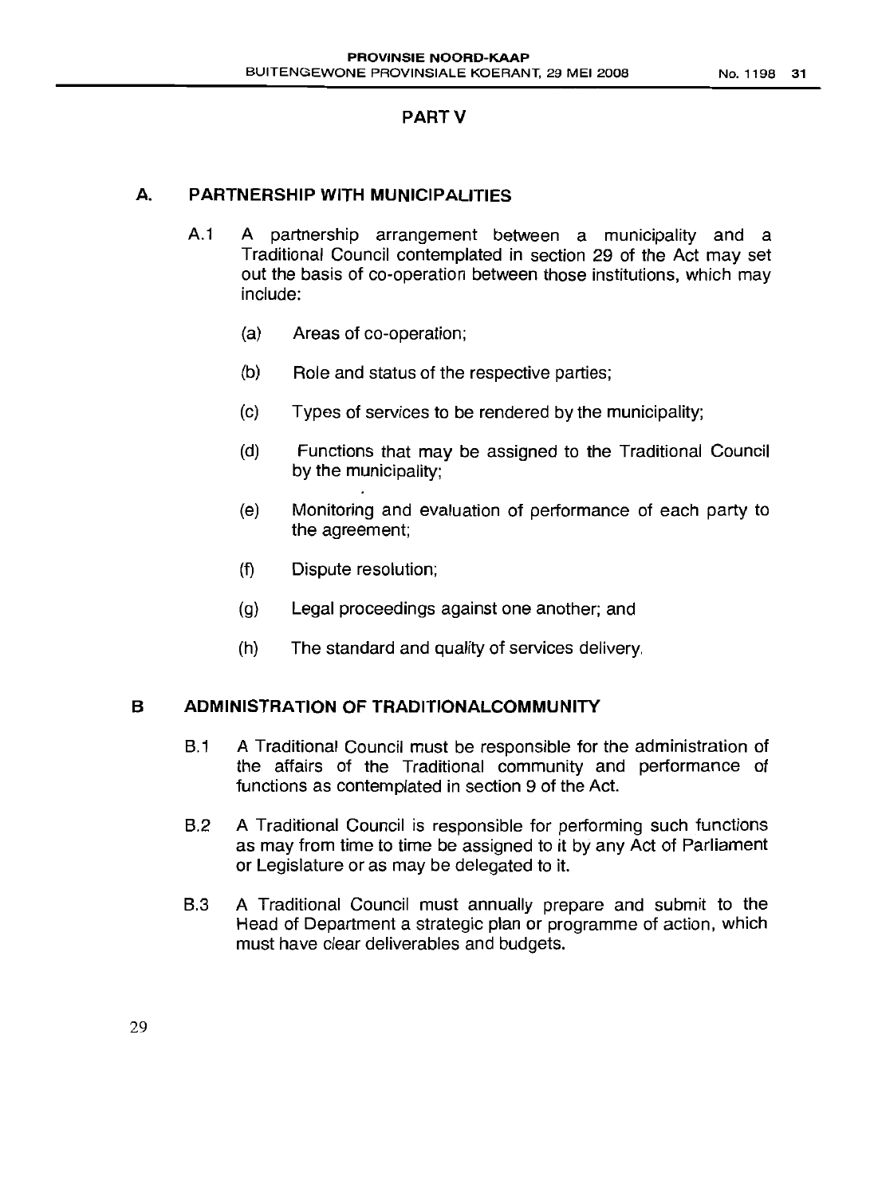## PART V

### A. PARTNERSHIP WITH MUNICIPALITIES

A.1 A partnership arrangement between a municipality and a Traditional Council contemplated in section 29 of the Act may set out the basis of co-operation between those institutions, which may include:

(a) Areas of co-operation;

(b) Role and status of the respective parties;

(c) Types of services to be rendered by the municipality;

(d) Functions that may be assigned to the Traditional Council by the municipality;

(e) Monitoring and evaluation of performance of each party to the agreement;

(f) Dispute resolution;

(g) Legal proceedings against one another; and

(h) The standard and quality of services delivery.

### B ADMINISTRATION OF TRADITIONALCOMMUNITY

B.1 A Traditional Council must be responsible for the administration of the affairs of the Traditional community and performance of functions as contemplated in section 9 of the Act.

B.2 A Traditional Council is responsible for performing such functions as may from time to time be assigned to it by any Act of Parliament or Legislature or as may be delegated to it.

B.3 A Traditional Council must annually prepare and submit to the Head of Department a strategic plan or programme of action, which must have clear deliverables and budgets.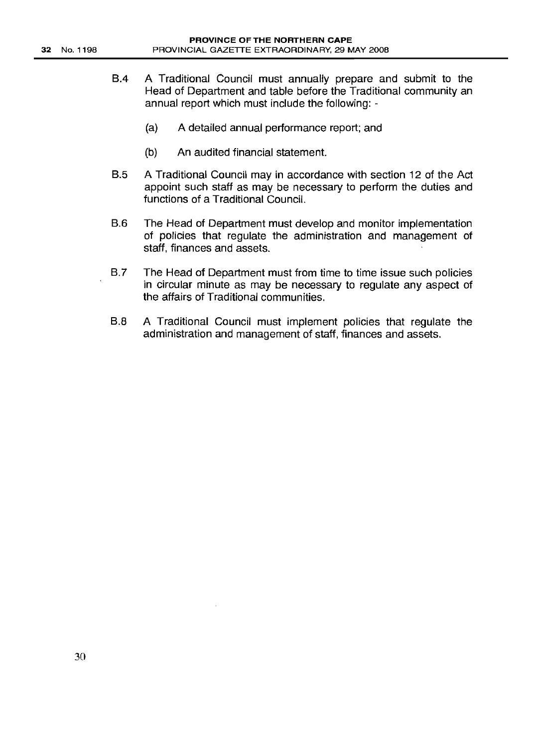B.4 A Traditional Council must annually prepare and submit to the Head of Department and table before the Traditional community an annual report which must include the following: -

(a) A detailed annual performance report; and

(b) An audited financial statement.

B.5 A Traditional Council may in accordance with section 12 of the Act appoint such staff as may be necessary to perform the duties and functions of a Traditional Council.

B.6 The Head of Department must develop and monitor implementation of policies that regulate the administration and management of staff, finances and assets.

B.7 The Head of Department must from time to time issue such policies in circular minute as may be necessary to regulate any aspect of the affairs of Traditional communities.

B.8 A Traditional Council must implement policies that regulate the administration and management of staff, finances and assets.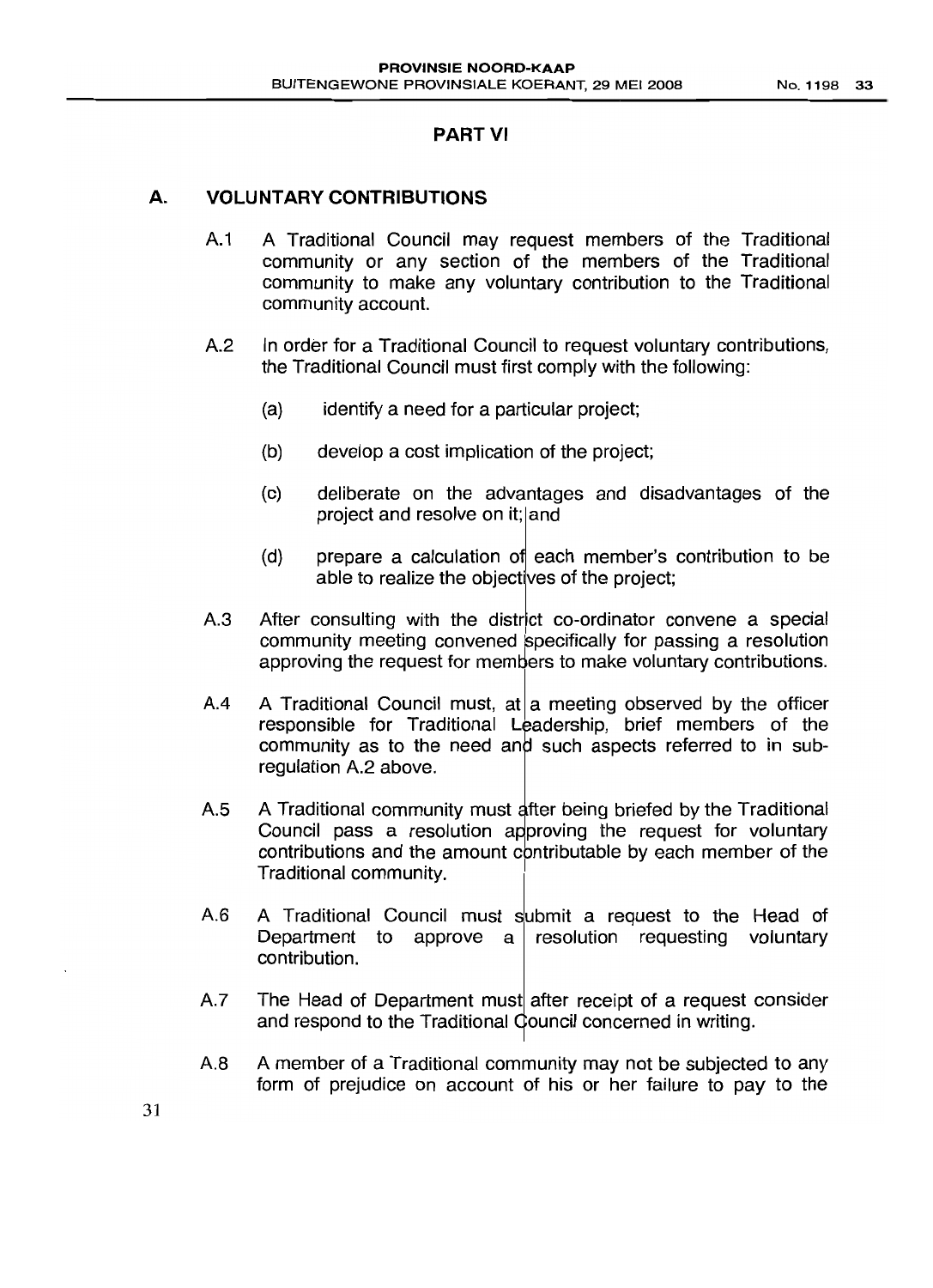## PART VI

### A. VOLUNTARY CONTRIBUTIONS

A.1 A Traditional Council may request members of the Traditional community or any section of the members of the Traditional community to make any voluntary contribution to the Traditional community account.

A.2 In order for a Traditional Council to request voluntary contributions, the Traditional Council must first comply with the following:

(a) identify a need for a particular project;

(b) develop a cost implication of the project;

(c) deliberate on the advantages and disadvantages of the project and resolve on it; and

(d) prepare a calculation of each member's contribution to be able to realize the objectives of the project;

A.3 After consulting with the district co-ordinator convene a special community meeting convened specifically for passing a resolution approving the request for members to make voluntary contributions.

A.4 A Traditional Council must, at a meeting observed by the officer responsible for Traditional Leadership, brief members of the community as to the need and such aspects referred to in sub-regulation A.2 above.

A.5 A Traditional community must after being briefed by the Traditional Council pass a resolution approving the request for voluntary contributions and the amount contributable by each member of the Traditional community.

A.6 A Traditional Council must submit a request to the Head of Department to approve a resolution requesting voluntary contribution.

A.7 The Head of Department must after receipt of a request consider and respond to the Traditional Council concerned in writing.

A.8 A member of a Traditional community may not be subjected to any form of prejudice on account of his or her failure to pay to the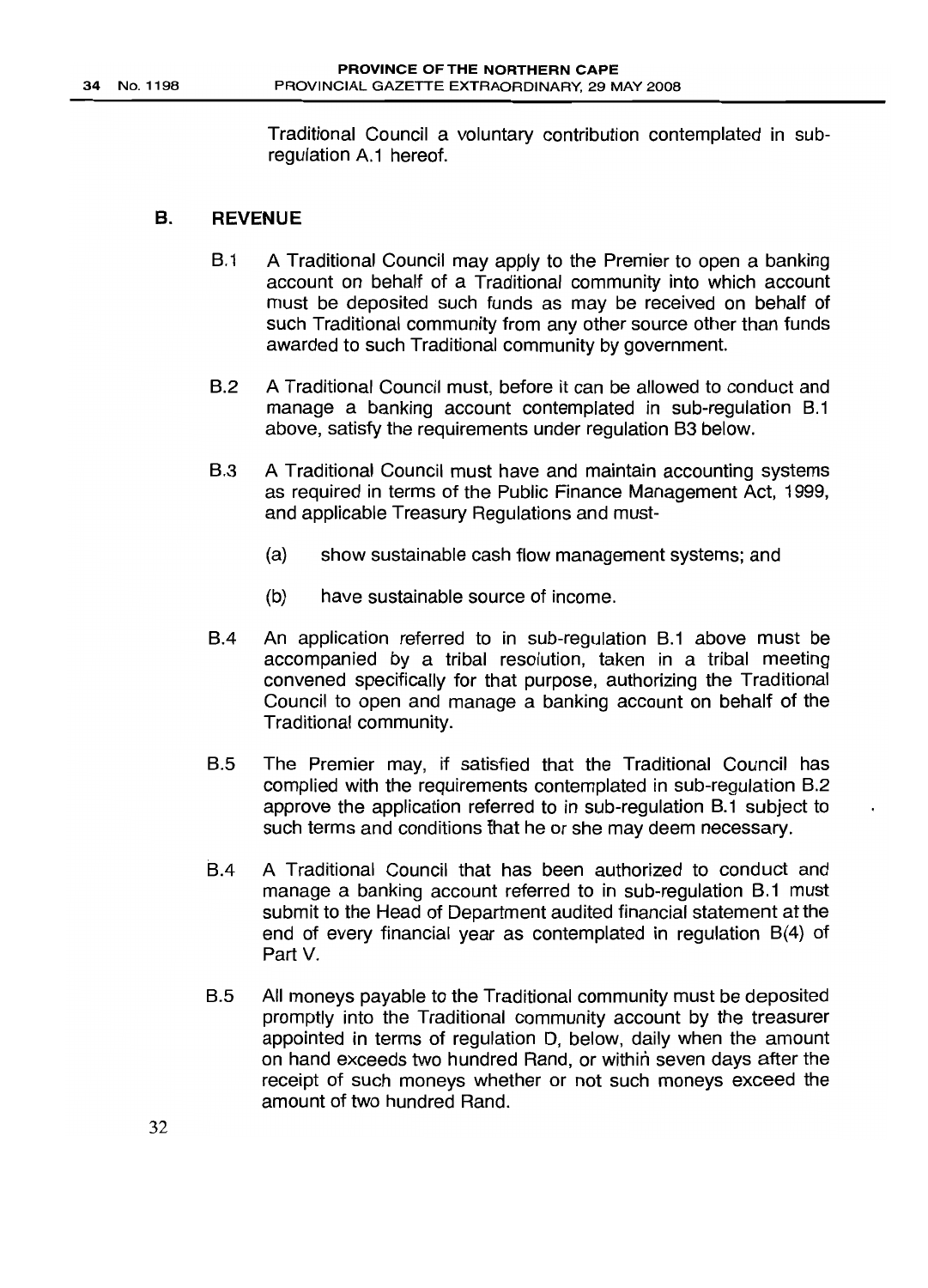Traditional Council a voluntary contribution contemplated in sub-regulation A.1 hereof.

## B. REVENUE

B.1 A Traditional Council may apply to the Premier to open a banking account on behalf of a Traditional community into which account must be deposited such funds as may be received on behalf of such Traditional community from any other source other than funds awarded to such Traditional community by government.

B.2 A Traditional Council must, before it can be allowed to conduct and manage a banking account contemplated in sub-regulation B.1 above, satisfy the requirements under regulation B3 below.

B.3 A Traditional Council must have and maintain accounting systems as required in terms of the Public Finance Management Act, 1999, and applicable Treasury Regulations and must-

(a) show sustainable cash flow management systems; and

(b) have sustainable source of income.

B.4 An application referred to in sub-regulation B.1 above must be accompanied by a tribal resolution, taken in a tribal meeting convened specifically for that purpose, authorizing the Traditional Council to open and manage a banking account on behalf of the Traditional community.

B.5 The Premier may, if satisfied that the Traditional Council has complied with the requirements contemplated in sub-regulation B.2 approve the application referred to in sub-regulation B.1 subject to such terms and conditions that he or she may deem necessary.

B.4 A Traditional Council that has been authorized to conduct and manage a banking account referred to in sub-regulation B.1 must submit to the Head of Department audited financial statement at the end of every financial year as contemplated in regulation B(4) of Part V.

B.5 All moneys payable to the Traditional community must be deposited promptly into the Traditional community account by the treasurer appointed in terms of regulation D, below, daily when the amount on hand exceeds two hundred Rand, or within seven days after the receipt of such moneys whether or not such moneys exceed the amount of two hundred Rand.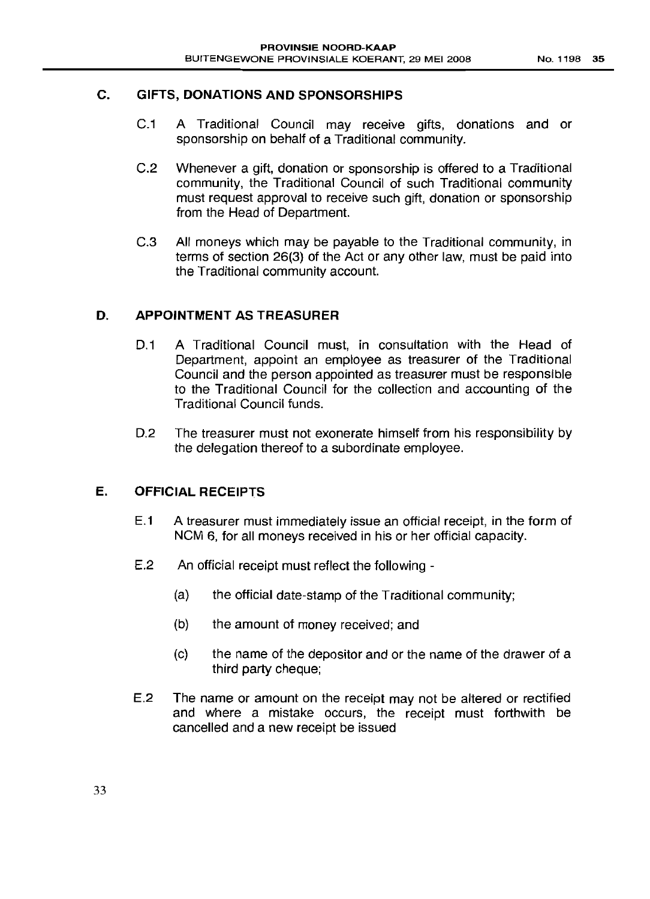## C. GIFTS, DONATIONS AND SPONSORSHIPS

C.1 A Traditional Council may receive gifts, donations and or sponsorship on behalf of a Traditional community.

C.2 Whenever a gift, donation or sponsorship is offered to a Traditional community, the Traditional Council of such Traditional community must request approval to receive such gift, donation or sponsorship from the Head of Department.

C.3 All moneys which may be payable to the Traditional community, in terms of section 26(3) of the Act or any other law, must be paid into the Traditional community account.

## D. APPOINTMENT AS TREASURER

D.1 A Traditional Council must, in consultation with the Head of Department, appoint an employee as treasurer of the Traditional Council and the person appointed as treasurer must be responsible to the Traditional Council for the collection and accounting of the Traditional Council funds.

D.2 The treasurer must not exonerate himself from his responsibility by the delegation thereof to a subordinate employee.

## E. OFFICIAL RECEIPTS

E.1 A treasurer must immediately issue an official receipt, in the form of NCM 6, for all moneys received in his or her official capacity.

E.2 An official receipt must reflect the following -

(a) the official date-stamp of the Traditional community;

(b) the amount of money received; and

(c) the name of the depositor and or the name of the drawer of a third party cheque;

E.2 The name or amount on the receipt may not be altered or rectified and where a mistake occurs, the receipt must forthwith be cancelled and a new receipt be issued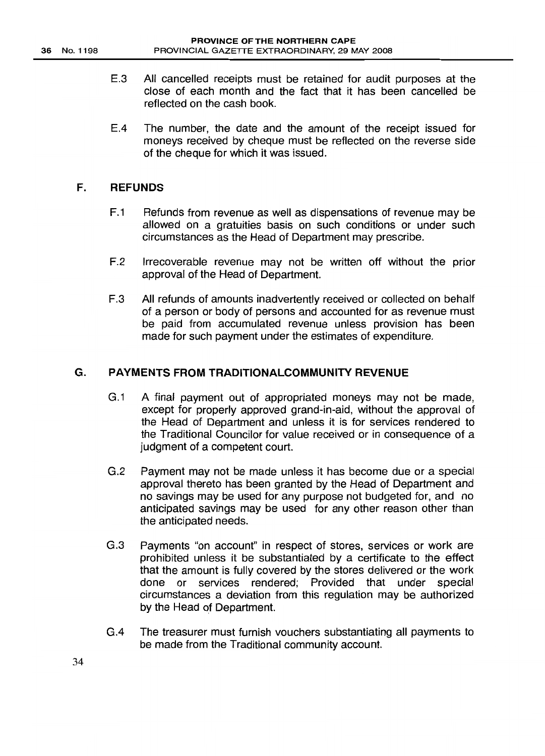E.3 All cancelled receipts must be retained for audit purposes at the close of each month and the fact that it has been cancelled be reflected on the cash book.

E.4 The number, the date and the amount of the receipt issued for moneys received by cheque must be reflected on the reverse side of the cheque for which it was issued.

## F. REFUNDS

F.1 Refunds from revenue as well as dispensations of revenue may be allowed on a gratuities basis on such conditions or under such circumstances as the Head of Department may prescribe.

F.2 Irrecoverable revenue may not be written off without the prior approval of the Head of Department.

F.3 All refunds of amounts inadvertently received or collected on behalf of a person or body of persons and accounted for as revenue must be paid from accumulated revenue unless provision has been made for such payment under the estimates of expenditure.

## G. PAYMENTS FROM TRADITIONALCOMMUNITY REVENUE

G.1 A final payment out of appropriated moneys may not be made, except for properly approved grand-in-aid, without the approval of the Head of Department and unless it is for services rendered to the Traditional Councilor for value received or in consequence of a judgment of a competent court.

G.2 Payment may not be made unless it has become due or a special approval thereto has been granted by the Head of Department and no savings may be used for any purpose not budgeted for, and no anticipated savings may be used for any other reason other than the anticipated needs.

G.3 Payments "on account" in respect of stores, services or work are prohibited unless it be substantiated by a certificate to the effect that the amount is fully covered by the stores delivered or the work done or services rendered; Provided that under special circumstances a deviation from this regulation may be authorized by the Head of Department.

G.4 The treasurer must furnish vouchers substantiating all payments to be made from the Traditional community account.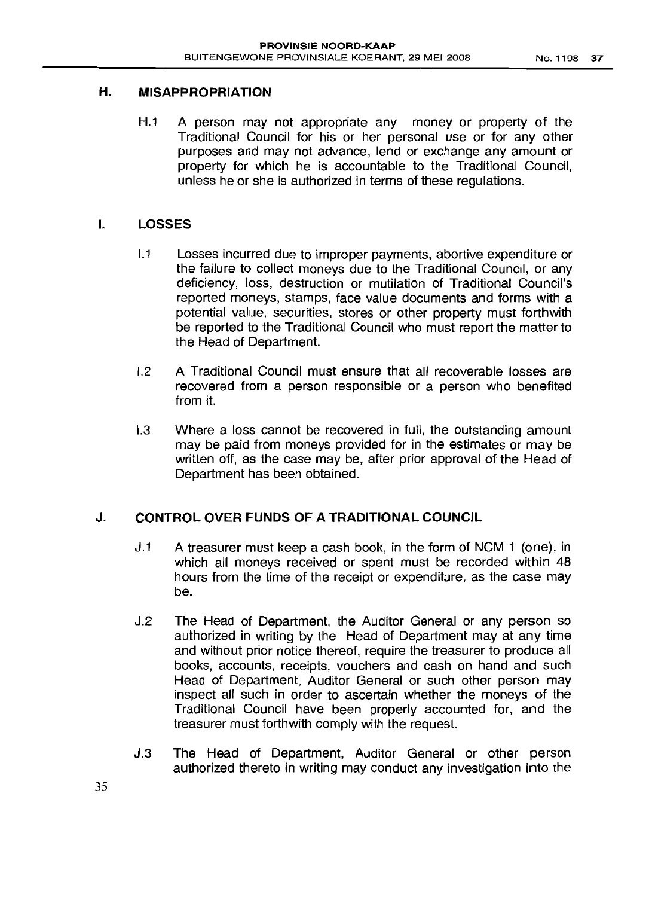## H. MISAPPROPRIATION

H.1 A person may not appropriate any money or property of the Traditional Council for his or her personal use or for any other purposes and may not advance, lend or exchange any amount or property for which he is accountable to the Traditional Council, unless he or she is authorized in terms of these regulations.

## I. LOSSES

I.1 Losses incurred due to improper payments, abortive expenditure or the failure to collect moneys due to the Traditional Council, or any deficiency, loss, destruction or mutilation of Traditional Council's reported moneys, stamps, face value documents and forms with a potential value, securities, stores or other property must forthwith be reported to the Traditional Council who must report the matter to the Head of Department.

I.2 A Traditional Council must ensure that all recoverable losses are recovered from a person responsible or a person who benefited from it.

I.3 Where a loss cannot be recovered in full, the outstanding amount may be paid from moneys provided for in the estimates or may be written off, as the case may be, after prior approval of the Head of Department has been obtained.

## J. CONTROL OVER FUNDS OF A TRADITIONAL COUNCIL

J.1 A treasurer must keep a cash book, in the form of NCM 1 (one), in which all moneys received or spent must be recorded within 48 hours from the time of the receipt or expenditure, as the case may be.

J.2 The Head of Department, the Auditor General or any person so authorized in writing by the Head of Department may at any time and without prior notice thereof, require the treasurer to produce all books, accounts, receipts, vouchers and cash on hand and such Head of Department, Auditor General or such other person may inspect all such in order to ascertain whether the moneys of the Traditional Council have been properly accounted for, and the treasurer must forthwith comply with the request.

J.3 The Head of Department, Auditor General or other person authorized thereto in writing may conduct any investigation into the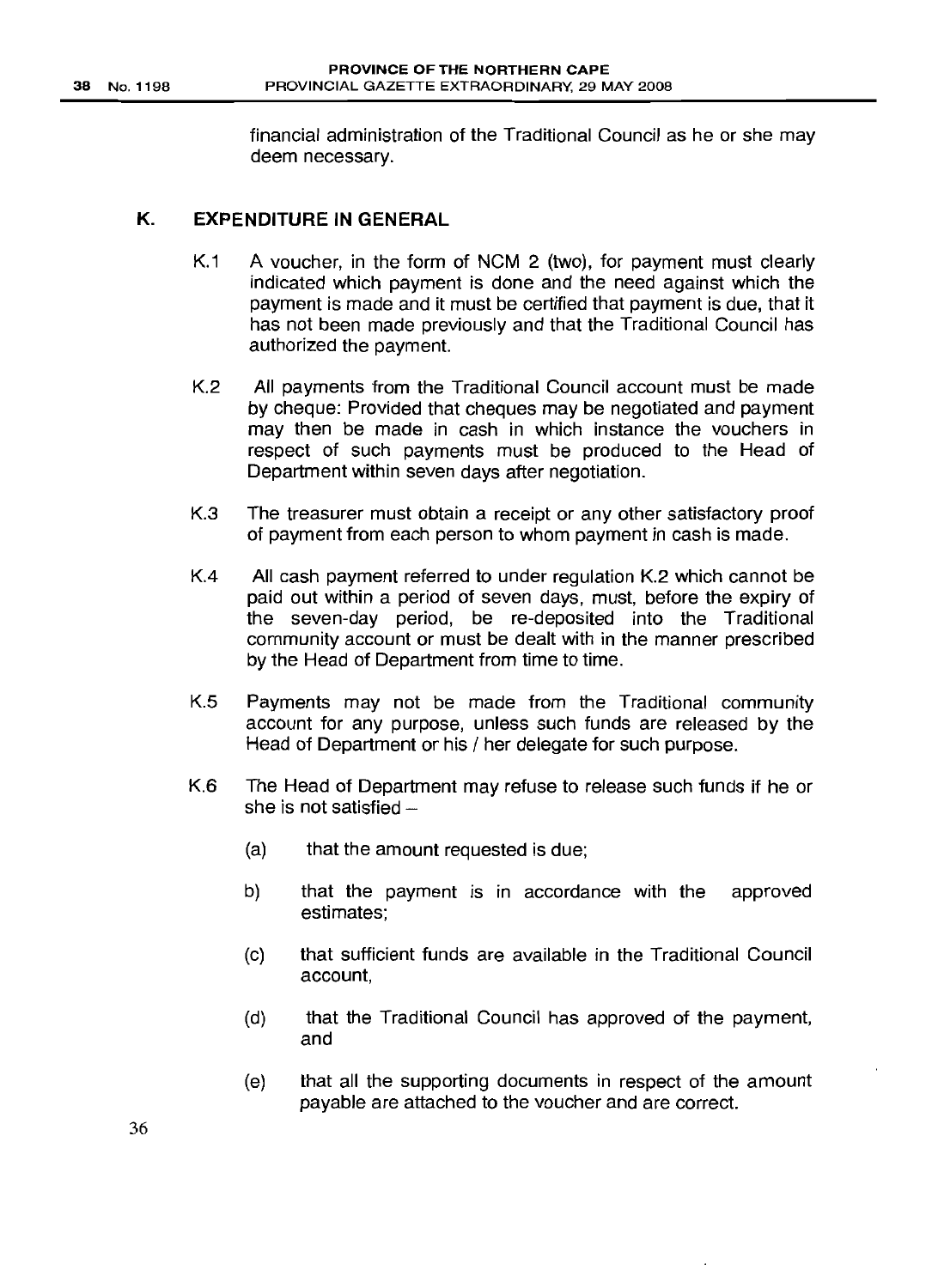financial administration of the Traditional Council as he or she may deem necessary.

## K. EXPENDITURE IN GENERAL

K.1 A voucher, in the form of NCM 2 (two), for payment must clearly indicated which payment is done and the need against which the payment is made and it must be certified that payment is due, that it has not been made previously and that the Traditional Council has authorized the payment.

K.2 All payments from the Traditional Council account must be made by cheque: Provided that cheques may be negotiated and payment may then be made in cash in which instance the vouchers in respect of such payments must be produced to the Head of Department within seven days after negotiation.

K.3 The treasurer must obtain a receipt or any other satisfactory proof of payment from each person to whom payment in cash is made.

K.4 All cash payment referred to under regulation K.2 which cannot be paid out within a period of seven days, must, before the expiry of the seven-day period, be re-deposited into the Traditional community account or must be dealt with in the manner prescribed by the Head of Department from time to time.

K.5 Payments may not be made from the Traditional community account for any purpose, unless such funds are released by the Head of Department or his / her delegate for such purpose.

K.6 The Head of Department may refuse to release such funds if he or she is not satisfied –

(a) that the amount requested is due;

b) that the payment is in accordance with the approved estimates;

(c) that sufficient funds are available in the Traditional Council account,

(d) that the Traditional Council has approved of the payment, and

(e) that all the supporting documents in respect of the amount payable are attached to the voucher and are correct.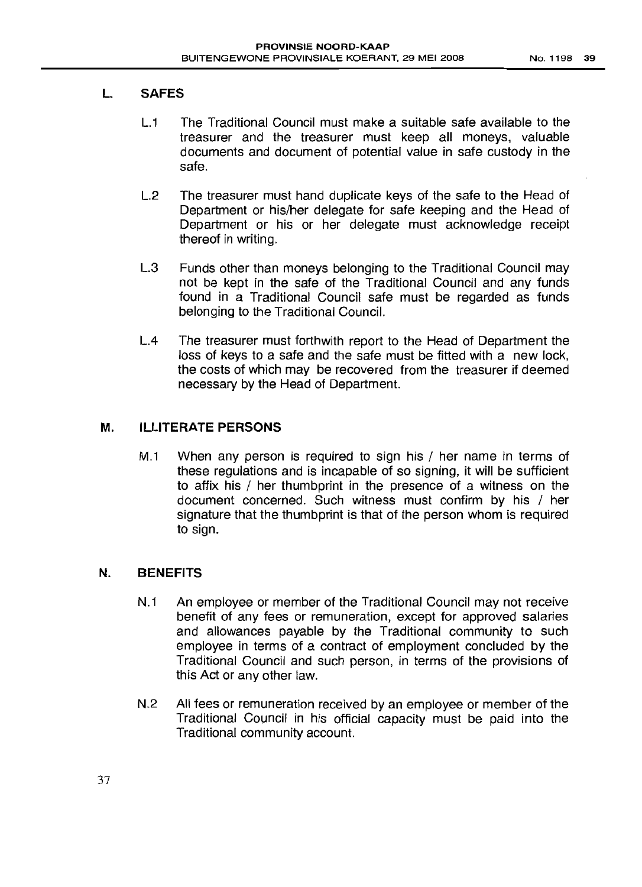## L. SAFES

L.1 The Traditional Council must make a suitable safe available to the treasurer and the treasurer must keep all moneys, valuable documents and document of potential value in safe custody in the safe.

L.2 The treasurer must hand duplicate keys of the safe to the Head of Department or his/her delegate for safe keeping and the Head of Department or his or her delegate must acknowledge receipt thereof in writing.

L.3 Funds other than moneys belonging to the Traditional Council may not be kept in the safe of the Traditional Council and any funds found in a Traditional Council safe must be regarded as funds belonging to the Traditional Council.

L.4 The treasurer must forthwith report to the Head of Department the loss of keys to a safe and the safe must be fitted with a new lock, the costs of which may be recovered from the treasurer if deemed necessary by the Head of Department.

## M. ILLITERATE PERSONS

M.1 When any person is required to sign his / her name in terms of these regulations and is incapable of so signing, it will be sufficient to affix his / her thumbprint in the presence of a witness on the document concerned. Such witness must confirm by his / her signature that the thumbprint is that of the person whom is required to sign.

## N. BENEFITS

N.1 An employee or member of the Traditional Council may not receive benefit of any fees or remuneration, except for approved salaries and allowances payable by the Traditional community to such employee in terms of a contract of employment concluded by the Traditional Council and such person, in terms of the provisions of this Act or any other law.

N.2 All fees or remuneration received by an employee or member of the Traditional Council in his official capacity must be paid into the Traditional community account.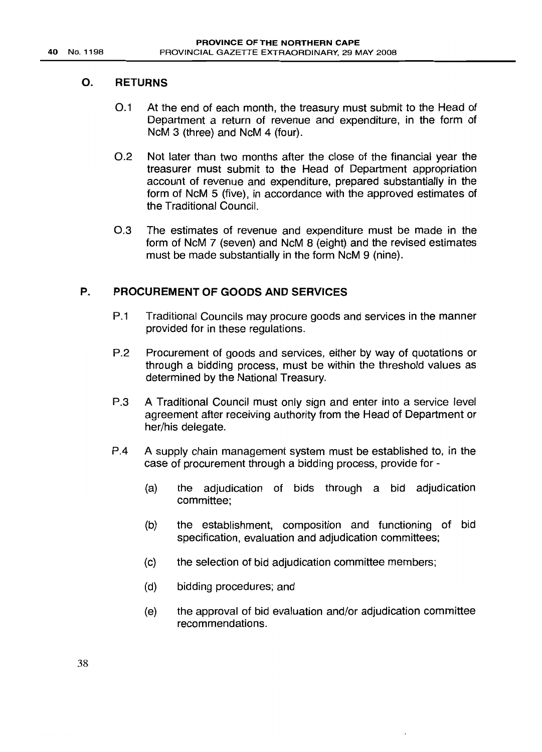## O. RETURNS

O.1 At the end of each month, the treasury must submit to the Head of Department a return of revenue and expenditure, in the form of NcM 3 (three) and NcM 4 (four).

O.2 Not later than two months after the close of the financial year the treasurer must submit to the Head of Department appropriation account of revenue and expenditure, prepared substantially in the form of NcM 5 (five), in accordance with the approved estimates of the Traditional Council.

O.3 The estimates of revenue and expenditure must be made in the form of NcM 7 (seven) and NcM 8 (eight) and the revised estimates must be made substantially in the form NcM 9 (nine).

## P. PROCUREMENT OF GOODS AND SERVICES

P.1 Traditional Councils may procure goods and services in the manner provided for in these regulations.

P.2 Procurement of goods and services, either by way of quotations or through a bidding process, must be within the threshold values as determined by the National Treasury.

P.3 A Traditional Council must only sign and enter into a service level agreement after receiving authority from the Head of Department or her/his delegate.

P.4 A supply chain management system must be established to, in the case of procurement through a bidding process, provide for -

(a) the adjudication of bids through a bid adjudication committee;

(b) the establishment, composition and functioning of bid specification, evaluation and adjudication committees;

(c) the selection of bid adjudication committee members;

(d) bidding procedures; and

(e) the approval of bid evaluation and/or adjudication committee recommendations.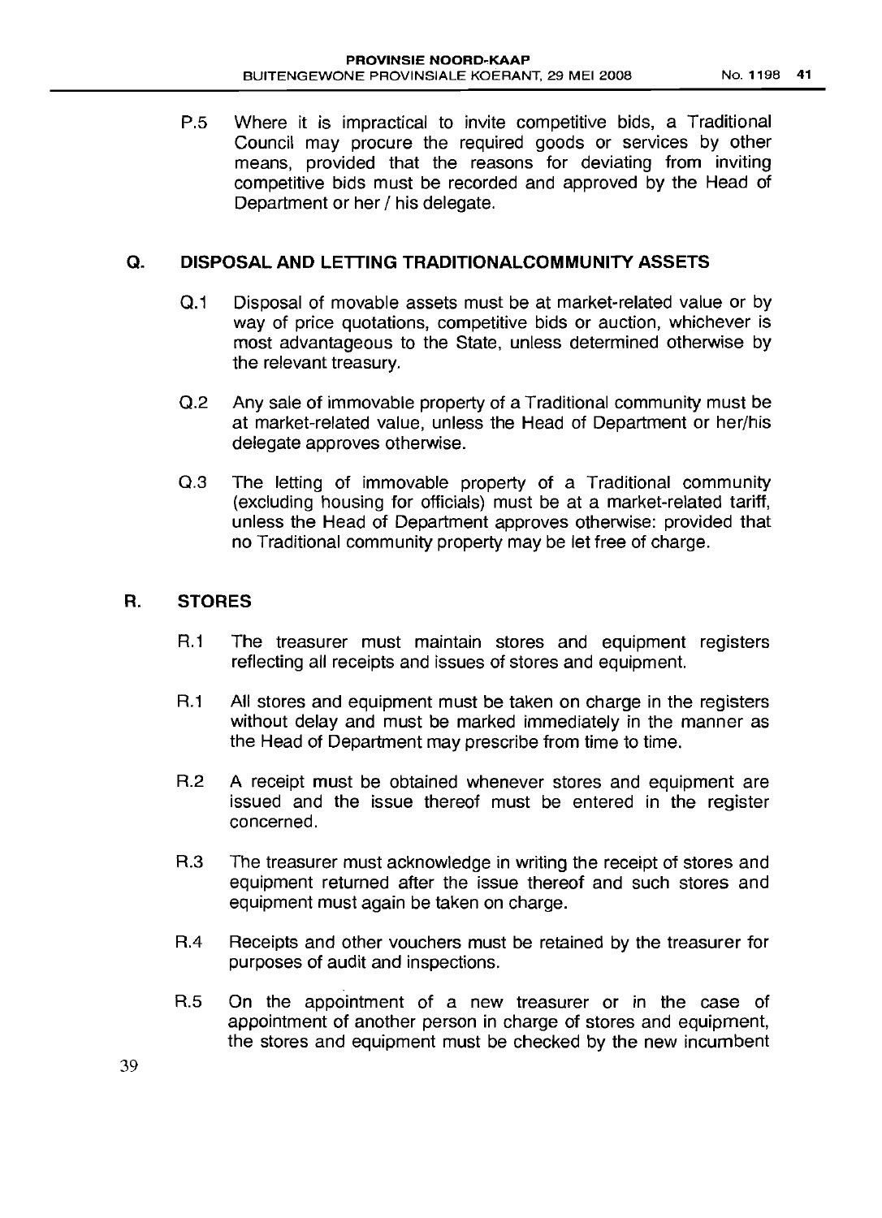P.5 Where it is impractical to invite competitive bids, a Traditional Council may procure the required goods or services by other means, provided that the reasons for deviating from inviting competitive bids must be recorded and approved by the Head of Department or her / his delegate.

## Q. DISPOSAL AND LETTING TRADITIONALCOMMUNITY ASSETS

Q.1 Disposal of movable assets must be at market-related value or by way of price quotations, competitive bids or auction, whichever is most advantageous to the State, unless determined otherwise by the relevant treasury.

Q.2 Any sale of immovable property of a Traditional community must be at market-related value, unless the Head of Department or her/his delegate approves otherwise.

Q.3 The letting of immovable property of a Traditional community (excluding housing for officials) must be at a market-related tariff, unless the Head of Department approves otherwise: provided that no Traditional community property may be let free of charge.

## R. STORES

R.1 The treasurer must maintain stores and equipment registers reflecting all receipts and issues of stores and equipment.

R.1 All stores and equipment must be taken on charge in the registers without delay and must be marked immediately in the manner as the Head of Department may prescribe from time to time.

R.2 A receipt must be obtained whenever stores and equipment are issued and the issue thereof must be entered in the register concerned.

R.3 The treasurer must acknowledge in writing the receipt of stores and equipment returned after the issue thereof and such stores and equipment must again be taken on charge.

R.4 Receipts and other vouchers must be retained by the treasurer for purposes of audit and inspections.

R.5 On the appointment of a new treasurer or in the case of appointment of another person in charge of stores and equipment, the stores and equipment must be checked by the new incumbent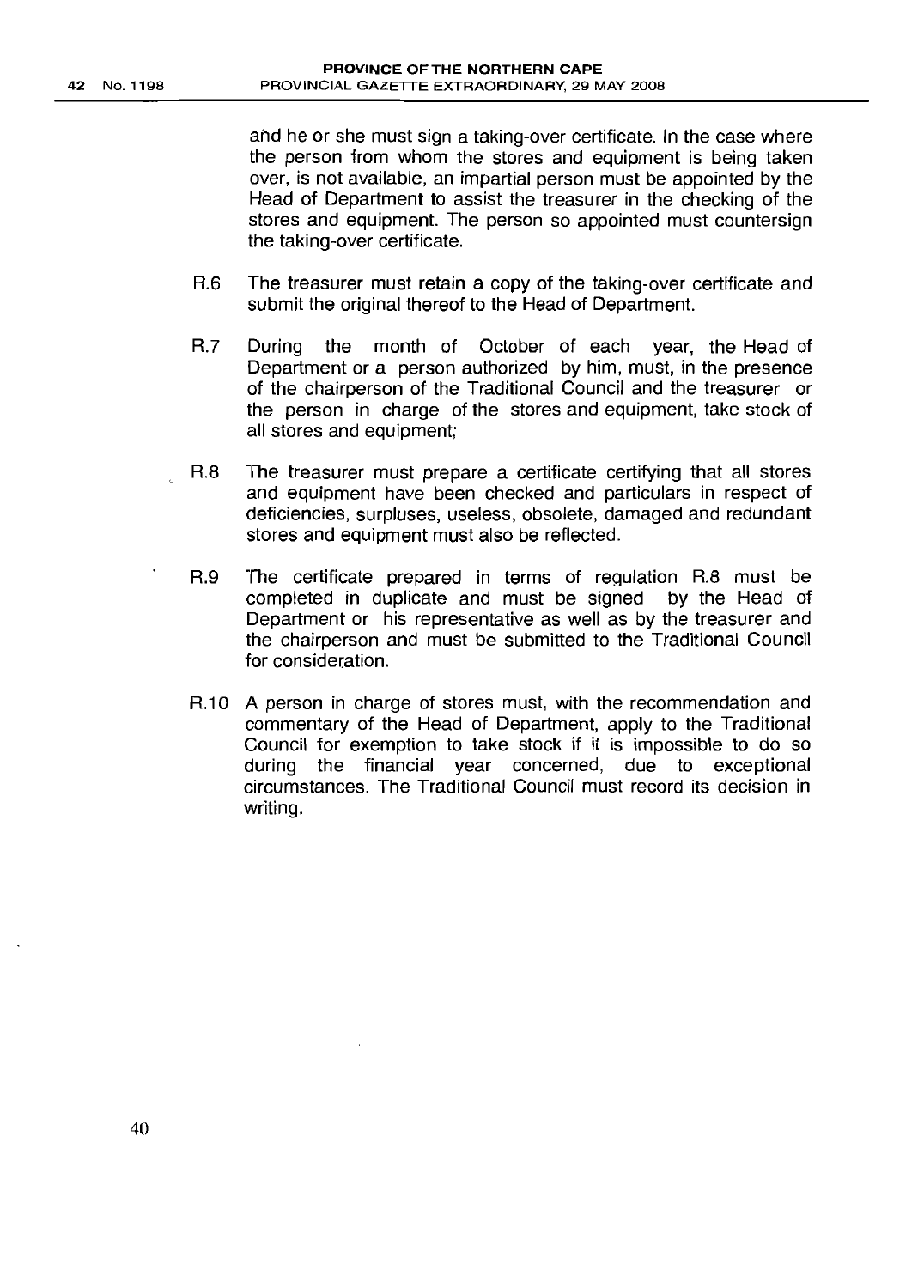and he or she must sign a taking-over certificate. In the case where the person from whom the stores and equipment is being taken over, is not available, an impartial person must be appointed by the Head of Department to assist the treasurer in the checking of the stores and equipment. The person so appointed must countersign the taking-over certificate.

R.6 The treasurer must retain a copy of the taking-over certificate and submit the original thereof to the Head of Department.

R.7 During the month of October of each year, the Head of Department or a person authorized by him, must, in the presence of the chairperson of the Traditional Council and the treasurer or the person in charge of the stores and equipment, take stock of all stores and equipment;

R.8 The treasurer must prepare a certificate certifying that all stores and equipment have been checked and particulars in respect of deficiencies, surpluses, useless, obsolete, damaged and redundant stores and equipment must also be reflected.

R.9 The certificate prepared in terms of regulation R.8 must be completed in duplicate and must be signed by the Head of Department or his representative as well as by the treasurer and the chairperson and must be submitted to the Traditional Council for consideration.

R.10 A person in charge of stores must, with the recommendation and commentary of the Head of Department, apply to the Traditional Council for exemption to take stock if it is impossible to do so during the financial year concerned, due to exceptional circumstances. The Traditional Council must record its decision in writing.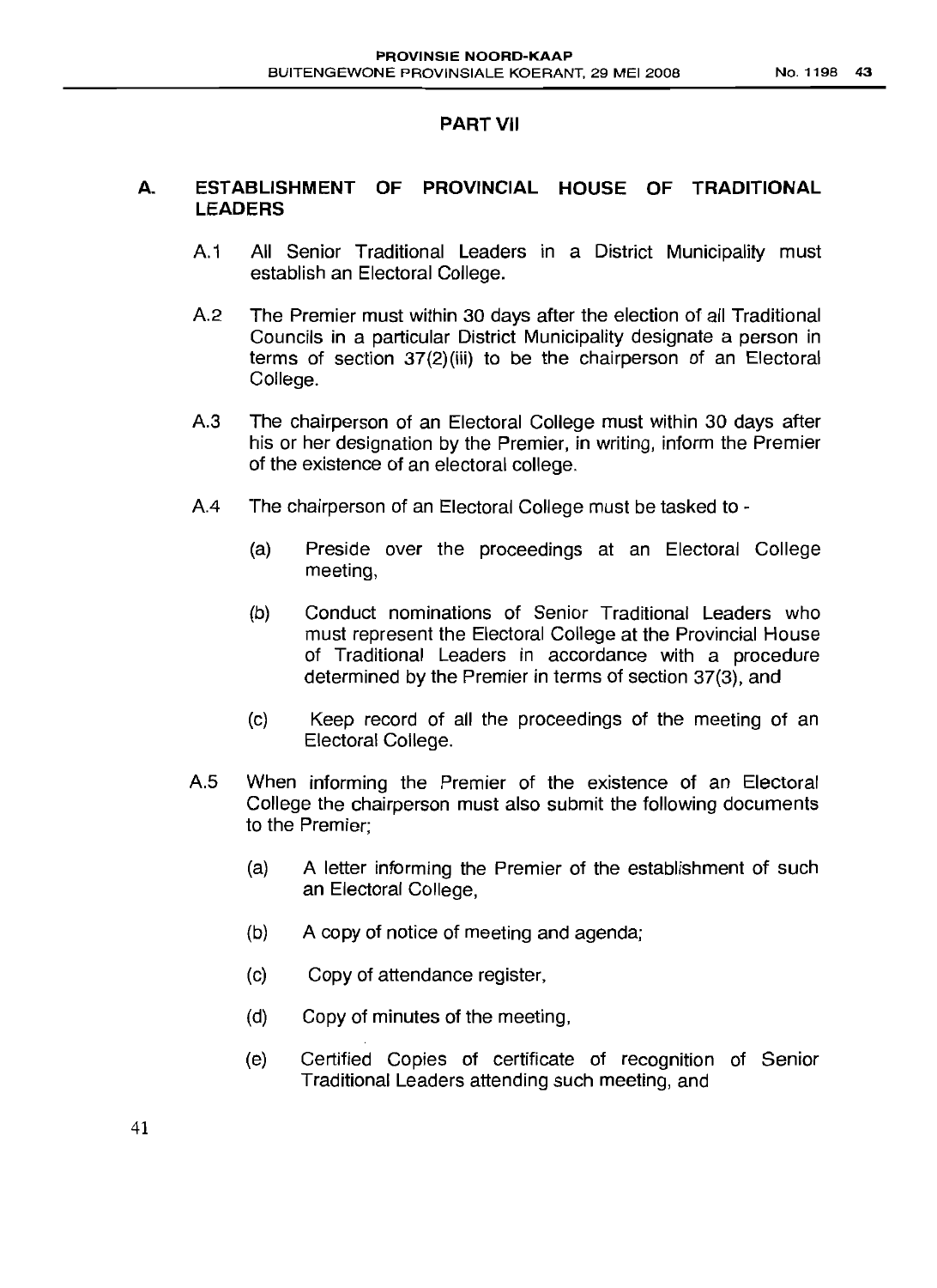## PART VII

### A. ESTABLISHMENT OF PROVINCIAL HOUSE OF TRADITIONAL LEADERS

A.1 All Senior Traditional Leaders in a District Municipality must establish an Electoral College.

A.2 The Premier must within 30 days after the election of all Traditional Councils in a particular District Municipality designate a person in terms of section 37(2)(iii) to be the chairperson of an Electoral College.

A.3 The chairperson of an Electoral College must within 30 days after his or her designation by the Premier, in writing, inform the Premier of the existence of an electoral college.

A.4 The chairperson of an Electoral College must be tasked to -

(a) Preside over the proceedings at an Electoral College meeting,

(b) Conduct nominations of Senior Traditional Leaders who must represent the Electoral College at the Provincial House of Traditional Leaders in accordance with a procedure determined by the Premier in terms of section 37(3), and

(c) Keep record of all the proceedings of the meeting of an Electoral College.

A.5 When informing the Premier of the existence of an Electoral College the chairperson must also submit the following documents to the Premier;

(a) A letter informing the Premier of the establishment of such an Electoral College,

(b) A copy of notice of meeting and agenda;

(c) Copy of attendance register,

(d) Copy of minutes of the meeting,

(e) Certified Copies of certificate of recognition of Senior Traditional Leaders attending such meeting, and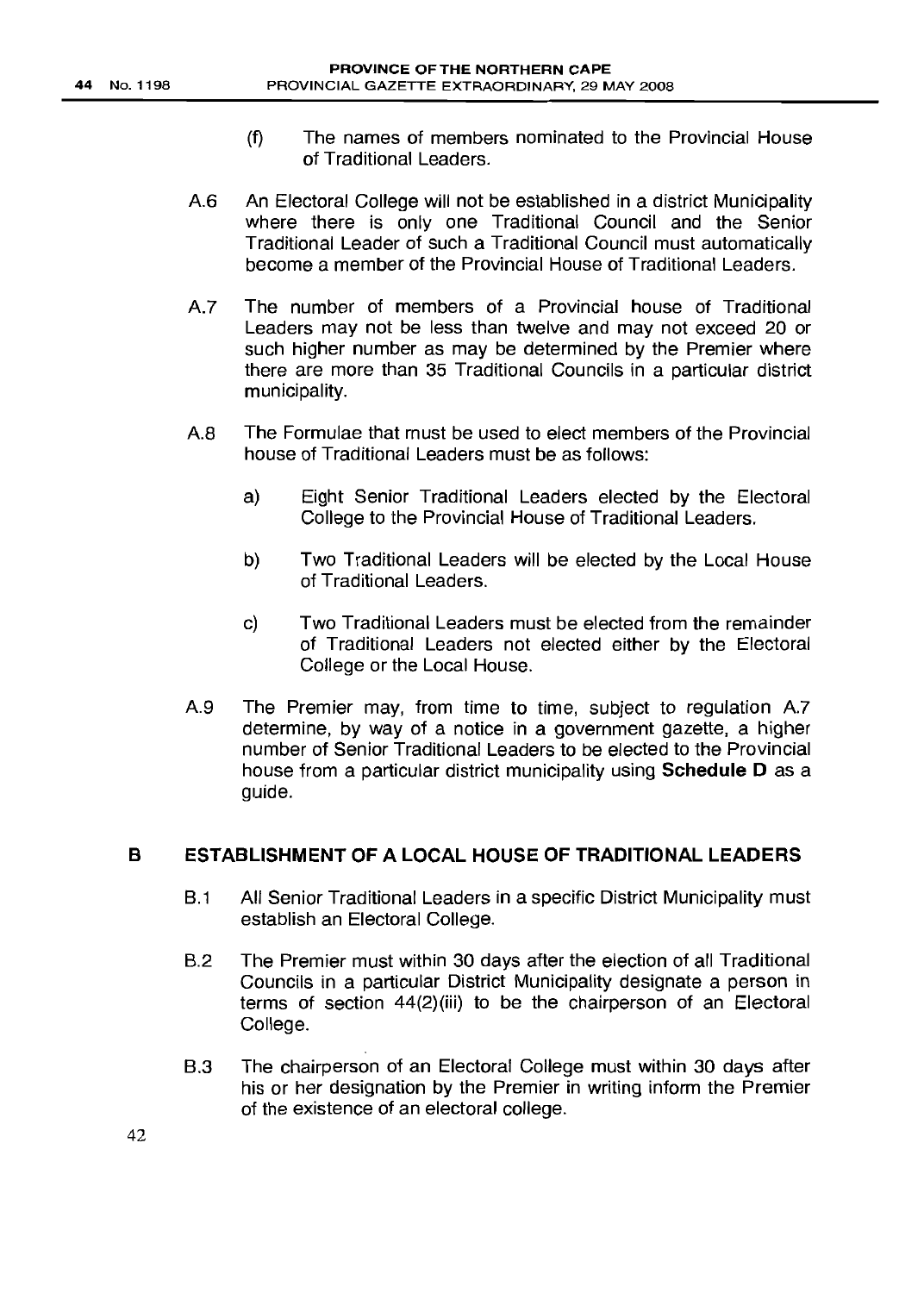(f) The names of members nominated to the Provincial House of Traditional Leaders.

A.6 An Electoral College will not be established in a district Municipality where there is only one Traditional Council and the Senior Traditional Leader of such a Traditional Council must automatically become a member of the Provincial House of Traditional Leaders.

A.7 The number of members of a Provincial house of Traditional Leaders may not be less than twelve and may not exceed 20 or such higher number as may be determined by the Premier where there are more than 35 Traditional Councils in a particular district municipality.

A.8 The Formulae that must be used to elect members of the Provincial house of Traditional Leaders must be as follows:

a) Eight Senior Traditional Leaders elected by the Electoral College to the Provincial House of Traditional Leaders.

b) Two Traditional Leaders will be elected by the Local House of Traditional Leaders.

c) Two Traditional Leaders must be elected from the remainder of Traditional Leaders not elected either by the Electoral College or the Local House.

A.9 The Premier may, from time to time, subject to regulation A.7 determine, by way of a notice in a government gazette, a higher number of Senior Traditional Leaders to be elected to the Provincial house from a particular district municipality using **Schedule D** as a guide.

## B ESTABLISHMENT OF A LOCAL HOUSE OF TRADITIONAL LEADERS

B.1 All Senior Traditional Leaders in a specific District Municipality must establish an Electoral College.

B.2 The Premier must within 30 days after the election of all Traditional Councils in a particular District Municipality designate a person in terms of section 44(2)(iii) to be the chairperson of an Electoral College.

B.3 The chairperson of an Electoral College must within 30 days after his or her designation by the Premier in writing inform the Premier of the existence of an electoral college.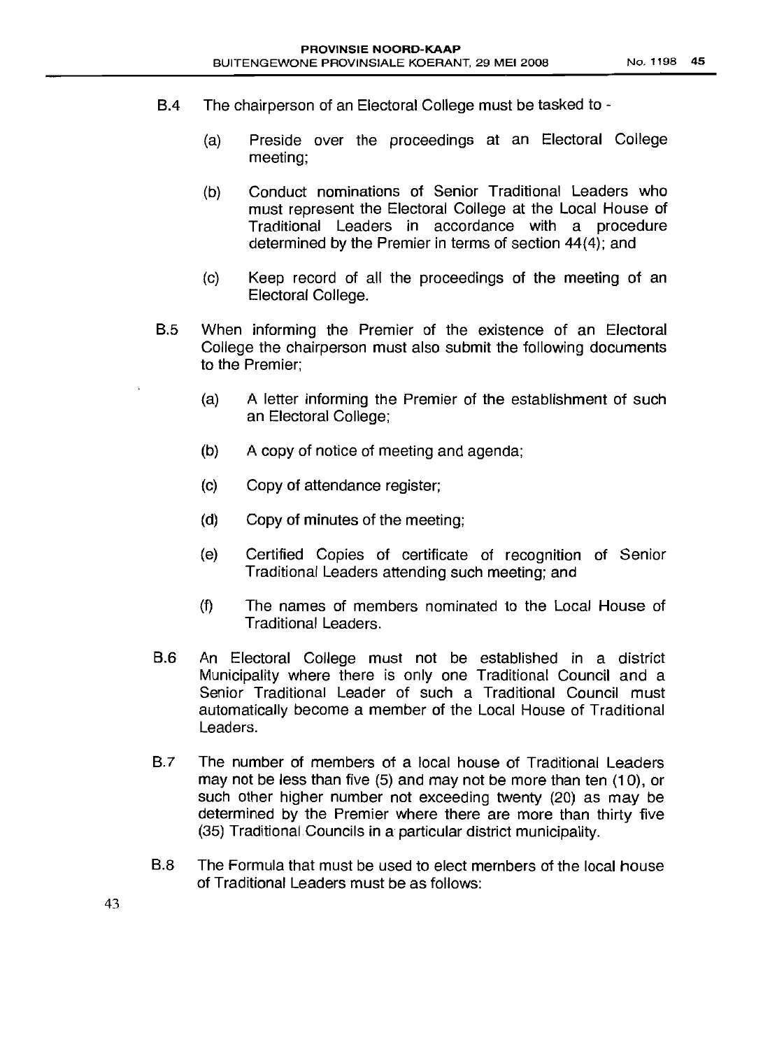B.4 The chairperson of an Electoral College must be tasked to -

(a) Preside over the proceedings at an Electoral College meeting;

(b) Conduct nominations of Senior Traditional Leaders who must represent the Electoral College at the Local House of Traditional Leaders in accordance with a procedure determined by the Premier in terms of section 44(4); and

(c) Keep record of all the proceedings of the meeting of an Electoral College.

B.5 When informing the Premier of the existence of an Electoral College the chairperson must also submit the following documents to the Premier;

(a) A letter informing the Premier of the establishment of such an Electoral College;

(b) A copy of notice of meeting and agenda;

(c) Copy of attendance register;

(d) Copy of minutes of the meeting;

(e) Certified Copies of certificate of recognition of Senior Traditional Leaders attending such meeting; and

(f) The names of members nominated to the Local House of Traditional Leaders.

B.6 An Electoral College must not be established in a district Municipality where there is only one Traditional Council and a Senior Traditional Leader of such a Traditional Council must automatically become a member of the Local House of Traditional Leaders.

B.7 The number of members of a local house of Traditional Leaders may not be less than five (5) and may not be more than ten (10), or such other higher number not exceeding twenty (20) as may be determined by the Premier where there are more than thirty five (35) Traditional Councils in a particular district municipality.

B.8 The Formula that must be used to elect members of the local house of Traditional Leaders must be as follows: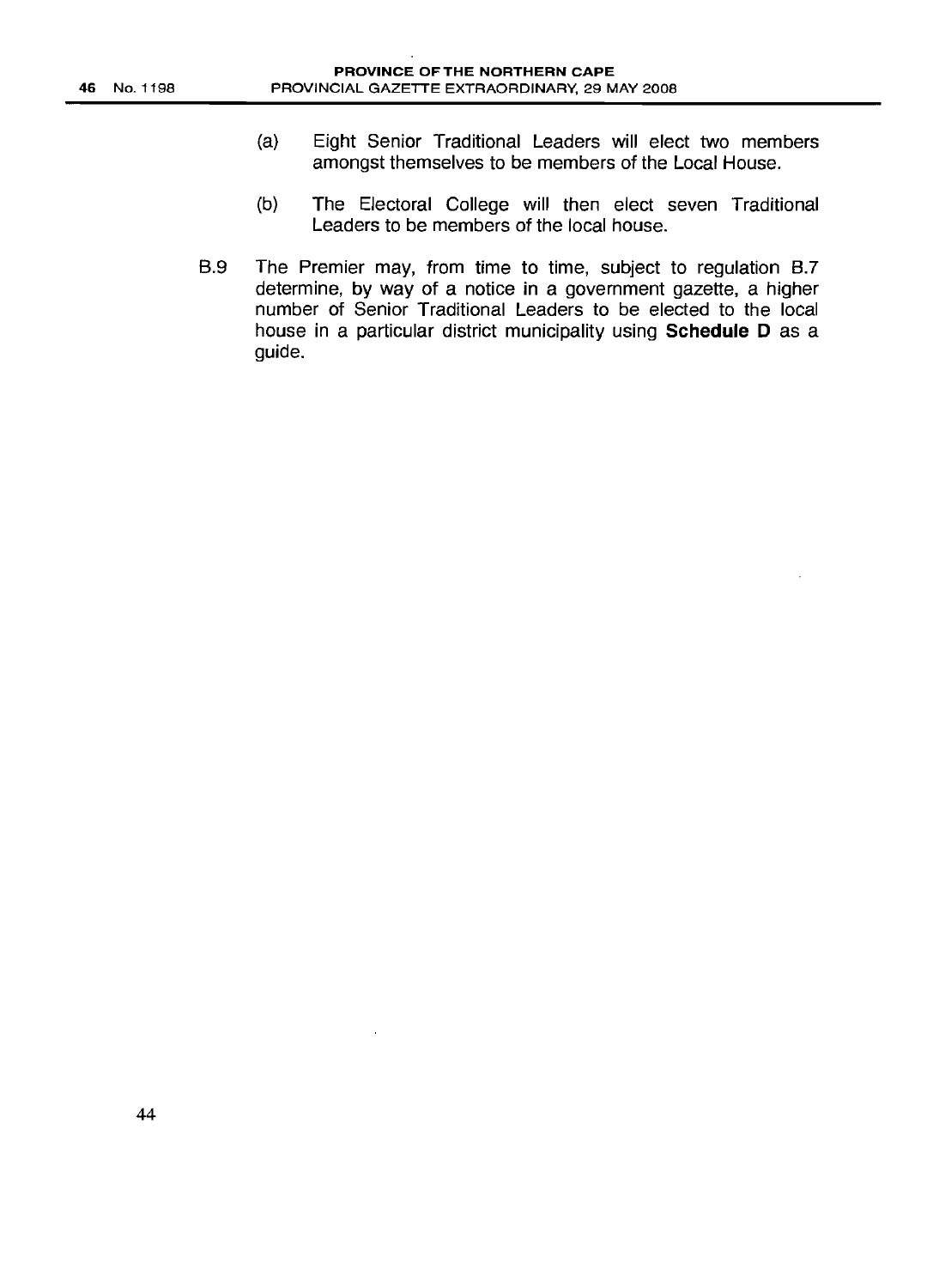(a) Eight Senior Traditional Leaders will elect two members amongst themselves to be members of the Local House.

(b) The Electoral College will then elect seven Traditional Leaders to be members of the local house.

B.9 The Premier may, from time to time, subject to regulation B.7 determine, by way of a notice in a government gazette, a higher number of Senior Traditional Leaders to be elected to the local house in a particular district municipality using **Schedule D** as a guide.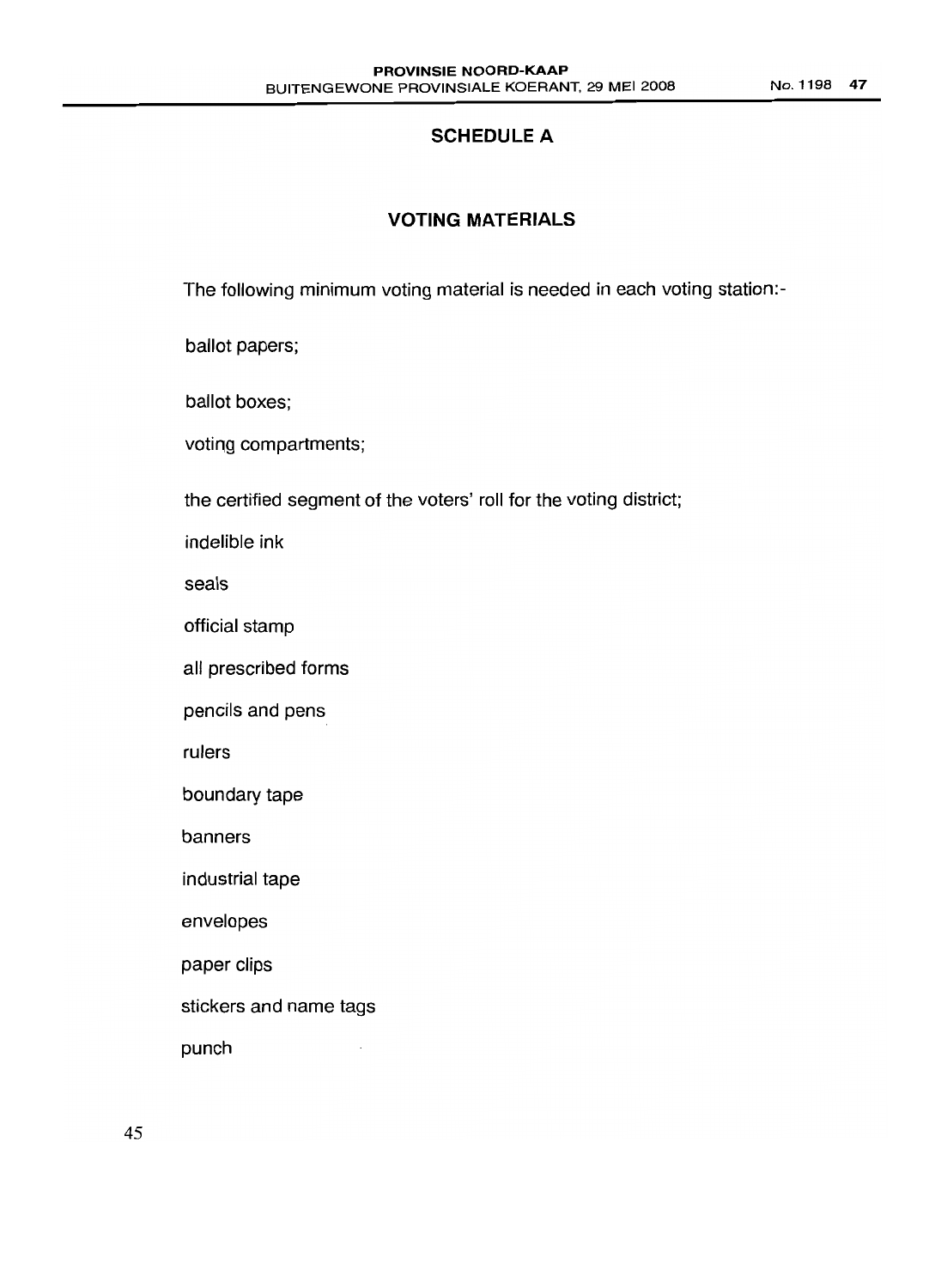## SCHEDULE A

## VOTING MATERIALS

The following minimum voting material is needed in each voting station:-

ballot papers;

ballot boxes;

voting compartments;

the certified segment of the voters' roll for the voting district;

indelible ink

seals

official stamp

all prescribed forms

pencils and pens

rulers

boundary tape

banners

industrial tape

envelopes

paper clips

stickers and name tags

punch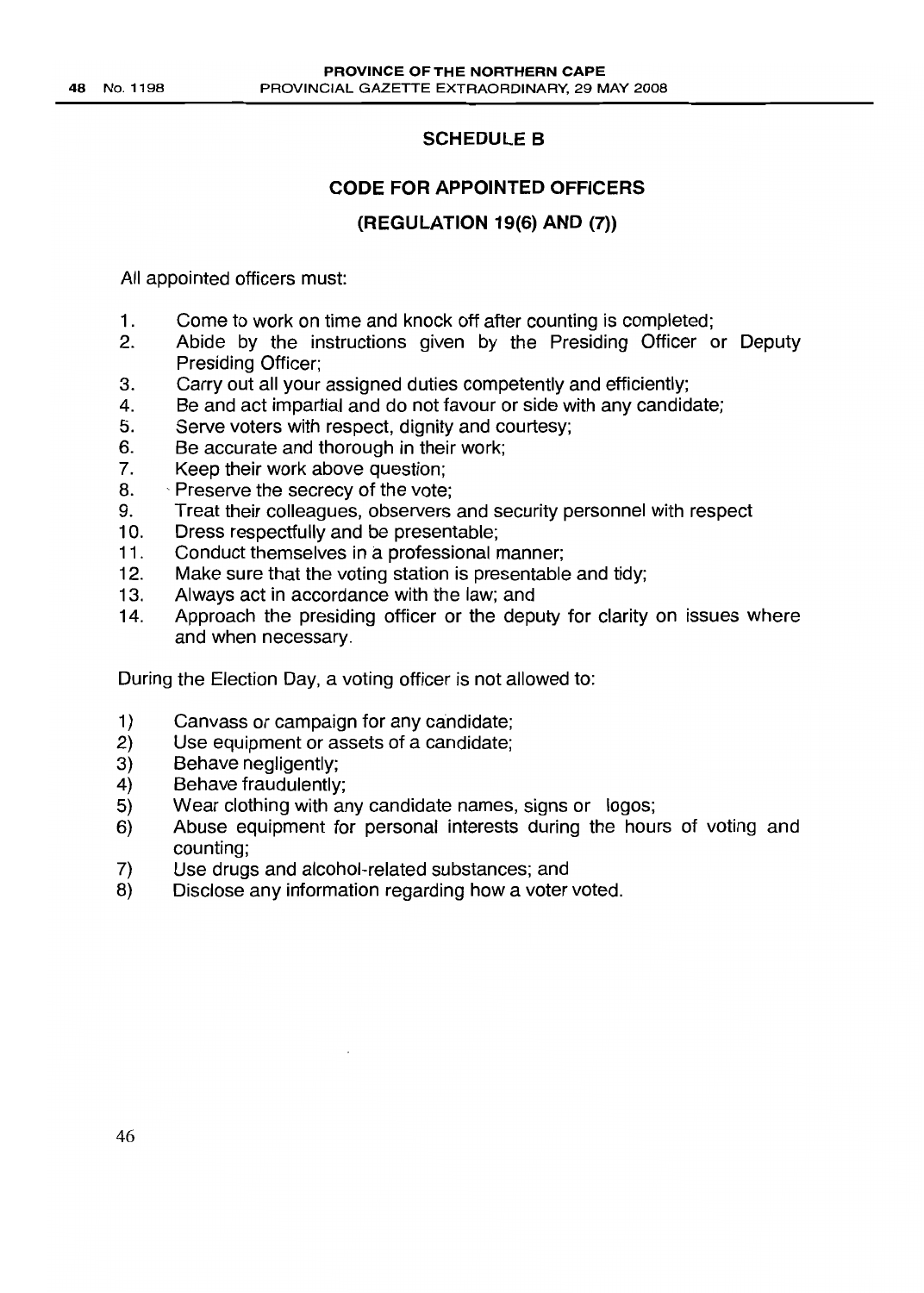## SCHEDULE B

## CODE FOR APPOINTED OFFICERS

### (REGULATION 19(6) AND (7))

All appointed officers must:

1. Come to work on time and knock off after counting is completed;
2. Abide by the instructions given by the Presiding Officer or Deputy Presiding Officer;
3. Carry out all your assigned duties competently and efficiently;
4. Be and act impartial and do not favour or side with any candidate;
5. Serve voters with respect, dignity and courtesy;
6. Be accurate and thorough in their work;
7. Keep their work above question;
8. Preserve the secrecy of the vote;
9. Treat their colleagues, observers and security personnel with respect
10. Dress respectfully and be presentable;
11. Conduct themselves in a professional manner;
12. Make sure that the voting station is presentable and tidy;
13. Always act in accordance with the law; and
14. Approach the presiding officer or the deputy for clarity on issues where and when necessary.

During the Election Day, a voting officer is not allowed to:

1) Canvass or campaign for any candidate;
2) Use equipment or assets of a candidate;
3) Behave negligently;
4) Behave fraudulently;
5) Wear clothing with any candidate names, signs or logos;
6) Abuse equipment for personal interests during the hours of voting and counting;
7) Use drugs and alcohol-related substances; and
8) Disclose any information regarding how a voter voted.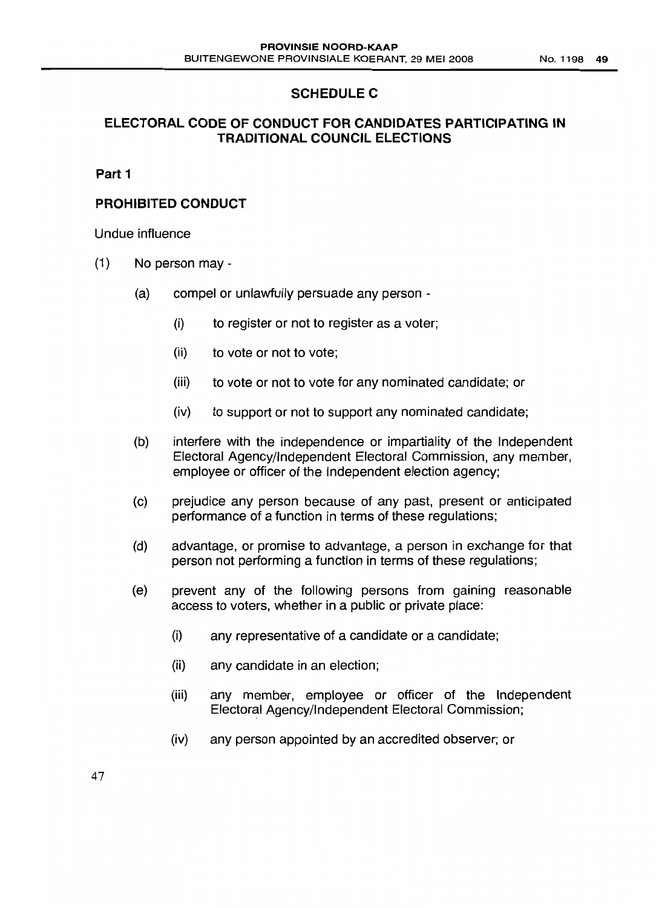## SCHEDULE C

## ELECTORAL CODE OF CONDUCT FOR CANDIDATES PARTICIPATING IN TRADITIONAL COUNCIL ELECTIONS

**Part 1**

### PROHIBITED CONDUCT

Undue influence

(1) No person may -

(a) compel or unlawfully persuade any person -

(i) to register or not to register as a voter;

(ii) to vote or not to vote;

(iii) to vote or not to vote for any nominated candidate; or

(iv) to support or not to support any nominated candidate;

(b) interfere with the independence or impartiality of the Independent Electoral Agency/Independent Electoral Commission, any member, employee or officer of the Independent election agency;

(c) prejudice any person because of any past, present or anticipated performance of a function in terms of these regulations;

(d) advantage, or promise to advantage, a person in exchange for that person not performing a function in terms of these regulations;

(e) prevent any of the following persons from gaining reasonable access to voters, whether in a public or private place:

(i) any representative of a candidate or a candidate;

(ii) any candidate in an election;

(iii) any member, employee or officer of the Independent Electoral Agency/Independent Electoral Commission;

(iv) any person appointed by an accredited observer; or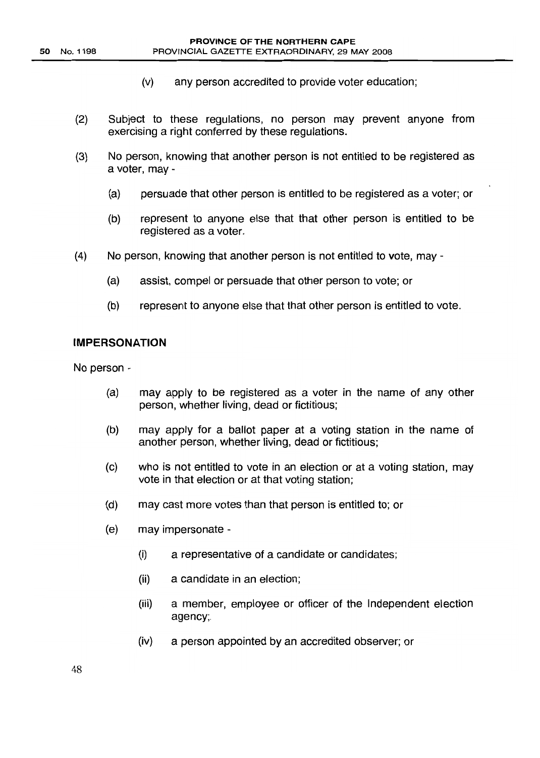(v) any person accredited to provide voter education;

(2) Subject to these regulations, no person may prevent anyone from exercising a right conferred by these regulations.

(3) No person, knowing that another person is not entitled to be registered as a voter, may -

(a) persuade that other person is entitled to be registered as a voter; or

(b) represent to anyone else that that other person is entitled to be registered as a voter.

(4) No person, knowing that another person is not entitled to vote, may -

(a) assist, compel or persuade that other person to vote; or

(b) represent to anyone else that that other person is entitled to vote.

**IMPERSONATION**

No person -

(a) may apply to be registered as a voter in the name of any other person, whether living, dead or fictitious;

(b) may apply for a ballot paper at a voting station in the name of another person, whether living, dead or fictitious;

(c) who is not entitled to vote in an election or at a voting station, may vote in that election or at that voting station;

(d) may cast more votes than that person is entitled to; or

(e) may impersonate -

(i) a representative of a candidate or candidates;

(ii) a candidate in an election;

(iii) a member, employee or officer of the Independent election agency;

(iv) a person appointed by an accredited observer; or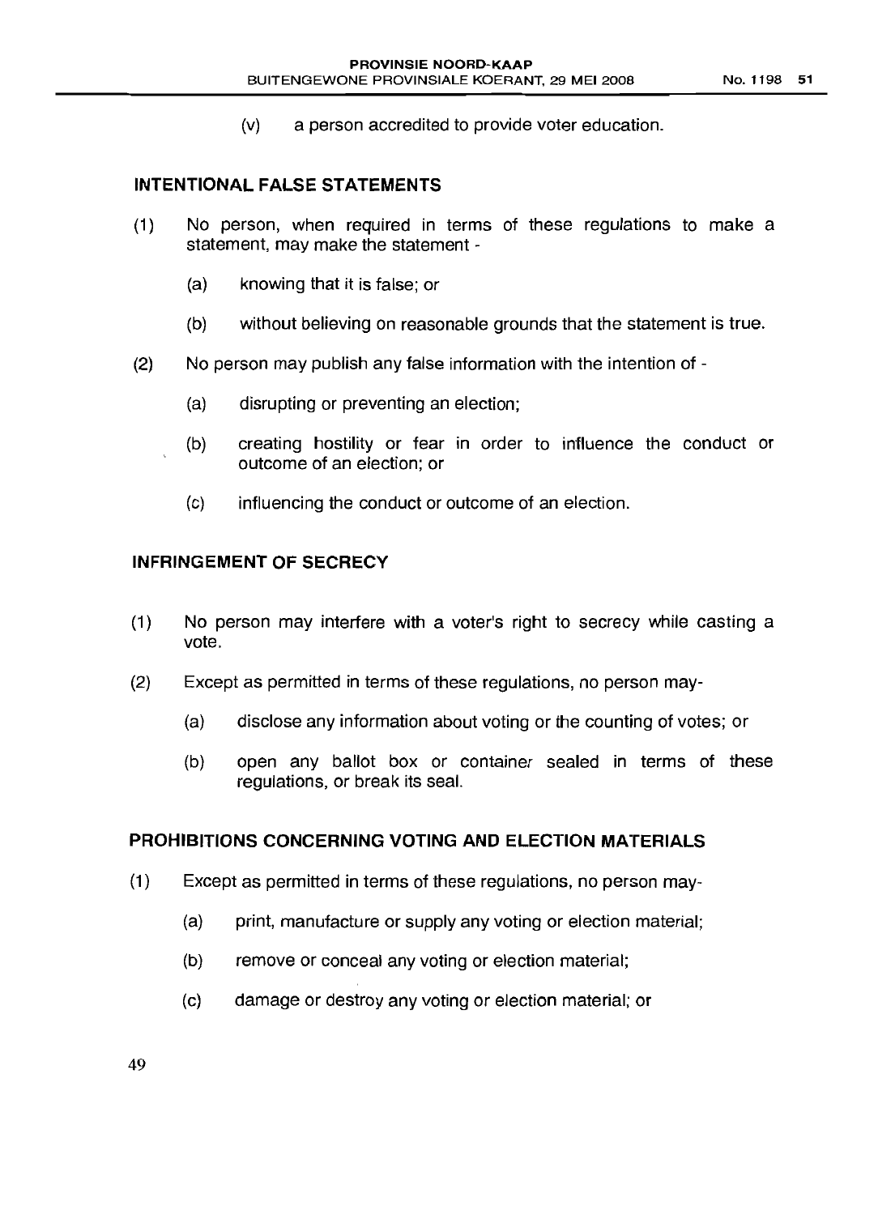(v) a person accredited to provide voter education.

## INTENTIONAL FALSE STATEMENTS

(1) No person, when required in terms of these regulations to make a statement, may make the statement -

(a) knowing that it is false; or

(b) without believing on reasonable grounds that the statement is true.

(2) No person may publish any false information with the intention of -

(a) disrupting or preventing an election;

(b) creating hostility or fear in order to influence the conduct or outcome of an election; or

(c) influencing the conduct or outcome of an election.

## INFRINGEMENT OF SECRECY

(1) No person may interfere with a voter's right to secrecy while casting a vote.

(2) Except as permitted in terms of these regulations, no person may-

(a) disclose any information about voting or the counting of votes; or

(b) open any ballot box or container sealed in terms of these regulations, or break its seal.

## PROHIBITIONS CONCERNING VOTING AND ELECTION MATERIALS

(1) Except as permitted in terms of these regulations, no person may-

(a) print, manufacture or supply any voting or election material;

(b) remove or conceal any voting or election material;

(c) damage or destroy any voting or election material; or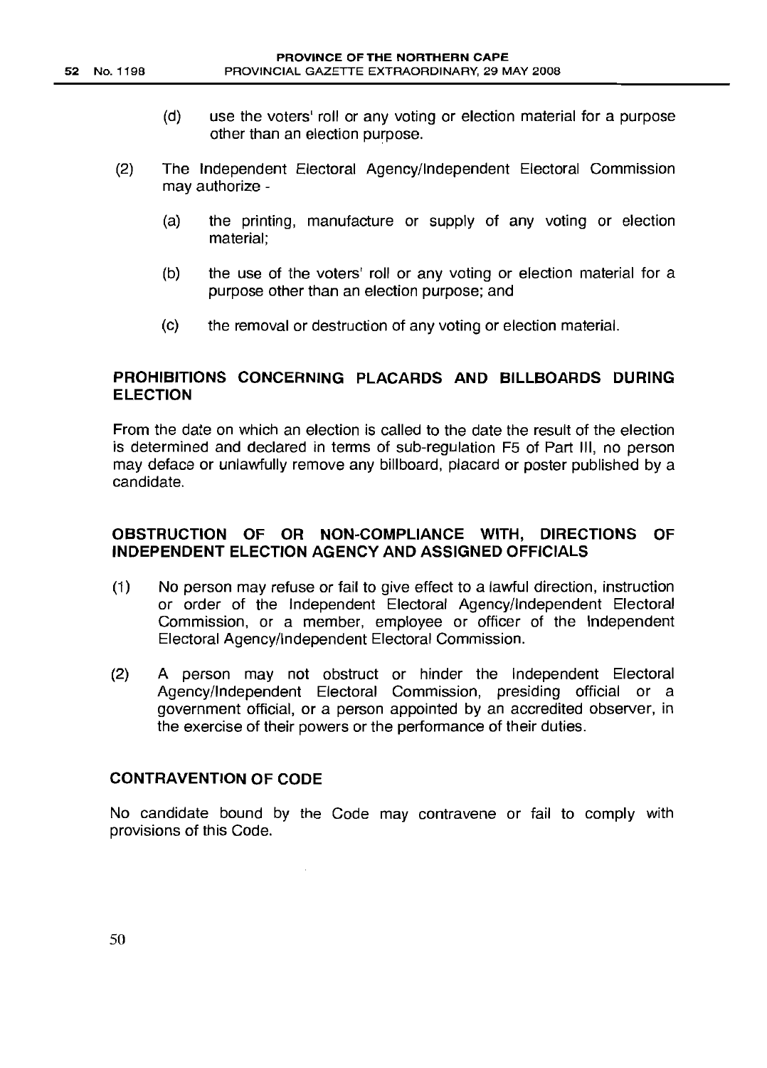(d) use the voters' roll or any voting or election material for a purpose other than an election purpose.

(2) The Independent Electoral Agency/Independent Electoral Commission may authorize -

(a) the printing, manufacture or supply of any voting or election material;

(b) the use of the voters' roll or any voting or election material for a purpose other than an election purpose; and

(c) the removal or destruction of any voting or election material.

**PROHIBITIONS CONCERNING PLACARDS AND BILLBOARDS DURING ELECTION**

From the date on which an election is called to the date the result of the election is determined and declared in terms of sub-regulation F5 of Part III, no person may deface or unlawfully remove any billboard, placard or poster published by a candidate.

**OBSTRUCTION OF OR NON-COMPLIANCE WITH, DIRECTIONS OF INDEPENDENT ELECTION AGENCY AND ASSIGNED OFFICIALS**

(1) No person may refuse or fail to give effect to a lawful direction, instruction or order of the Independent Electoral Agency/Independent Electoral Commission, or a member, employee or officer of the Independent Electoral Agency/Independent Electoral Commission.

(2) A person may not obstruct or hinder the Independent Electoral Agency/Independent Electoral Commission, presiding official or a government official, or a person appointed by an accredited observer, in the exercise of their powers or the performance of their duties.

**CONTRAVENTION OF CODE**

No candidate bound by the Code may contravene or fail to comply with provisions of this Code.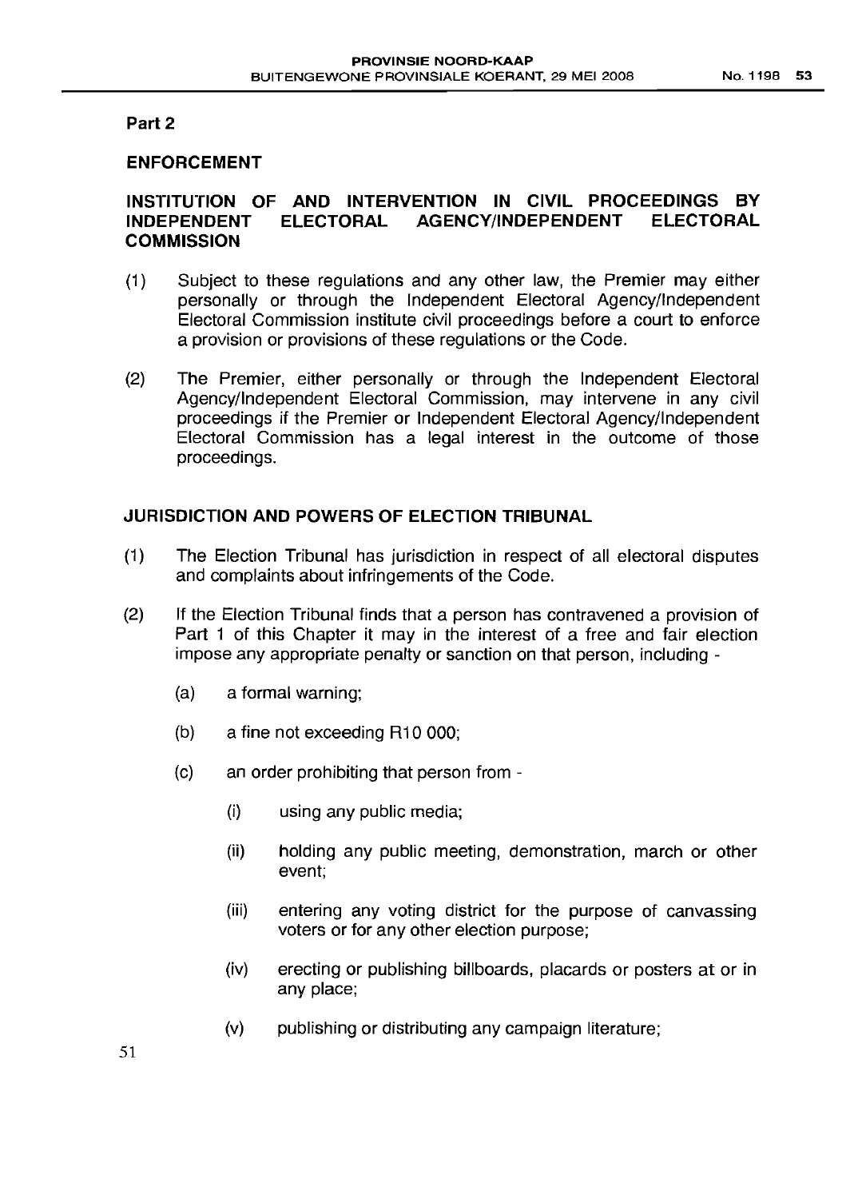## Part 2

## ENFORCEMENT

### INSTITUTION OF AND INTERVENTION IN CIVIL PROCEEDINGS BY INDEPENDENT ELECTORAL AGENCY/INDEPENDENT ELECTORAL COMMISSION

(1) Subject to these regulations and any other law, the Premier may either personally or through the Independent Electoral Agency/Independent Electoral Commission institute civil proceedings before a court to enforce a provision or provisions of these regulations or the Code.

(2) The Premier, either personally or through the Independent Electoral Agency/Independent Electoral Commission, may intervene in any civil proceedings if the Premier or Independent Electoral Agency/Independent Electoral Commission has a legal interest in the outcome of those proceedings.

### JURISDICTION AND POWERS OF ELECTION TRIBUNAL

(1) The Election Tribunal has jurisdiction in respect of all electoral disputes and complaints about infringements of the Code.

(2) If the Election Tribunal finds that a person has contravened a provision of Part 1 of this Chapter it may in the interest of a free and fair election impose any appropriate penalty or sanction on that person, including -

- (a) a formal warning;
- (b) a fine not exceeding R10 000;
- (c) an order prohibiting that person from -
  - (i) using any public media;
  - (ii) holding any public meeting, demonstration, march or other event;
  - (iii) entering any voting district for the purpose of canvassing voters or for any other election purpose;
  - (iv) erecting or publishing billboards, placards or posters at or in any place;
  - (v) publishing or distributing any campaign literature;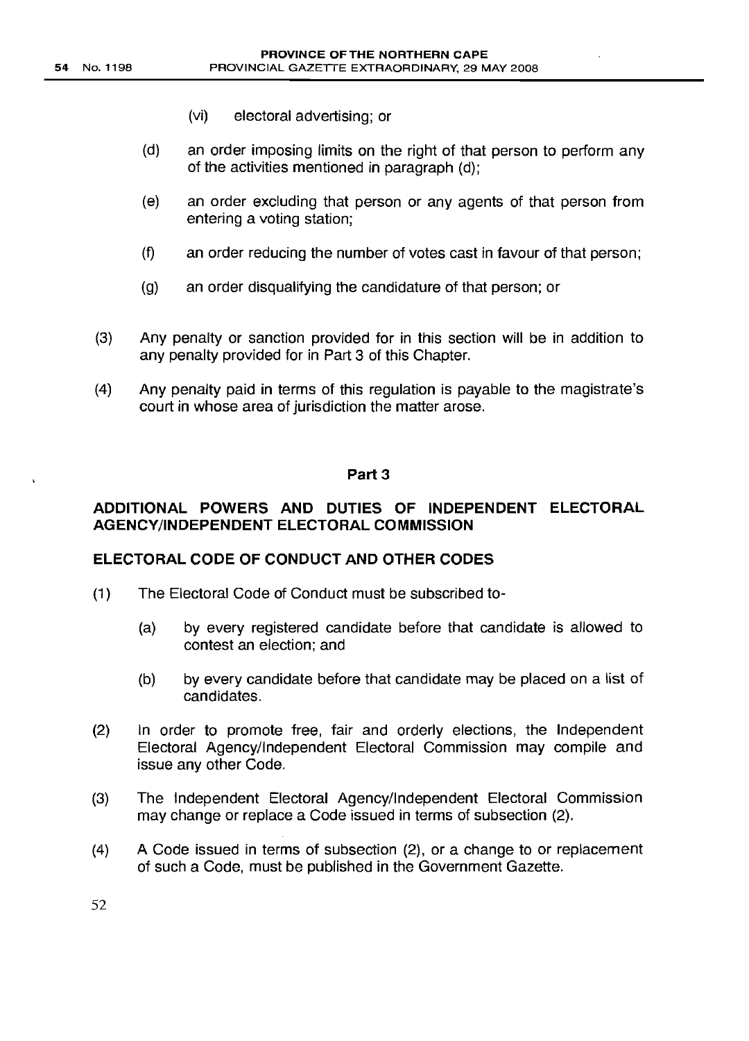(vi) electoral advertising; or

(d) an order imposing limits on the right of that person to perform any of the activities mentioned in paragraph (d);

(e) an order excluding that person or any agents of that person from entering a voting station;

(f) an order reducing the number of votes cast in favour of that person;

(g) an order disqualifying the candidature of that person; or

(3) Any penalty or sanction provided for in this section will be in addition to any penalty provided for in Part 3 of this Chapter.

(4) Any penalty paid in terms of this regulation is payable to the magistrate's court in whose area of jurisdiction the matter arose.

## Part 3

## ADDITIONAL POWERS AND DUTIES OF INDEPENDENT ELECTORAL AGENCY/INDEPENDENT ELECTORAL COMMISSION

### ELECTORAL CODE OF CONDUCT AND OTHER CODES

(1) The Electoral Code of Conduct must be subscribed to-

(a) by every registered candidate before that candidate is allowed to contest an election; and

(b) by every candidate before that candidate may be placed on a list of candidates.

(2) In order to promote free, fair and orderly elections, the Independent Electoral Agency/Independent Electoral Commission may compile and issue any other Code.

(3) The Independent Electoral Agency/Independent Electoral Commission may change or replace a Code issued in terms of subsection (2).

(4) A Code issued in terms of subsection (2), or a change to or replacement of such a Code, must be published in the Government Gazette.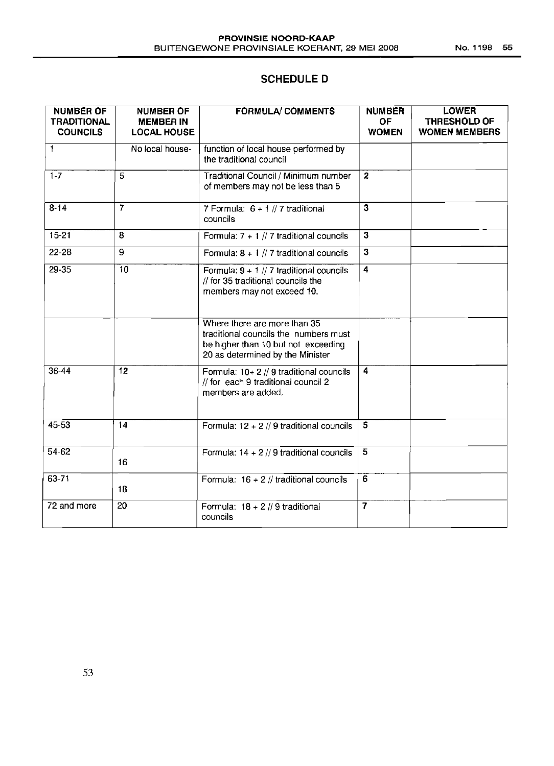## SCHEDULE D

| NUMBER OF TRADITIONAL COUNCILS | NUMBER OF MEMBER IN LOCAL HOUSE | FORMULA/ COMMENTS | NUMBER OF WOMEN | LOWER THRESHOLD OF WOMEN MEMBERS |
|---|---|---|---|---|
| 1 | No local house- | function of local house performed by the traditional council | | |
| 1-7 | 5 | Traditional Council / Minimum number of members may not be less than 5 | 2 | |
| 8-14 | 7 | 7 Formula: 6 + 1 // 7 traditional councils | 3 | |
| 15-21 | 8 | Formula: 7 + 1 // 7 traditional councils | 3 | |
| 22-28 | 9 | Formula: 8 + 1 // 7 traditional councils | 3 | |
| 29-35 | 10 | Formula: 9 + 1 // 7 traditional councils // for 35 traditional councils the members may not exceed 10. | 4 | |
| | | Where there are more than 35 traditional councils the numbers must be higher than 10 but not exceeding 20 as determined by the Minister | | |
| 36-44 | 12 | Formula: 10+ 2 // 9 traditional councils // for each 9 traditional council 2 members are added. | 4 | |
| 45-53 | 14 | Formula: 12 + 2 // 9 traditional councils | 5 | |
| 54-62 | 16 | Formula: 14 + 2 // 9 traditional councils | 5 | |
| 63-71 | 18 | Formula: 16 + 2 // traditional councils | 6 | |
| 72 and more | 20 | Formula: 18 + 2 // 9 traditional councils | 7 | |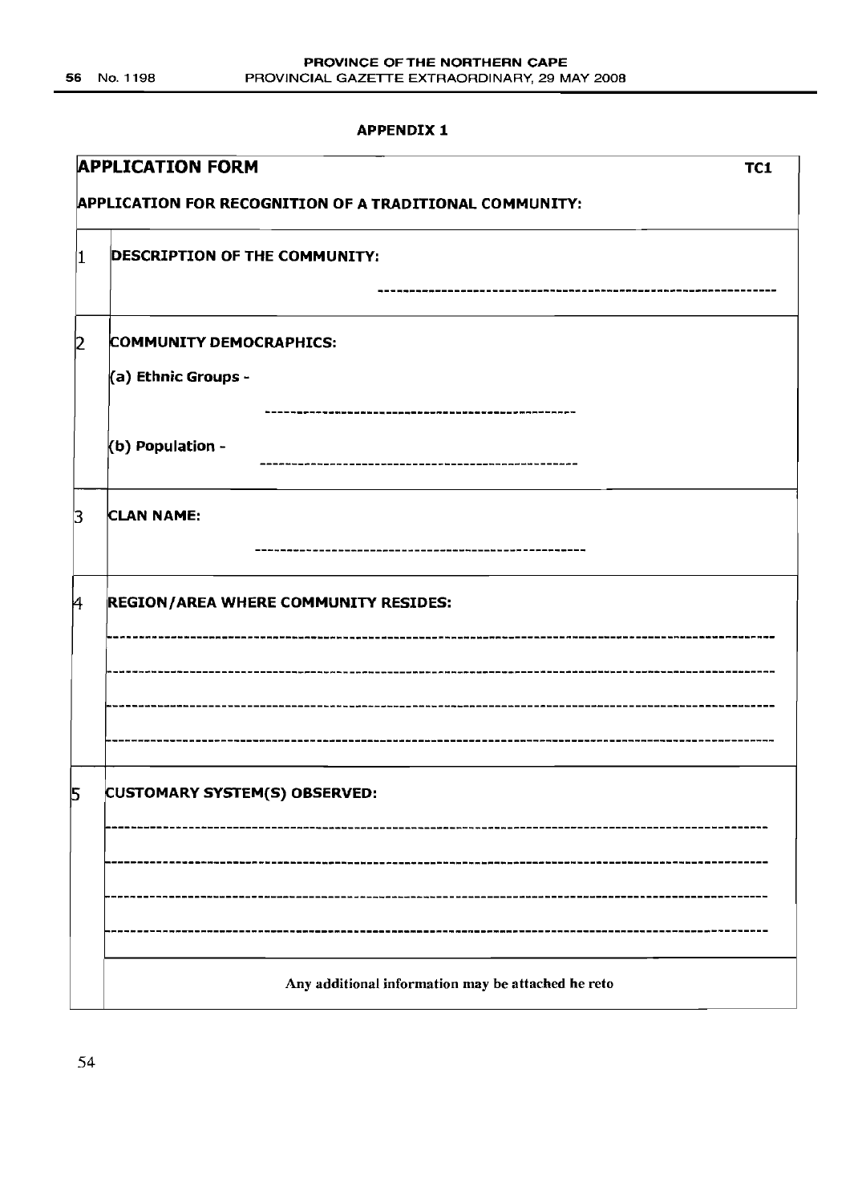**APPENDIX 1**

| APPLICATION FORM | | TC1 |
|---|---|---|
| **APPLICATION FOR RECOGNITION OF A TRADITIONAL COMMUNITY:** | | |
| 1 | **DESCRIPTION OF THE COMMUNITY:** ---------------------------------------------------------------- | |
| 2 | **COMMUNITY DEMOCRAPHICS:**<br>**(a) Ethnic Groups -** ------------------------------------------------<br>**(b) Population -** ------------------------------------------------ | |
| 3 | **CLAN NAME:** ---------------------------------------------------- | |
| 4 | **REGION/AREA WHERE COMMUNITY RESIDES:**<br>------------------------------------------------------------------------------------------------<br>------------------------------------------------------------------------------------------------<br>------------------------------------------------------------------------------------------------<br>------------------------------------------------------------------------------------------------ | |
| 5 | **CUSTOMARY SYSTEM(S) OBSERVED:**<br>------------------------------------------------------------------------------------------------<br>------------------------------------------------------------------------------------------------<br>------------------------------------------------------------------------------------------------<br>------------------------------------------------------------------------------------------------ | |
| | Any additional information may be attached he reto | |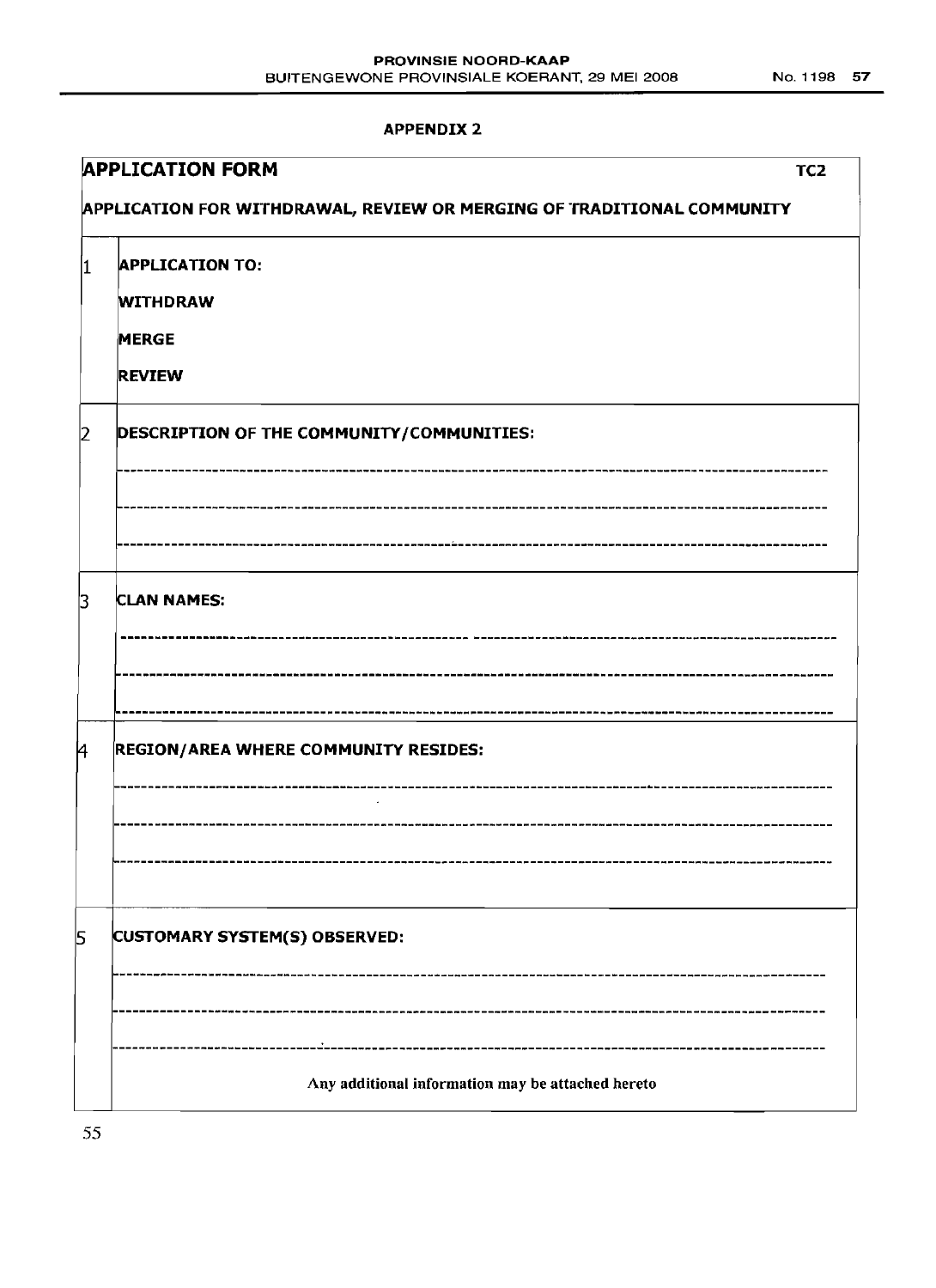## APPENDIX 2

**APPLICATION FORM** **TC2**

**APPLICATION FOR WITHDRAWAL, REVIEW OR MERGING OF TRADITIONAL COMMUNITY**

| | |
|---|---|
| 1 | **APPLICATION TO:**<br>**WITHDRAW**<br>**MERGE**<br>**REVIEW** |
| 2 | **DESCRIPTION OF THE COMMUNITY/COMMUNITIES:**<br>------------------------------------------------<br>------------------------------------------------<br>------------------------------------------------ |
| 3 | **CLAN NAMES:**<br>------------------------------------------------<br>------------------------------------------------<br>------------------------------------------------ |
| 4 | **REGION/AREA WHERE COMMUNITY RESIDES:**<br>------------------------------------------------<br>------------------------------------------------<br>------------------------------------------------ |
| 5 | **CUSTOMARY SYSTEM(S) OBSERVED:**<br>------------------------------------------------<br>------------------------------------------------<br>------------------------------------------------<br>Any additional information may be attached hereto |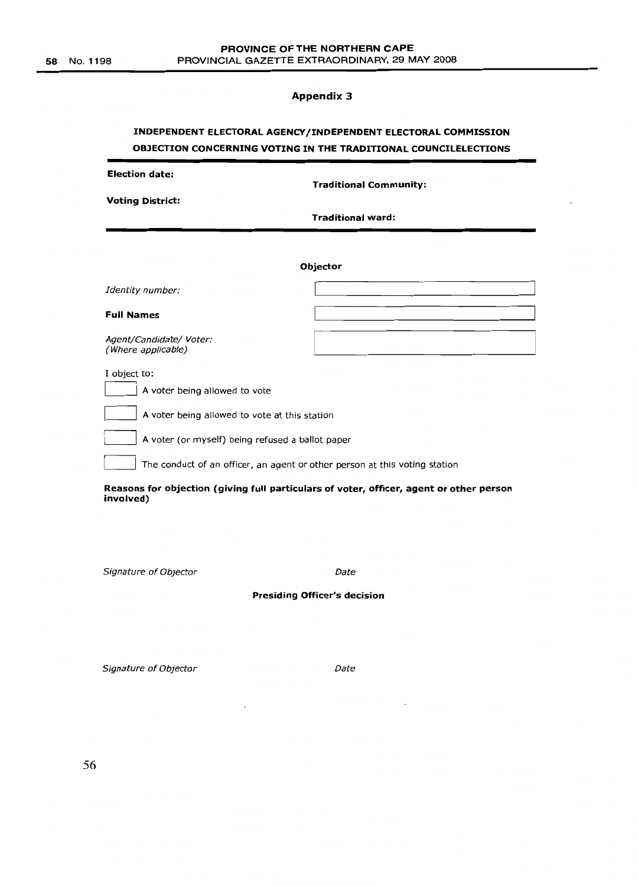## Appendix 3

**INDEPENDENT ELECTORAL AGENCY/INDEPENDENT ELECTORAL COMMISSION**

**OBJECTION CONCERNING VOTING IN THE TRADITIONAL COUNCILELECTIONS**

**Election date:**

**Traditional Community:**

**Voting District:**

**Traditional ward:**

**Objector**

| | |
|---|---|
| *Identity number:* | |
| **Full Names** | |
| *Agent/Candidate/ Voter: (Where applicable)* | |

I object to:

- [ ] A voter being allowed to vote
- [ ] A voter being allowed to vote at this station
- [ ] A voter (or myself) being refused a ballot paper
- [ ] The conduct of an officer, an agent or other person at this voting station

**Reasons for objection (giving full particulars of voter, officer, agent or other person involved)**

*Signature of Objector* *Date*

**Presiding Officer's decision**

*Signature of Objector* *Date*